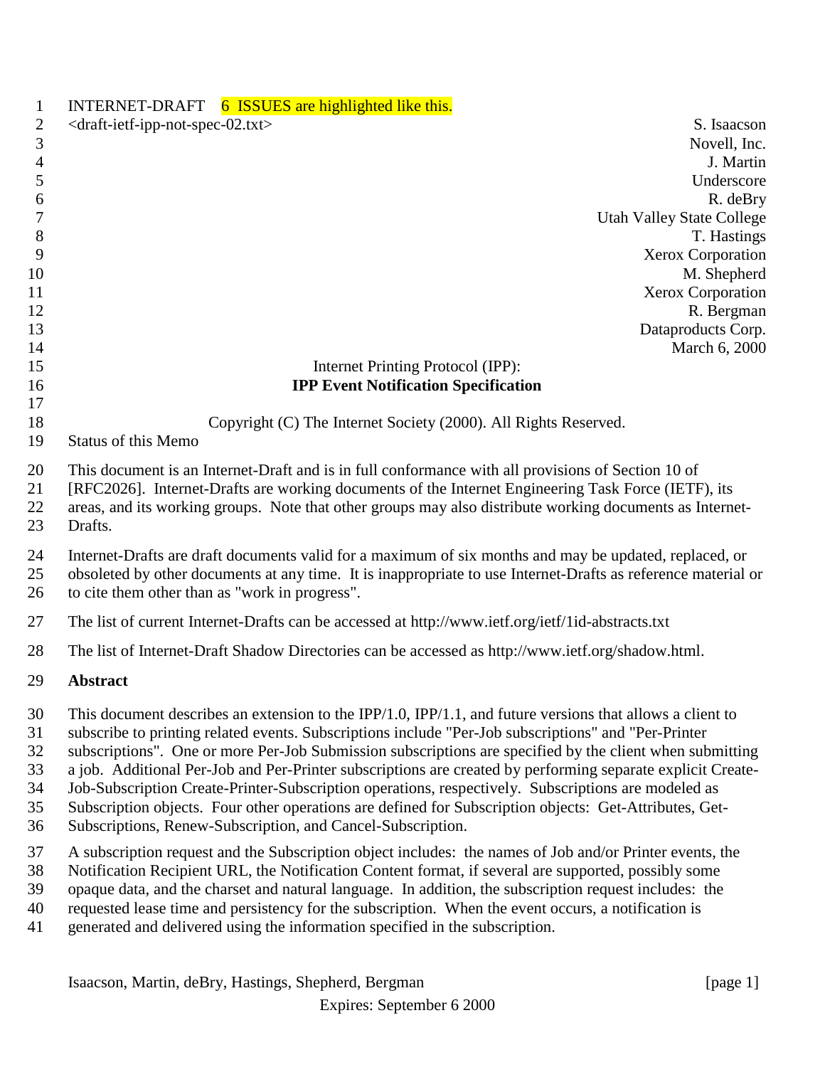INTERNET-DRAFT 6 ISSUES are highlighted like this.

<draft-ietf-ipp-not-spec-02.txt>

S. Isaacson
Novell, Inc.
J. Martin
Underscore
R. deBry
Utah Valley State College
T. Hastings
Xerox Corporation
M. Shepherd
Xerox Corporation
R. Bergman
Dataproducts Corp.
March 6, 2000

Internet Printing Protocol (IPP):

**IPP Event Notification Specification**

Copyright (C) The Internet Society (2000). All Rights Reserved.

Status of this Memo

This document is an Internet-Draft and is in full conformance with all provisions of Section 10 of [RFC2026]. Internet-Drafts are working documents of the Internet Engineering Task Force (IETF), its areas, and its working groups. Note that other groups may also distribute working documents as Internet-Drafts.

Internet-Drafts are draft documents valid for a maximum of six months and may be updated, replaced, or obsoleted by other documents at any time. It is inappropriate to use Internet-Drafts as reference material or to cite them other than as "work in progress".

The list of current Internet-Drafts can be accessed at http://www.ietf.org/ietf/1id-abstracts.txt

The list of Internet-Draft Shadow Directories can be accessed as http://www.ietf.org/shadow.html.

**Abstract**

This document describes an extension to the IPP/1.0, IPP/1.1, and future versions that allows a client to subscribe to printing related events. Subscriptions include "Per-Job subscriptions" and "Per-Printer subscriptions". One or more Per-Job Submission subscriptions are specified by the client when submitting a job. Additional Per-Job and Per-Printer subscriptions are created by performing separate explicit Create-Job-Subscription Create-Printer-Subscription operations, respectively. Subscriptions are modeled as Subscription objects. Four other operations are defined for Subscription objects: Get-Attributes, Get-Subscriptions, Renew-Subscription, and Cancel-Subscription.

A subscription request and the Subscription object includes: the names of Job and/or Printer events, the Notification Recipient URL, the Notification Content format, if several are supported, possibly some opaque data, and the charset and natural language. In addition, the subscription request includes: the requested lease time and persistency for the subscription. When the event occurs, a notification is generated and delivered using the information specified in the subscription.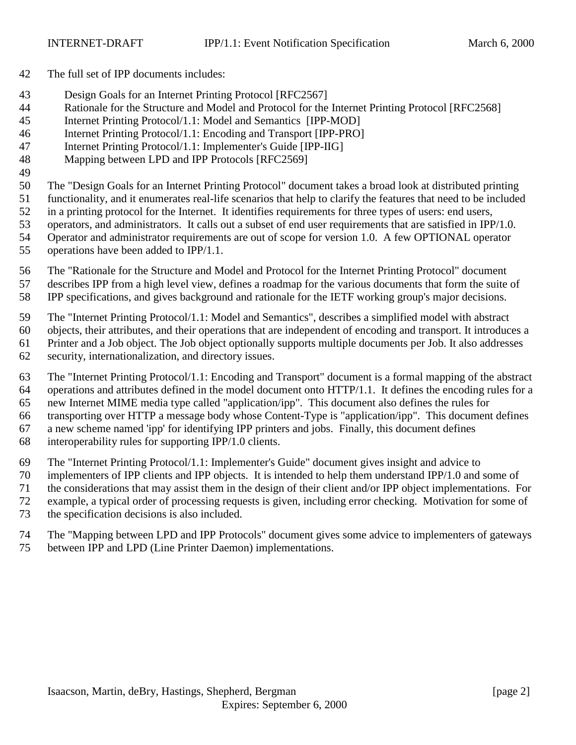The full set of IPP documents includes:

- Design Goals for an Internet Printing Protocol [RFC2567]
- Rationale for the Structure and Model and Protocol for the Internet Printing Protocol [RFC2568]
- Internet Printing Protocol/1.1: Model and Semantics [IPP-MOD]
- Internet Printing Protocol/1.1: Encoding and Transport [IPP-PRO]
- Internet Printing Protocol/1.1: Implementer's Guide [IPP-IIG]
- Mapping between LPD and IPP Protocols [RFC2569]

The "Design Goals for an Internet Printing Protocol" document takes a broad look at distributed printing functionality, and it enumerates real-life scenarios that help to clarify the features that need to be included in a printing protocol for the Internet. It identifies requirements for three types of users: end users, operators, and administrators. It calls out a subset of end user requirements that are satisfied in IPP/1.0. Operator and administrator requirements are out of scope for version 1.0. A few OPTIONAL operator operations have been added to IPP/1.1.

The "Rationale for the Structure and Model and Protocol for the Internet Printing Protocol" document describes IPP from a high level view, defines a roadmap for the various documents that form the suite of IPP specifications, and gives background and rationale for the IETF working group's major decisions.

The "Internet Printing Protocol/1.1: Model and Semantics", describes a simplified model with abstract objects, their attributes, and their operations that are independent of encoding and transport. It introduces a Printer and a Job object. The Job object optionally supports multiple documents per Job. It also addresses security, internationalization, and directory issues.

The "Internet Printing Protocol/1.1: Encoding and Transport" document is a formal mapping of the abstract operations and attributes defined in the model document onto HTTP/1.1. It defines the encoding rules for a new Internet MIME media type called "application/ipp". This document also defines the rules for transporting over HTTP a message body whose Content-Type is "application/ipp". This document defines a new scheme named 'ipp' for identifying IPP printers and jobs. Finally, this document defines interoperability rules for supporting IPP/1.0 clients.

The "Internet Printing Protocol/1.1: Implementer's Guide" document gives insight and advice to implementers of IPP clients and IPP objects. It is intended to help them understand IPP/1.0 and some of the considerations that may assist them in the design of their client and/or IPP object implementations. For example, a typical order of processing requests is given, including error checking. Motivation for some of the specification decisions is also included.

The "Mapping between LPD and IPP Protocols" document gives some advice to implementers of gateways between IPP and LPD (Line Printer Daemon) implementations.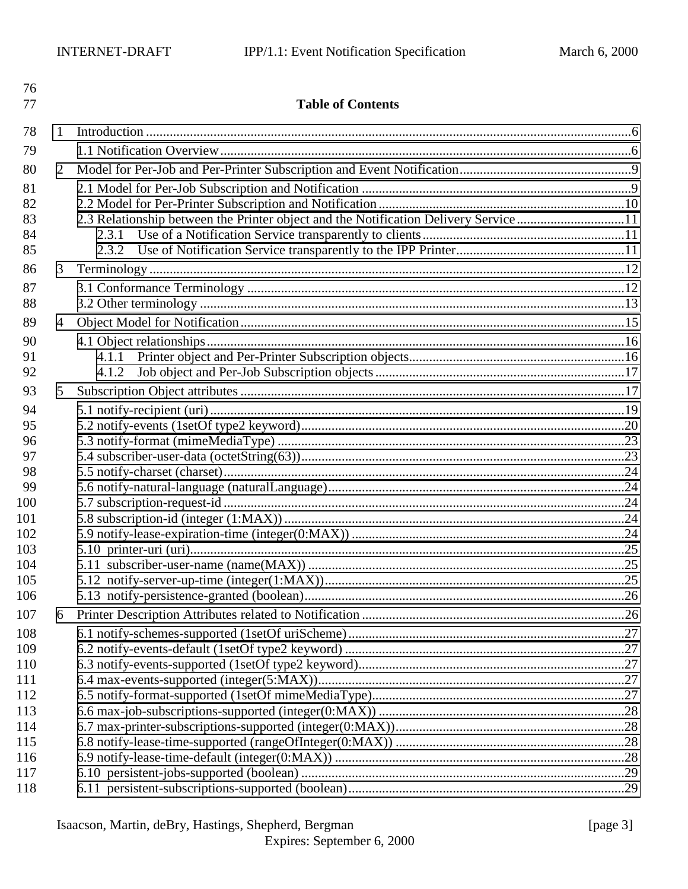**Table of Contents**

1 Introduction ....................................................................................................................................6
  1.1 Notification Overview.................................................................................................................6
2 Model for Per-Job and Per-Printer Subscription and Event Notification...................................................9
  2.1 Model for Per-Job Subscription and Notification ...............................................................................9
  2.2 Model for Per-Printer Subscription and Notification .........................................................................10
  2.3 Relationship between the Printer object and the Notification Delivery Service ................................11
    2.3.1 Use of a Notification Service transparently to clients ...........................................................11
    2.3.2 Use of Notification Service transparently to the IPP Printer..................................................11
3 Terminology ..................................................................................................................................12
  3.1 Conformance Terminology ................................................................................................................12
  3.2 Other terminology ...........................................................................................................................13
4 Object Model for Notification.........................................................................................................15
  4.1 Object relationships..........................................................................................................................16
    4.1.1 Printer object and Per-Printer Subscription objects.................................................................16
    4.1.2 Job object and Per-Job Subscription objects ..........................................................................17
5 Subscription Object attributes .........................................................................................................17
  5.1 notify-recipient (uri)...........................................................................................................................19
  5.2 notify-events (1setOf type2 keyword)...............................................................................................20
  5.3 notify-format (mimeMediaType) .......................................................................................................23
  5.4 subscriber-user-data (octetString(63))...............................................................................................23
  5.5 notify-charset (charset).......................................................................................................................24
  5.6 notify-natural-language (naturalLanguage).........................................................................................24
  5.7 subscription-request-id .......................................................................................................................24
  5.8 subscription-id (integer (1:MAX)) .....................................................................................................24
  5.9 notify-lease-expiration-time (integer(0:MAX)) .................................................................................24
  5.10 printer-uri (uri)..................................................................................................................................25
  5.11 subscriber-user-name (name(MAX)) ...............................................................................................25
  5.12 notify-server-up-time (integer(1:MAX))...........................................................................................25
  5.13 notify-persistence-granted (boolean)................................................................................................26
6 Printer Description Attributes related to Notification ........................................................................26
  6.1 notify-schemes-supported (1setOf uriScheme)..................................................................................27
  6.2 notify-events-default (1setOf type2 keyword) ...................................................................................27
  6.3 notify-events-supported (1setOf type2 keyword)...............................................................................27
  6.4 max-events-supported (integer(5:MAX))...........................................................................................27
  6.5 notify-format-supported (1setOf mimeMediaType)...........................................................................27
  6.6 max-job-subscriptions-supported (integer(0:MAX)) ..........................................................................28
  6.7 max-printer-subscriptions-supported (integer(0:MAX)).....................................................................28
  6.8 notify-lease-time-supported (rangeOfInteger(0:MAX)) ....................................................................28
  6.9 notify-lease-time-default (integer(0:MAX)) ......................................................................................28
  6.10 persistent-jobs-supported (boolean) ................................................................................................29
  6.11 persistent-subscriptions-supported (boolean)...................................................................................29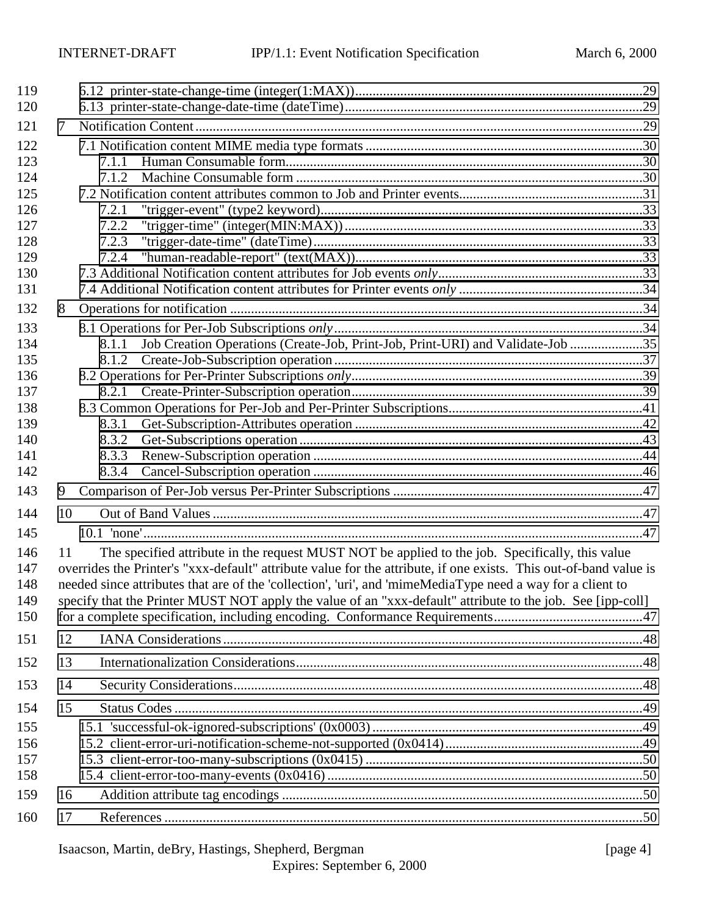6.12 printer-state-change-time (integer(1:MAX))....29
6.13 printer-state-change-date-time (dateTime)....29

7 Notification Content....29

7.1 Notification content MIME media type formats....30
  7.1.1 Human Consumable form....30
  7.1.2 Machine Consumable form....30
7.2 Notification content attributes common to Job and Printer events....31
  7.2.1 "trigger-event" (type2 keyword)....33
  7.2.2 "trigger-time" (integer(MIN:MAX))....33
  7.2.3 "trigger-date-time" (dateTime)....33
  7.2.4 "human-readable-report" (text(MAX))....33
7.3 Additional Notification content attributes for Job events *only*....33
7.4 Additional Notification content attributes for Printer events *only*....34

8 Operations for notification....34

8.1 Operations for Per-Job Subscriptions *only*....34
  8.1.1 Job Creation Operations (Create-Job, Print-Job, Print-URI) and Validate-Job....35
  8.1.2 Create-Job-Subscription operation....37
8.2 Operations for Per-Printer Subscriptions *only*....39
  8.2.1 Create-Printer-Subscription operation....39
8.3 Common Operations for Per-Job and Per-Printer Subscriptions....41
  8.3.1 Get-Subscription-Attributes operation....42
  8.3.2 Get-Subscriptions operation....43
  8.3.3 Renew-Subscription operation....44
  8.3.4 Cancel-Subscription operation....46

9 Comparison of Per-Job versus Per-Printer Subscriptions....47

10 Out of Band Values....47

10.1 'none'....47

11 The specified attribute in the request MUST NOT be applied to the job. Specifically, this value overrides the Printer's "xxx-default" attribute value for the attribute, if one exists. This out-of-band value is needed since attributes that are of the 'collection', 'uri', and 'mimeMediaType need a way for a client to specify that the Printer MUST NOT apply the value of an "xxx-default" attribute to the job. See [ipp-coll] for a complete specification, including encoding. Conformance Requirements....47

12 IANA Considerations....48

13 Internationalization Considerations....48

14 Security Considerations....48

15 Status Codes....49

15.1 'successful-ok-ignored-subscriptions' (0x0003)....49
15.2 client-error-uri-notification-scheme-not-supported (0x0414)....49
15.3 client-error-too-many-subscriptions (0x0415)....50
15.4 client-error-too-many-events (0x0416)....50

16 Addition attribute tag encodings....50

17 References....50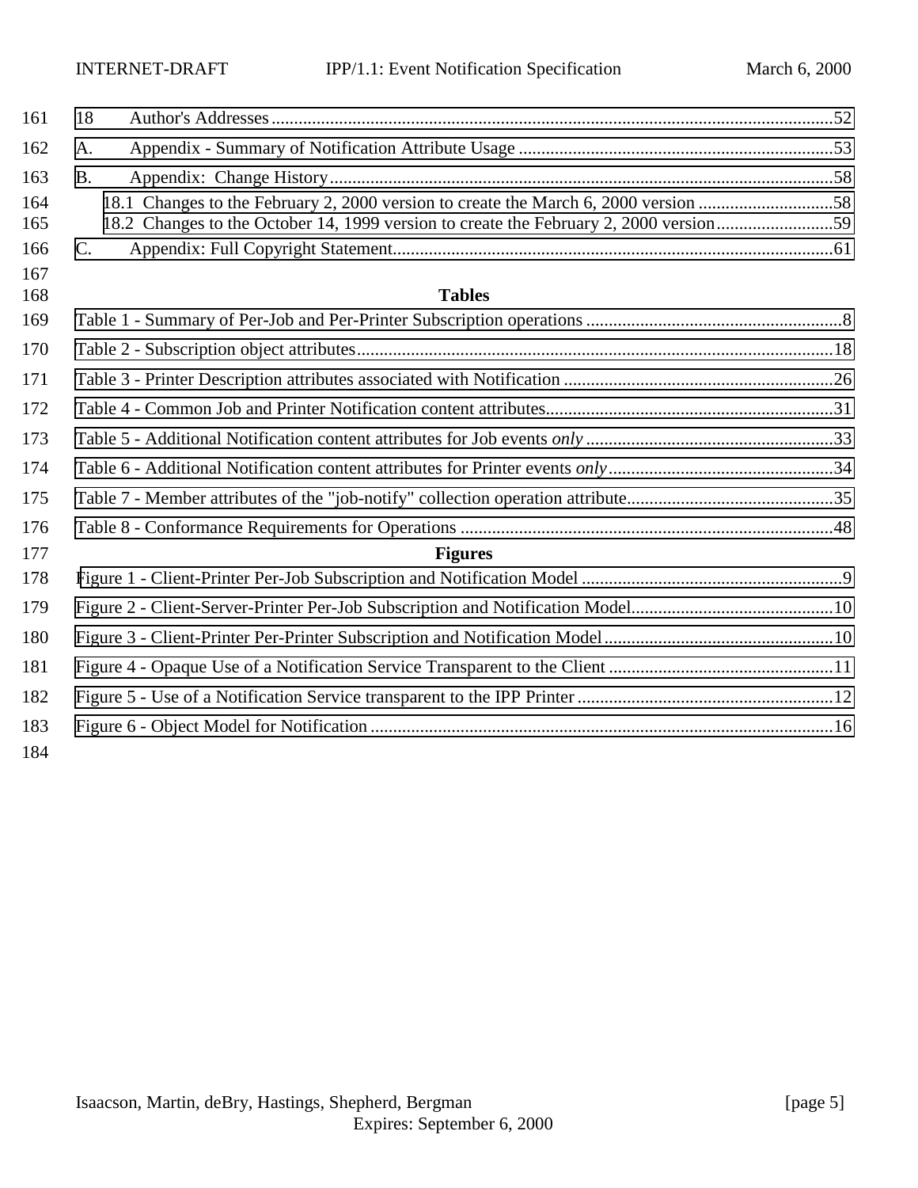18 Author's Addresses.......................................................................................................................52

A. Appendix - Summary of Notification Attribute Usage ......................................................................53

B. Appendix: Change History...............................................................................................................58

18.1 Changes to the February 2, 2000 version to create the March 6, 2000 version ..............................58

18.2 Changes to the October 14, 1999 version to create the February 2, 2000 version..........................59

C. Appendix: Full Copyright Statement.................................................................................................61

## Tables

Table 1 - Summary of Per-Job and Per-Printer Subscription operations .........................................................8

Table 2 - Subscription object attributes.........................................................................................................18

Table 3 - Printer Description attributes associated with Notification ............................................................26

Table 4 - Common Job and Printer Notification content attributes................................................................31

Table 5 - Additional Notification content attributes for Job events *only* .......................................................33

Table 6 - Additional Notification content attributes for Printer events *only*..................................................34

Table 7 - Member attributes of the "job-notify" collection operation attribute..............................................35

Table 8 - Conformance Requirements for Operations ...................................................................................48

## Figures

Figure 1 - Client-Printer Per-Job Subscription and Notification Model ..........................................................9

Figure 2 - Client-Server-Printer Per-Job Subscription and Notification Model.............................................10

Figure 3 - Client-Printer Per-Printer Subscription and Notification Model...................................................10

Figure 4 - Opaque Use of a Notification Service Transparent to the Client ..................................................11

Figure 5 - Use of a Notification Service transparent to the IPP Printer .........................................................12

Figure 6 - Object Model for Notification.......................................................................................................16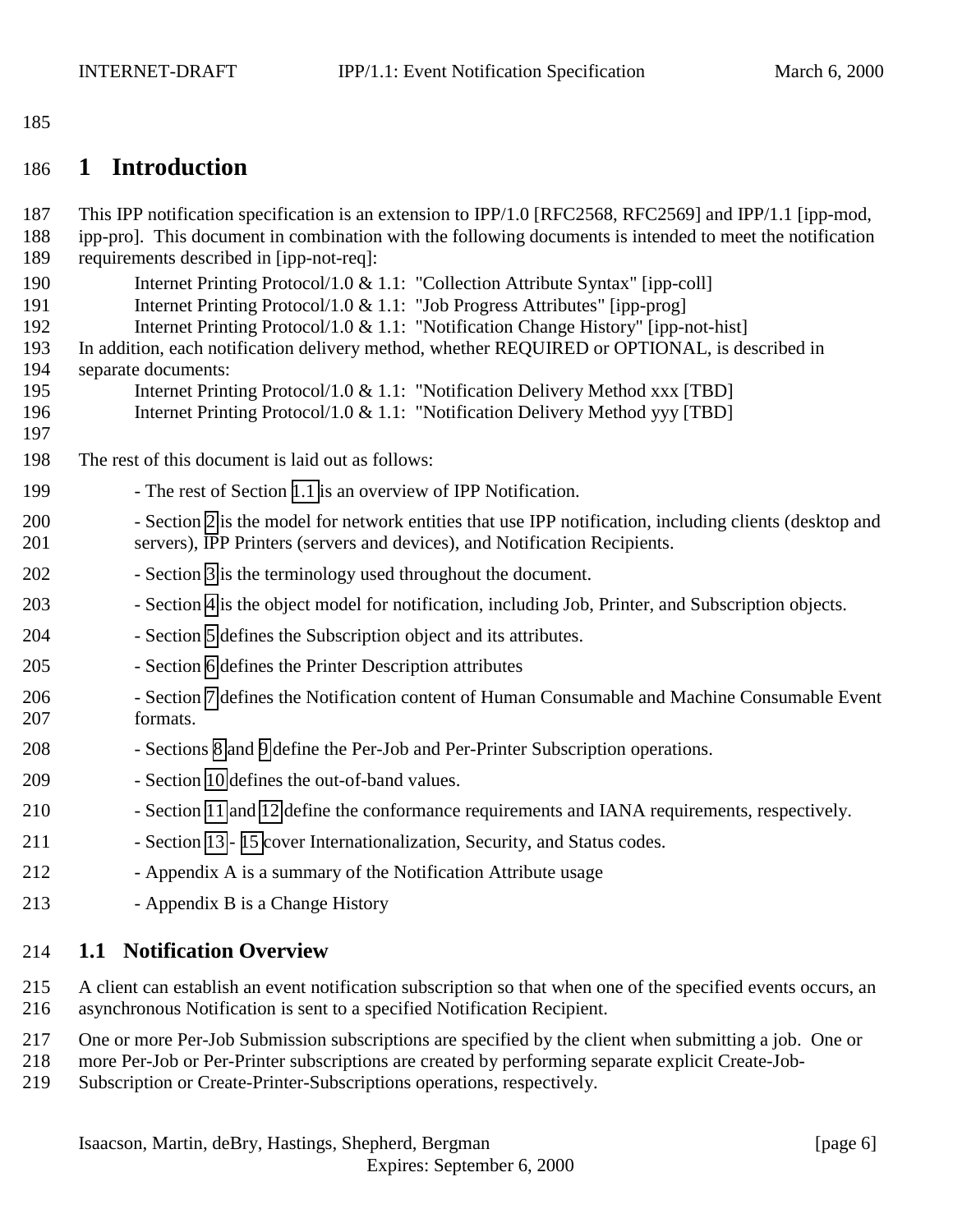# 1 Introduction

This IPP notification specification is an extension to IPP/1.0 [RFC2568, RFC2569] and IPP/1.1 [ipp-mod, ipp-pro]. This document in combination with the following documents is intended to meet the notification requirements described in [ipp-not-req]:

Internet Printing Protocol/1.0 & 1.1: "Collection Attribute Syntax" [ipp-coll]
Internet Printing Protocol/1.0 & 1.1: "Job Progress Attributes" [ipp-prog]
Internet Printing Protocol/1.0 & 1.1: "Notification Change History" [ipp-not-hist]

In addition, each notification delivery method, whether REQUIRED or OPTIONAL, is described in separate documents:

Internet Printing Protocol/1.0 & 1.1: "Notification Delivery Method xxx [TBD]
Internet Printing Protocol/1.0 & 1.1: "Notification Delivery Method yyy [TBD]

The rest of this document is laid out as follows:

- The rest of Section 1.1 is an overview of IPP Notification.
- Section 2 is the model for network entities that use IPP notification, including clients (desktop and servers), IPP Printers (servers and devices), and Notification Recipients.
- Section 3 is the terminology used throughout the document.
- Section 4 is the object model for notification, including Job, Printer, and Subscription objects.
- Section 5 defines the Subscription object and its attributes.
- Section 6 defines the Printer Description attributes
- Section 7 defines the Notification content of Human Consumable and Machine Consumable Event formats.
- Sections 8 and 9 define the Per-Job and Per-Printer Subscription operations.
- Section 10 defines the out-of-band values.
- Section 11 and 12 define the conformance requirements and IANA requirements, respectively.
- Section 13 - 15 cover Internationalization, Security, and Status codes.
- Appendix A is a summary of the Notification Attribute usage
- Appendix B is a Change History

## 1.1 Notification Overview

A client can establish an event notification subscription so that when one of the specified events occurs, an asynchronous Notification is sent to a specified Notification Recipient.

One or more Per-Job Submission subscriptions are specified by the client when submitting a job. One or more Per-Job or Per-Printer subscriptions are created by performing separate explicit Create-Job-Subscription or Create-Printer-Subscriptions operations, respectively.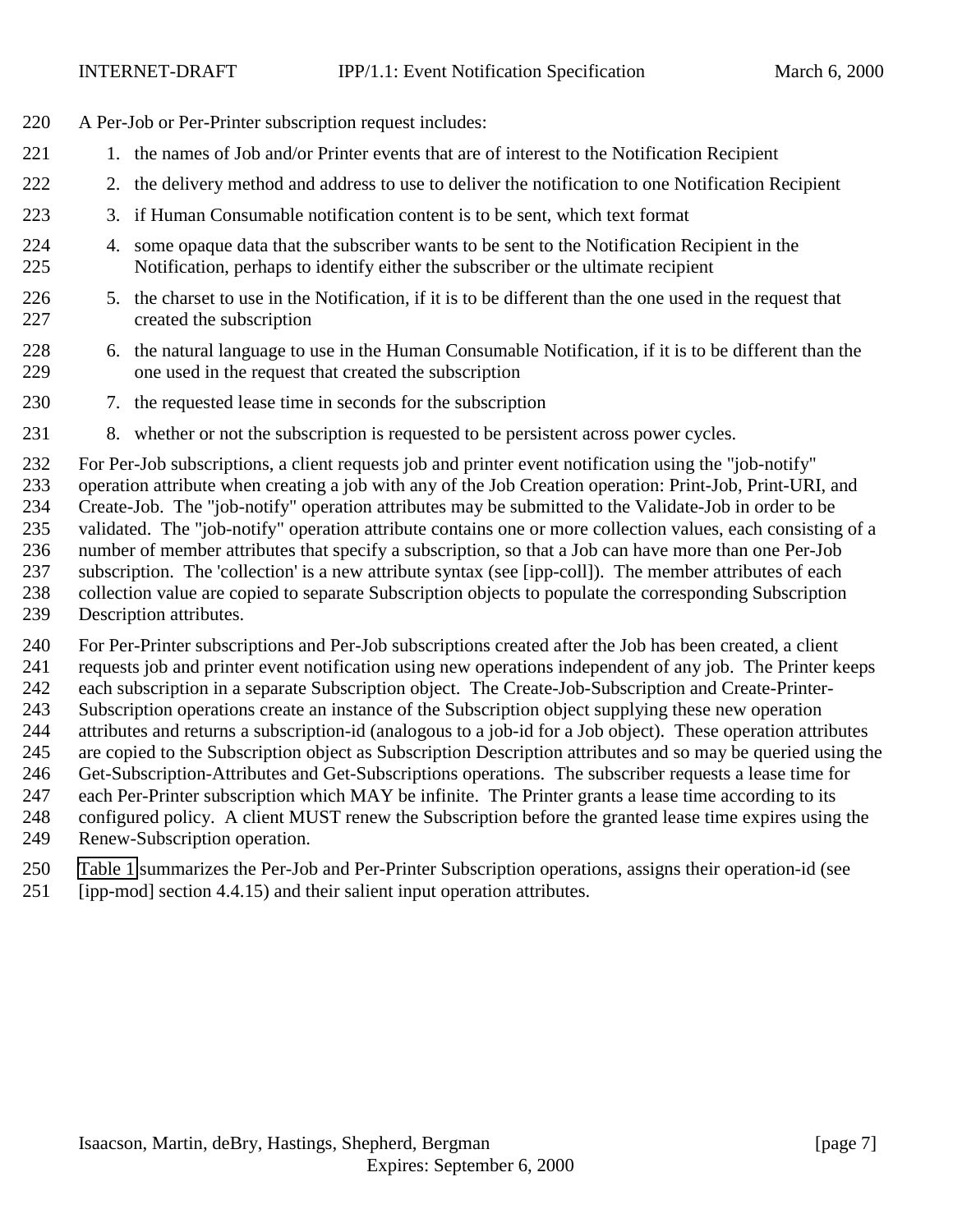A Per-Job or Per-Printer subscription request includes:

1. the names of Job and/or Printer events that are of interest to the Notification Recipient
2. the delivery method and address to use to deliver the notification to one Notification Recipient
3. if Human Consumable notification content is to be sent, which text format
4. some opaque data that the subscriber wants to be sent to the Notification Recipient in the Notification, perhaps to identify either the subscriber or the ultimate recipient
5. the charset to use in the Notification, if it is to be different than the one used in the request that created the subscription
6. the natural language to use in the Human Consumable Notification, if it is to be different than the one used in the request that created the subscription
7. the requested lease time in seconds for the subscription
8. whether or not the subscription is requested to be persistent across power cycles.

For Per-Job subscriptions, a client requests job and printer event notification using the "job-notify" operation attribute when creating a job with any of the Job Creation operation: Print-Job, Print-URI, and Create-Job. The "job-notify" operation attributes may be submitted to the Validate-Job in order to be validated. The "job-notify" operation attribute contains one or more collection values, each consisting of a number of member attributes that specify a subscription, so that a Job can have more than one Per-Job subscription. The 'collection' is a new attribute syntax (see [ipp-coll]). The member attributes of each collection value are copied to separate Subscription objects to populate the corresponding Subscription Description attributes.

For Per-Printer subscriptions and Per-Job subscriptions created after the Job has been created, a client requests job and printer event notification using new operations independent of any job. The Printer keeps each subscription in a separate Subscription object. The Create-Job-Subscription and Create-Printer-Subscription operations create an instance of the Subscription object supplying these new operation attributes and returns a subscription-id (analogous to a job-id for a Job object). These operation attributes are copied to the Subscription object as Subscription Description attributes and so may be queried using the Get-Subscription-Attributes and Get-Subscriptions operations. The subscriber requests a lease time for each Per-Printer subscription which MAY be infinite. The Printer grants a lease time according to its configured policy. A client MUST renew the Subscription before the granted lease time expires using the Renew-Subscription operation.

Table 1 summarizes the Per-Job and Per-Printer Subscription operations, assigns their operation-id (see [ipp-mod] section 4.4.15) and their salient input operation attributes.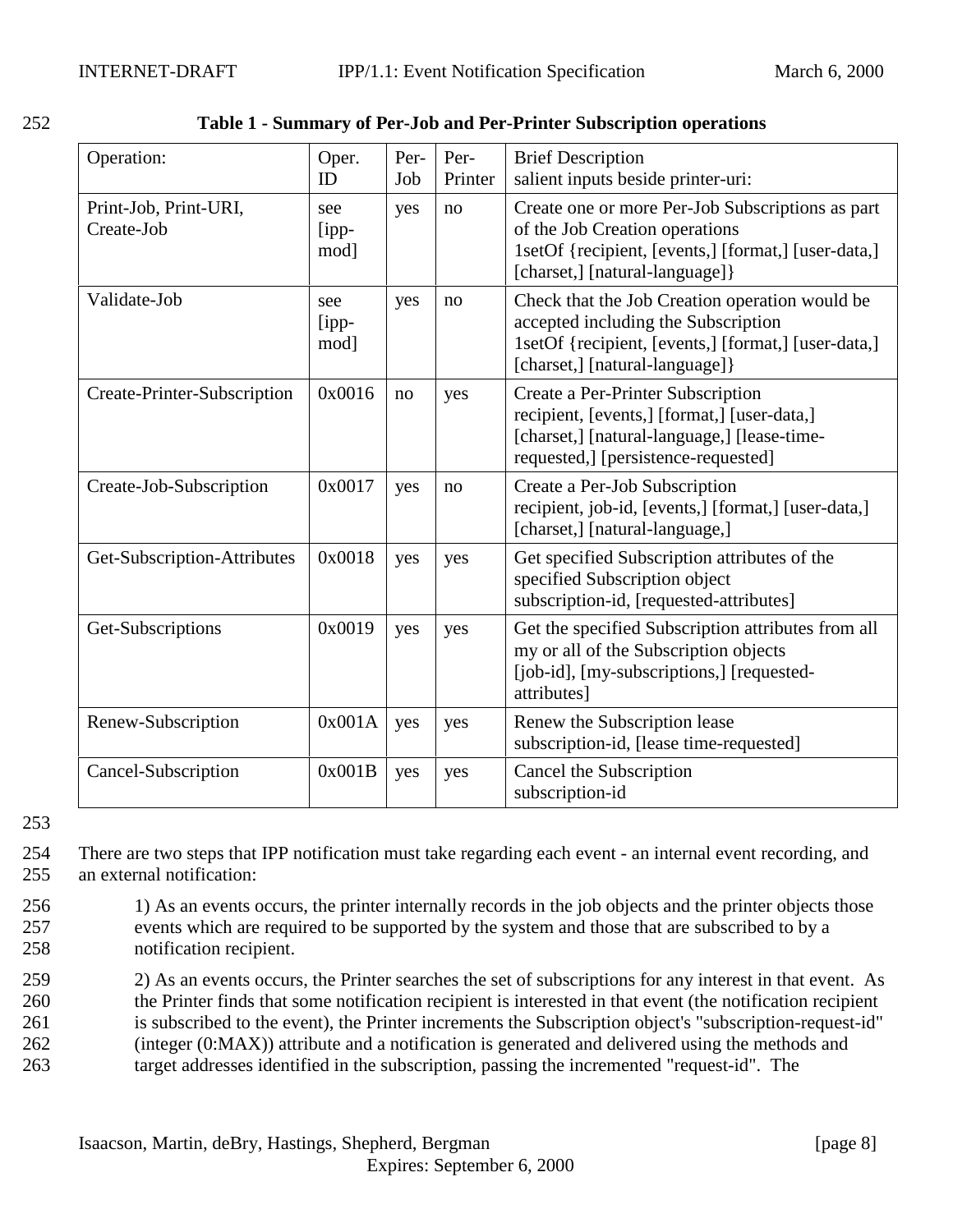**Table 1 - Summary of Per-Job and Per-Printer Subscription operations**

| Operation: | Oper. ID | Per-Job | Per-Printer | Brief Description salient inputs beside printer-uri: |
|---|---|---|---|---|
| Print-Job, Print-URI, Create-Job | see [ipp-mod] | yes | no | Create one or more Per-Job Subscriptions as part of the Job Creation operations 1setOf {recipient, [events,] [format,] [user-data,] [charset,] [natural-language]} |
| Validate-Job | see [ipp-mod] | yes | no | Check that the Job Creation operation would be accepted including the Subscription 1setOf {recipient, [events,] [format,] [user-data,] [charset,] [natural-language]} |
| Create-Printer-Subscription | 0x0016 | no | yes | Create a Per-Printer Subscription recipient, [events,] [format,] [user-data,] [charset,] [natural-language,] [lease-time-requested,] [persistence-requested] |
| Create-Job-Subscription | 0x0017 | yes | no | Create a Per-Job Subscription recipient, job-id, [events,] [format,] [user-data,] [charset,] [natural-language,] |
| Get-Subscription-Attributes | 0x0018 | yes | yes | Get specified Subscription attributes of the specified Subscription object subscription-id, [requested-attributes] |
| Get-Subscriptions | 0x0019 | yes | yes | Get the specified Subscription attributes from all my or all of the Subscription objects [job-id], [my-subscriptions,] [requested-attributes] |
| Renew-Subscription | 0x001A | yes | yes | Renew the Subscription lease subscription-id, [lease time-requested] |
| Cancel-Subscription | 0x001B | yes | yes | Cancel the Subscription subscription-id |

There are two steps that IPP notification must take regarding each event - an internal event recording, and an external notification:

1) As an events occurs, the printer internally records in the job objects and the printer objects those events which are required to be supported by the system and those that are subscribed to by a notification recipient.

2) As an events occurs, the Printer searches the set of subscriptions for any interest in that event. As the Printer finds that some notification recipient is interested in that event (the notification recipient is subscribed to the event), the Printer increments the Subscription object's "subscription-request-id" (integer (0:MAX)) attribute and a notification is generated and delivered using the methods and target addresses identified in the subscription, passing the incremented "request-id". The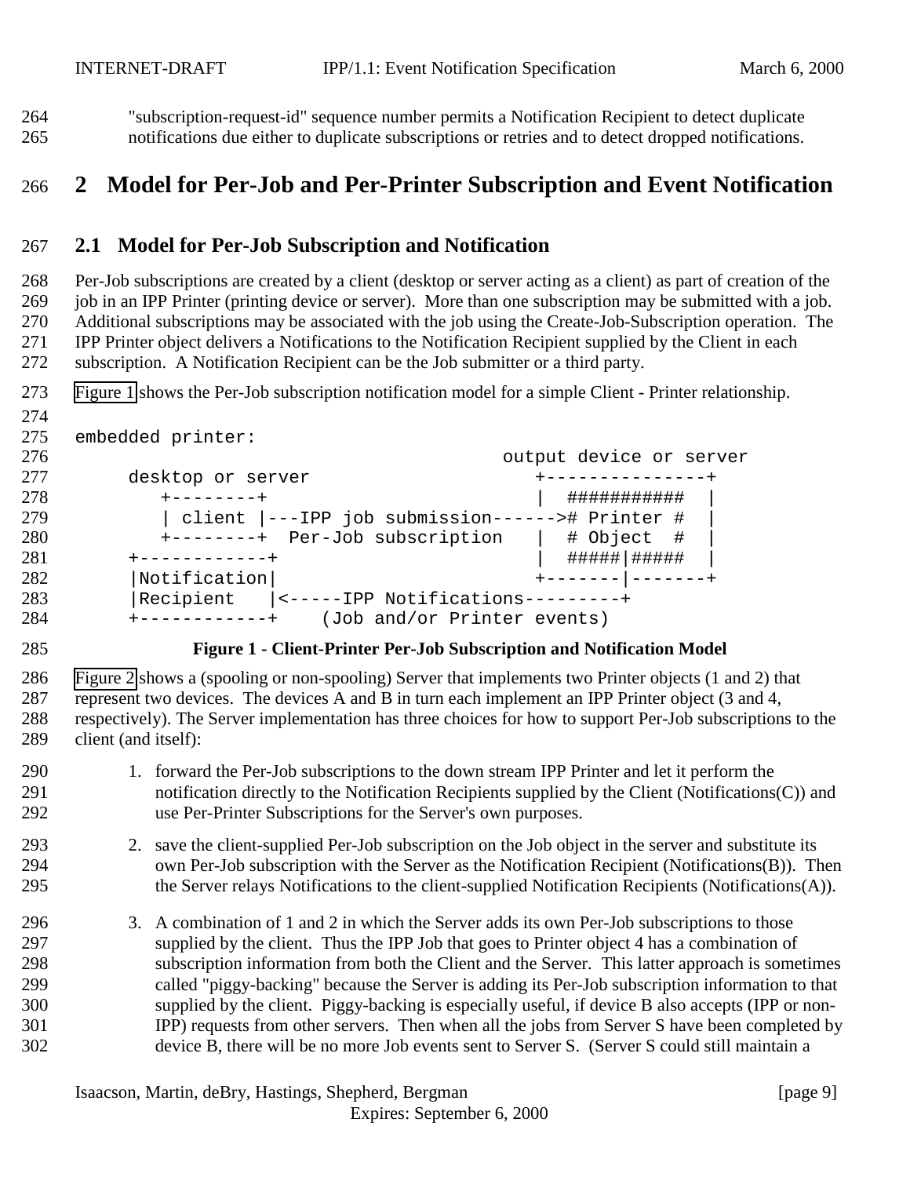"subscription-request-id" sequence number permits a Notification Recipient to detect duplicate notifications due either to duplicate subscriptions or retries and to detect dropped notifications.

# 2 Model for Per-Job and Per-Printer Subscription and Event Notification

## 2.1 Model for Per-Job Subscription and Notification

Per-Job subscriptions are created by a client (desktop or server acting as a client) as part of creation of the job in an IPP Printer (printing device or server). More than one subscription may be submitted with a job. Additional subscriptions may be associated with the job using the Create-Job-Subscription operation. The IPP Printer object delivers a Notifications to the Notification Recipient supplied by the Client in each subscription. A Notification Recipient can be the Job submitter or a third party.

Figure 1 shows the Per-Job subscription notification model for a simple Client - Printer relationship.

```
embedded printer:
                                                          output device or server
        desktop or server                                    +---------------+
           +--------+                                        |  ###########  |
           | client |---IPP job submission------># Printer #  |
           +--------+  Per-Job subscription      |  # Object  #  |
        +------------+                                       |  #####|#####  |
        |Notification|                                       +-------|-------+
        |Recipient   |<-----IPP Notifications---------+
        +------------+    (Job and/or Printer events)
```

**Figure 1 - Client-Printer Per-Job Subscription and Notification Model**

Figure 2 shows a (spooling or non-spooling) Server that implements two Printer objects (1 and 2) that represent two devices. The devices A and B in turn each implement an IPP Printer object (3 and 4, respectively). The Server implementation has three choices for how to support Per-Job subscriptions to the client (and itself):

1. forward the Per-Job subscriptions to the down stream IPP Printer and let it perform the notification directly to the Notification Recipients supplied by the Client (Notifications(C)) and use Per-Printer Subscriptions for the Server's own purposes.

2. save the client-supplied Per-Job subscription on the Job object in the server and substitute its own Per-Job subscription with the Server as the Notification Recipient (Notifications(B)). Then the Server relays Notifications to the client-supplied Notification Recipients (Notifications(A)).

3. A combination of 1 and 2 in which the Server adds its own Per-Job subscriptions to those supplied by the client. Thus the IPP Job that goes to Printer object 4 has a combination of subscription information from both the Client and the Server. This latter approach is sometimes called "piggy-backing" because the Server is adding its Per-Job subscription information to that supplied by the client. Piggy-backing is especially useful, if device B also accepts (IPP or non-IPP) requests from other servers. Then when all the jobs from Server S have been completed by device B, there will be no more Job events sent to Server S. (Server S could still maintain a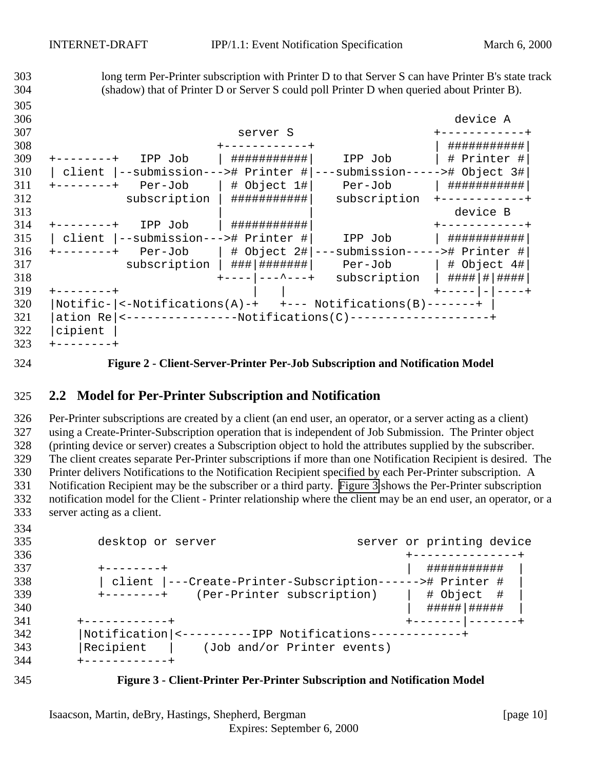long term Per-Printer subscription with Printer D to that Server S can have Printer B's state track (shadow) that of Printer D or Server S could poll Printer D when queried about Printer B).

```
                                                           device A
                             server S                   +------------+
                          +------------+                | ###########|
+--------+   IPP Job      | ###########|    IPP Job     | # Printer #|
| client |--submission--->| # Printer #|---submission-->| # Object 3#|
+--------+   Per-Job      | # Object 1#|    Per-Job     | ###########|
          subscription    | ###########|  subscription  +------------+
                          |            |                   device B
+--------+   IPP Job      | ###########|                +------------+
| client |--submission--->| # Printer #|    IPP Job     | ###########|
+--------+   Per-Job      | # Object 2#|---submission-->| # Printer #|
          subscription    | ###|#######|    Per-Job     | # Object 4#|
                          +----|---^---+  subscription  | ####|#|####|
+--------+                     |   |                    +-----|-|----+
|Notific-|<-Notifications(A)-+   +--- Notifications(B)-------+ |
|ation Re|<----------------Notifications(C)--------------------+
|cipient |
+--------+
```

**Figure 2 - Client-Server-Printer Per-Job Subscription and Notification Model**

## 2.2 Model for Per-Printer Subscription and Notification

Per-Printer subscriptions are created by a client (an end user, an operator, or a server acting as a client) using a Create-Printer-Subscription operation that is independent of Job Submission. The Printer object (printing device or server) creates a Subscription object to hold the attributes supplied by the subscriber. The client creates separate Per-Printer subscriptions if more than one Notification Recipient is desired. The Printer delivers Notifications to the Notification Recipient specified by each Per-Printer subscription. A Notification Recipient may be the subscriber or a third party. Figure 3 shows the Per-Printer subscription notification model for the Client - Printer relationship where the client may be an end user, an operator, or a server acting as a client.

```
       desktop or server                    server or printing device
                                                +---------------+
       +--------+                               |  ###########  |
       | client |---Create-Printer-Subscription------># Printer #  |
       +--------+    (Per-Printer subscription)  |  # Object  #  |
                                                |  #####|#####  |
    +------------+                              +-------|-------+
    |Notification|<----------IPP Notifications-------------+
    |Recipient   |    (Job and/or Printer events)
    +------------+
```

**Figure 3 - Client-Printer Per-Printer Subscription and Notification Model**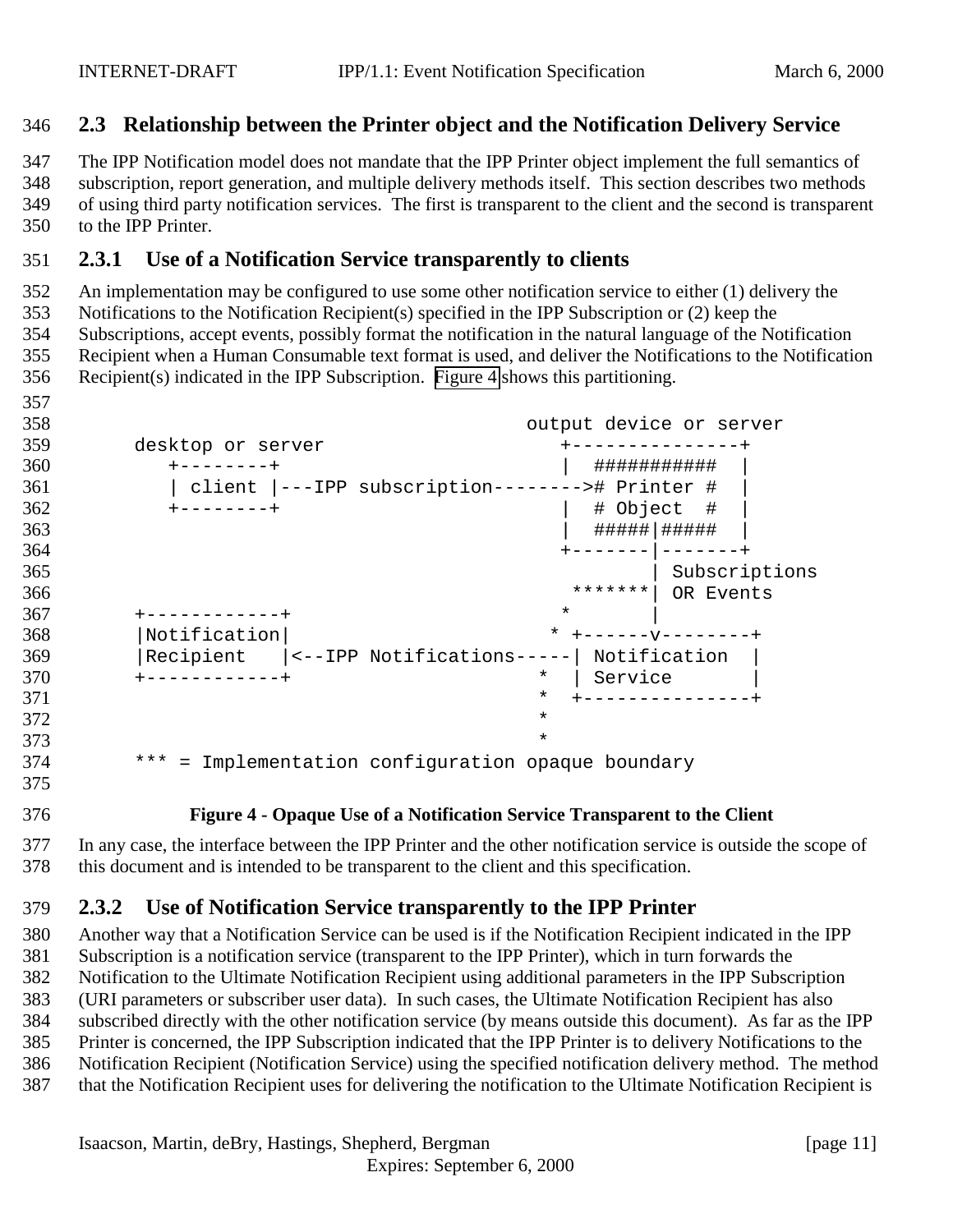### 2.3 Relationship between the Printer object and the Notification Delivery Service

The IPP Notification model does not mandate that the IPP Printer object implement the full semantics of subscription, report generation, and multiple delivery methods itself. This section describes two methods of using third party notification services. The first is transparent to the client and the second is transparent to the IPP Printer.

#### 2.3.1 Use of a Notification Service transparently to clients

An implementation may be configured to use some other notification service to either (1) delivery the Notifications to the Notification Recipient(s) specified in the IPP Subscription or (2) keep the Subscriptions, accept events, possibly format the notification in the natural language of the Notification Recipient when a Human Consumable text format is used, and deliver the Notifications to the Notification Recipient(s) indicated in the IPP Subscription. Figure 4 shows this partitioning.

```
                                        output device or server
      desktop or server                    +---------------+
         +--------+                        |  ###########  |
         | client |---IPP subscription-------->#  Printer #  |
         +--------+                        |  # Object  #  |
                                           |  #####|#####  |
                                           +-------|-------+
                                                   | Subscriptions
                                            *******| OR Events
      +------------+                       *       |
      |Notification|                      * +------v--------+
      |Recipient   |<--IPP Notifications-----| Notification  |
      +------------+                     *  | Service       |
                                         *  +---------------+
                                         *
                                         *
      *** = Implementation configuration opaque boundary
```

**Figure 4 - Opaque Use of a Notification Service Transparent to the Client**

In any case, the interface between the IPP Printer and the other notification service is outside the scope of this document and is intended to be transparent to the client and this specification.

#### 2.3.2 Use of Notification Service transparently to the IPP Printer

Another way that a Notification Service can be used is if the Notification Recipient indicated in the IPP Subscription is a notification service (transparent to the IPP Printer), which in turn forwards the Notification to the Ultimate Notification Recipient using additional parameters in the IPP Subscription (URI parameters or subscriber user data). In such cases, the Ultimate Notification Recipient has also subscribed directly with the other notification service (by means outside this document). As far as the IPP Printer is concerned, the IPP Subscription indicated that the IPP Printer is to delivery Notifications to the Notification Recipient (Notification Service) using the specified notification delivery method. The method that the Notification Recipient uses for delivering the notification to the Ultimate Notification Recipient is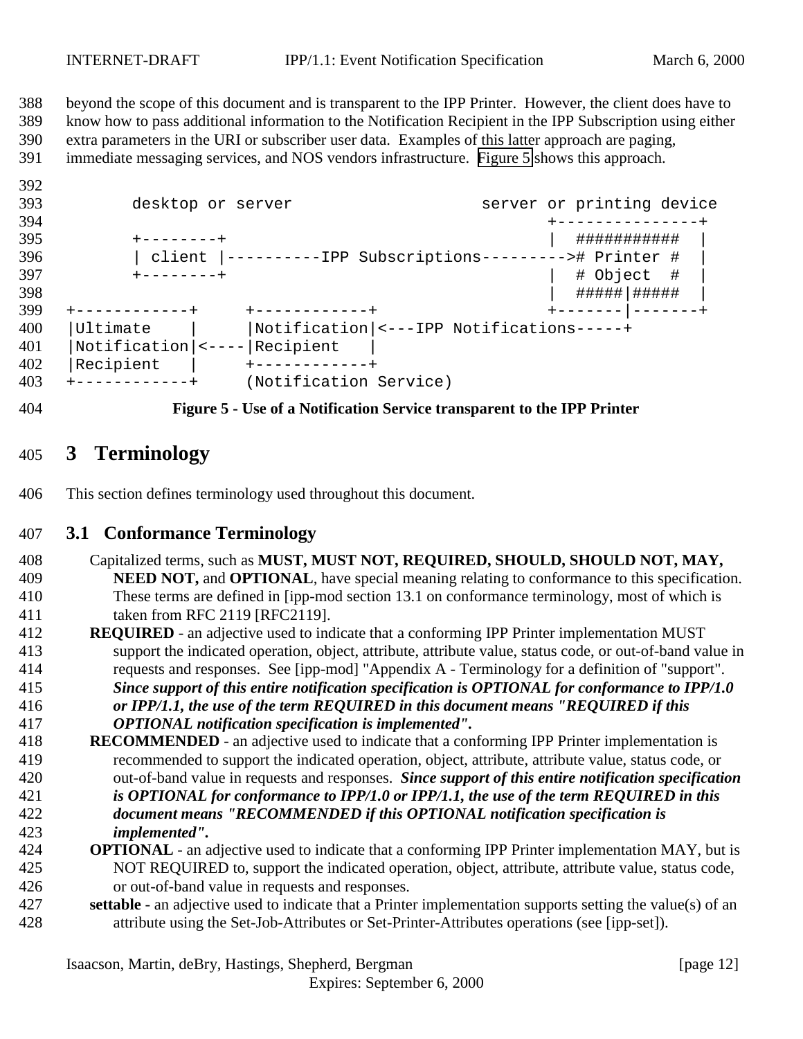beyond the scope of this document and is transparent to the IPP Printer. However, the client does have to know how to pass additional information to the Notification Recipient in the IPP Subscription using either extra parameters in the URI or subscriber user data. Examples of this latter approach are paging, immediate messaging services, and NOS vendors infrastructure. Figure 5 shows this approach.

```
       desktop or server                    server or printing device
                                                   +---------------+
       +--------+                                  |  ###########  |
       | client |----------IPP Subscriptions--------># Printer #  |
       +--------+                                  |  # Object  #  |
                                                   |  #####|#####  |
+------------+     +------------+                  +-------|-------+
|Ultimate    |     |Notification|<---IPP Notifications-----+
|Notification|<----|Recipient   |
|Recipient   |     +------------+
+------------+     (Notification Service)
```

**Figure 5 - Use of a Notification Service transparent to the IPP Printer**

# 3 Terminology

This section defines terminology used throughout this document.

## 3.1 Conformance Terminology

Capitalized terms, such as **MUST, MUST NOT, REQUIRED, SHOULD, SHOULD NOT, MAY, NEED NOT,** and **OPTIONAL**, have special meaning relating to conformance to this specification. These terms are defined in [ipp-mod section 13.1 on conformance terminology, most of which is taken from RFC 2119 [RFC2119].

**REQUIRED** - an adjective used to indicate that a conforming IPP Printer implementation MUST support the indicated operation, object, attribute, attribute value, status code, or out-of-band value in requests and responses. See [ipp-mod] "Appendix A - Terminology for a definition of "support". ***Since support of this entire notification specification is OPTIONAL for conformance to IPP/1.0 or IPP/1.1, the use of the term REQUIRED in this document means "REQUIRED if this OPTIONAL notification specification is implemented".***

**RECOMMENDED** - an adjective used to indicate that a conforming IPP Printer implementation is recommended to support the indicated operation, object, attribute, attribute value, status code, or out-of-band value in requests and responses. ***Since support of this entire notification specification is OPTIONAL for conformance to IPP/1.0 or IPP/1.1, the use of the term REQUIRED in this document means "RECOMMENDED if this OPTIONAL notification specification is implemented".***

**OPTIONAL** - an adjective used to indicate that a conforming IPP Printer implementation MAY, but is NOT REQUIRED to, support the indicated operation, object, attribute, attribute value, status code, or out-of-band value in requests and responses.

**settable** - an adjective used to indicate that a Printer implementation supports setting the value(s) of an attribute using the Set-Job-Attributes or Set-Printer-Attributes operations (see [ipp-set]).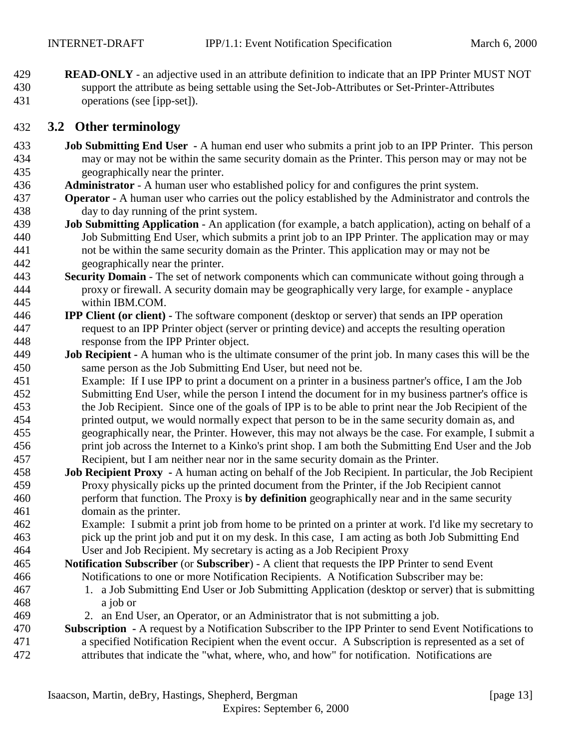**READ-ONLY** - an adjective used in an attribute definition to indicate that an IPP Printer MUST NOT support the attribute as being settable using the Set-Job-Attributes or Set-Printer-Attributes operations (see [ipp-set]).

## 3.2 Other terminology

**Job Submitting End User** - A human end user who submits a print job to an IPP Printer. This person may or may not be within the same security domain as the Printer. This person may or may not be geographically near the printer.

**Administrator** - A human user who established policy for and configures the print system.

**Operator** - A human user who carries out the policy established by the Administrator and controls the day to day running of the print system.

**Job Submitting Application** - An application (for example, a batch application), acting on behalf of a Job Submitting End User, which submits a print job to an IPP Printer. The application may or may not be within the same security domain as the Printer. This application may or may not be geographically near the printer.

**Security Domain** - The set of network components which can communicate without going through a proxy or firewall. A security domain may be geographically very large, for example - anyplace within IBM.COM.

**IPP Client (or client)** - The software component (desktop or server) that sends an IPP operation request to an IPP Printer object (server or printing device) and accepts the resulting operation response from the IPP Printer object.

**Job Recipient** - A human who is the ultimate consumer of the print job. In many cases this will be the same person as the Job Submitting End User, but need not be.
Example: If I use IPP to print a document on a printer in a business partner's office, I am the Job Submitting End User, while the person I intend the document for in my business partner's office is the Job Recipient. Since one of the goals of IPP is to be able to print near the Job Recipient of the printed output, we would normally expect that person to be in the same security domain as, and geographically near, the Printer. However, this may not always be the case. For example, I submit a print job across the Internet to a Kinko's print shop. I am both the Submitting End User and the Job Recipient, but I am neither near nor in the same security domain as the Printer.

**Job Recipient Proxy** - A human acting on behalf of the Job Recipient. In particular, the Job Recipient Proxy physically picks up the printed document from the Printer, if the Job Recipient cannot perform that function. The Proxy is **by definition** geographically near and in the same security domain as the printer.
Example: I submit a print job from home to be printed on a printer at work. I'd like my secretary to pick up the print job and put it on my desk. In this case, I am acting as both Job Submitting End User and Job Recipient. My secretary is acting as a Job Recipient Proxy

**Notification Subscriber** (or **Subscriber**) - A client that requests the IPP Printer to send Event Notifications to one or more Notification Recipients. A Notification Subscriber may be:

1. a Job Submitting End User or Job Submitting Application (desktop or server) that is submitting a job or
2. an End User, an Operator, or an Administrator that is not submitting a job.

**Subscription** - A request by a Notification Subscriber to the IPP Printer to send Event Notifications to a specified Notification Recipient when the event occur. A Subscription is represented as a set of attributes that indicate the "what, where, who, and how" for notification. Notifications are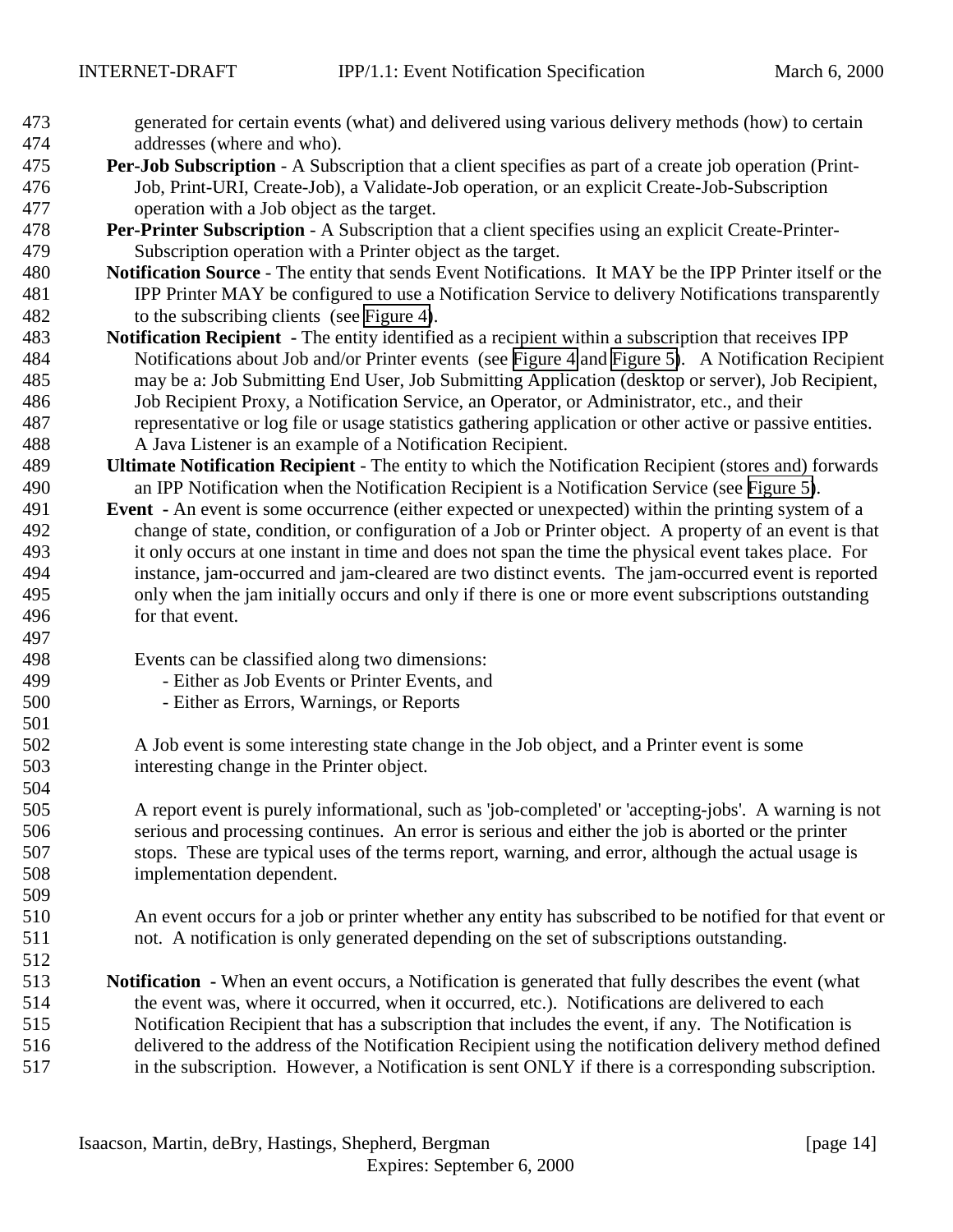generated for certain events (what) and delivered using various delivery methods (how) to certain addresses (where and who).

**Per-Job Subscription** - A Subscription that a client specifies as part of a create job operation (Print-Job, Print-URI, Create-Job), a Validate-Job operation, or an explicit Create-Job-Subscription operation with a Job object as the target.

**Per-Printer Subscription** - A Subscription that a client specifies using an explicit Create-Printer-Subscription operation with a Printer object as the target.

**Notification Source** - The entity that sends Event Notifications. It MAY be the IPP Printer itself or the IPP Printer MAY be configured to use a Notification Service to delivery Notifications transparently to the subscribing clients (see Figure 4).

**Notification Recipient** - The entity identified as a recipient within a subscription that receives IPP Notifications about Job and/or Printer events (see Figure 4 and Figure 5). A Notification Recipient may be a: Job Submitting End User, Job Submitting Application (desktop or server), Job Recipient, Job Recipient Proxy, a Notification Service, an Operator, or Administrator, etc., and their representative or log file or usage statistics gathering application or other active or passive entities. A Java Listener is an example of a Notification Recipient.

**Ultimate Notification Recipient** - The entity to which the Notification Recipient (stores and) forwards an IPP Notification when the Notification Recipient is a Notification Service (see Figure 5).

**Event** - An event is some occurrence (either expected or unexpected) within the printing system of a change of state, condition, or configuration of a Job or Printer object. A property of an event is that it only occurs at one instant in time and does not span the time the physical event takes place. For instance, jam-occurred and jam-cleared are two distinct events. The jam-occurred event is reported only when the jam initially occurs and only if there is one or more event subscriptions outstanding for that event.

Events can be classified along two dimensions:
- Either as Job Events or Printer Events, and
- Either as Errors, Warnings, or Reports

A Job event is some interesting state change in the Job object, and a Printer event is some interesting change in the Printer object.

A report event is purely informational, such as 'job-completed' or 'accepting-jobs'. A warning is not serious and processing continues. An error is serious and either the job is aborted or the printer stops. These are typical uses of the terms report, warning, and error, although the actual usage is implementation dependent.

An event occurs for a job or printer whether any entity has subscribed to be notified for that event or not. A notification is only generated depending on the set of subscriptions outstanding.

**Notification** - When an event occurs, a Notification is generated that fully describes the event (what the event was, where it occurred, when it occurred, etc.). Notifications are delivered to each Notification Recipient that has a subscription that includes the event, if any. The Notification is delivered to the address of the Notification Recipient using the notification delivery method defined in the subscription. However, a Notification is sent ONLY if there is a corresponding subscription.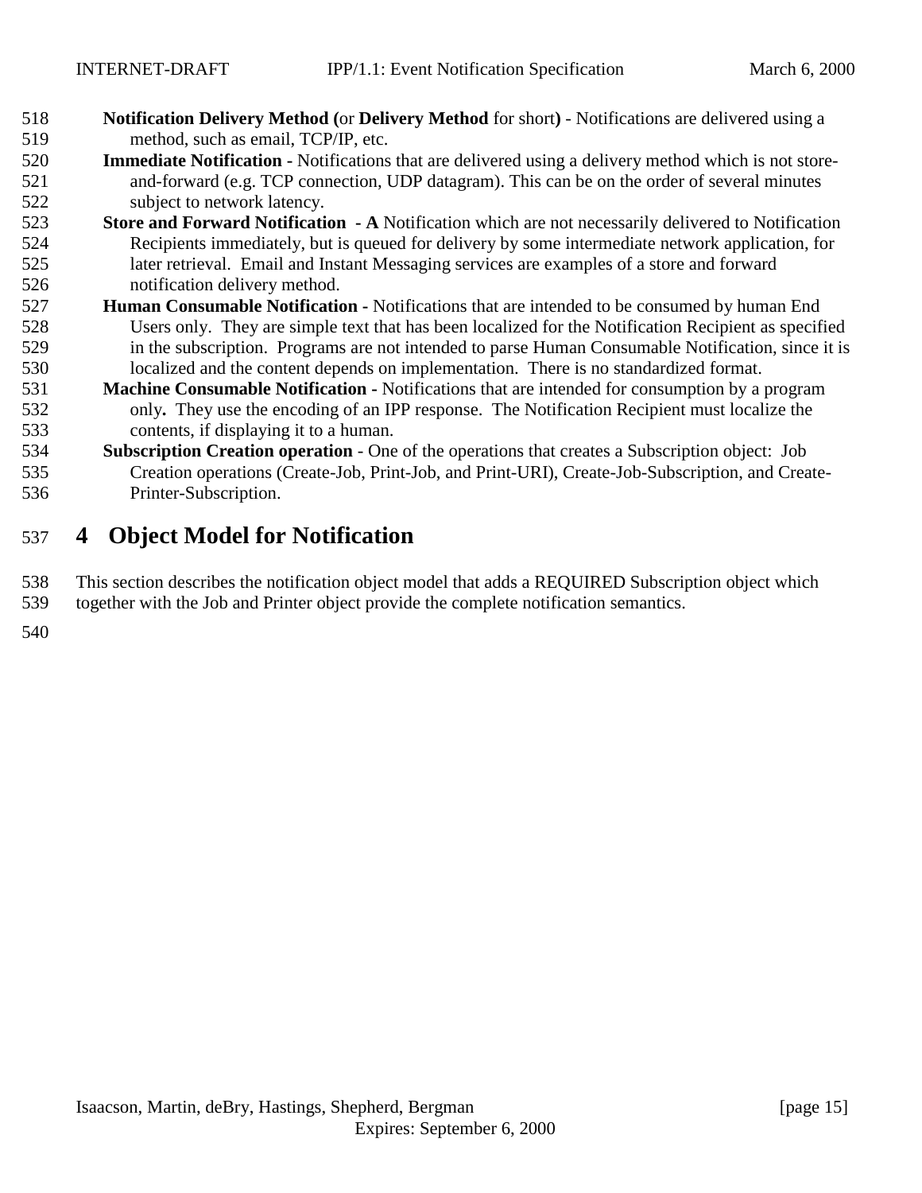**Notification Delivery Method (**or **Delivery Method** for short**)** - Notifications are delivered using a method, such as email, TCP/IP, etc.

**Immediate Notification -** Notifications that are delivered using a delivery method which is not store-and-forward (e.g. TCP connection, UDP datagram). This can be on the order of several minutes subject to network latency.

**Store and Forward Notification - A** Notification which are not necessarily delivered to Notification Recipients immediately, but is queued for delivery by some intermediate network application, for later retrieval. Email and Instant Messaging services are examples of a store and forward notification delivery method.

**Human Consumable Notification -** Notifications that are intended to be consumed by human End Users only. They are simple text that has been localized for the Notification Recipient as specified in the subscription. Programs are not intended to parse Human Consumable Notification, since it is localized and the content depends on implementation. There is no standardized format.

**Machine Consumable Notification -** Notifications that are intended for consumption by a program only**.** They use the encoding of an IPP response. The Notification Recipient must localize the contents, if displaying it to a human.

**Subscription Creation operation** - One of the operations that creates a Subscription object: Job Creation operations (Create-Job, Print-Job, and Print-URI), Create-Job-Subscription, and Create-Printer-Subscription.

# 4 Object Model for Notification

This section describes the notification object model that adds a REQUIRED Subscription object which together with the Job and Printer object provide the complete notification semantics.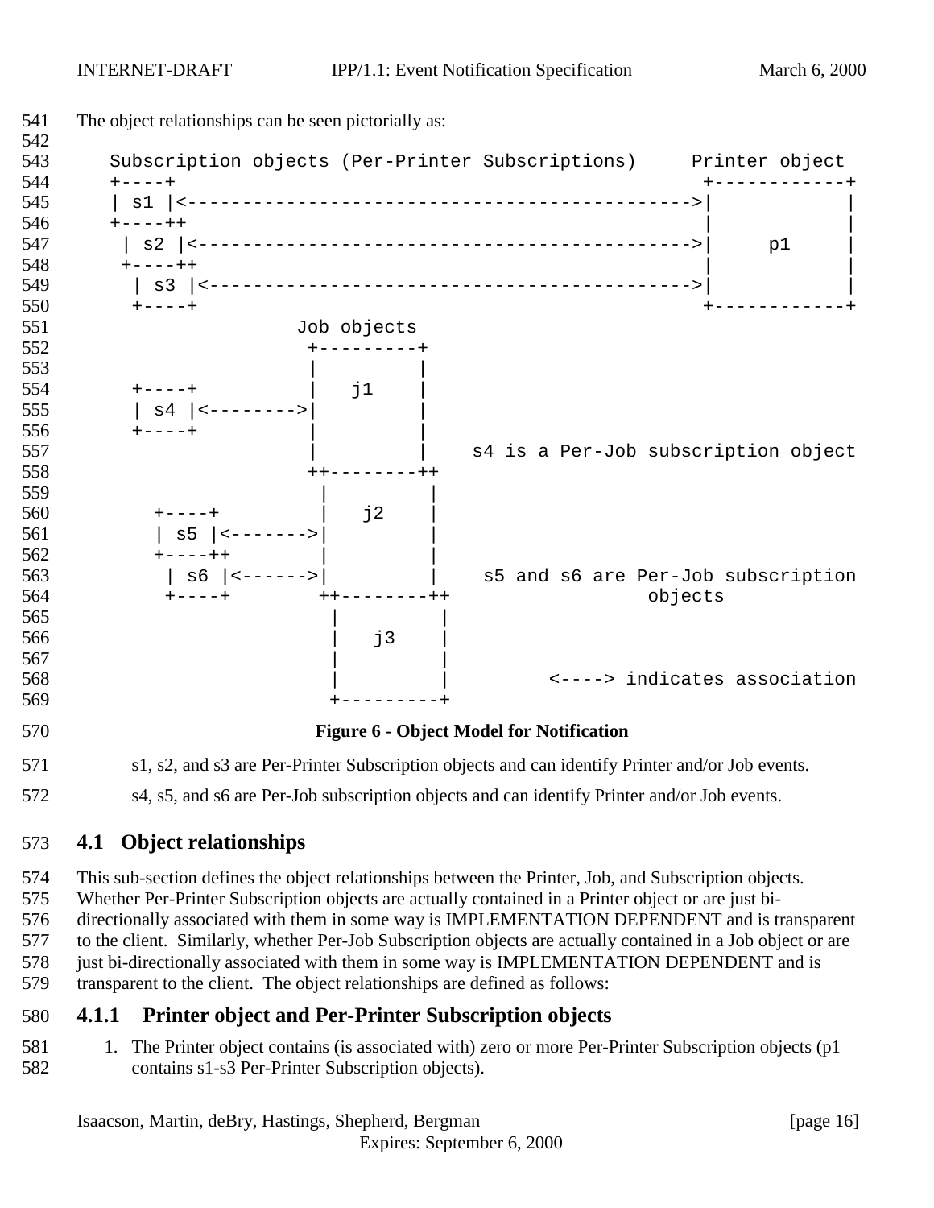The object relationships can be seen pictorially as:

```
   Subscription objects (Per-Printer Subscriptions)     Printer object
   +----+                                              +------------+
   | s1 |<--------------------------------------------->|            |
   +----++                                              |            |
    | s2 |<-------------------------------------------->|     p1     |
    +----++                                             |            |
     | s3 |<------------------------------------------->|            |
     +----+                                             +------------+
                  Job objects
                   +---------+
                   |         |
     +----+        |   j1    |
     | s4 |<------->|         |
     +----+        |         |
                   |         |   s4 is a Per-Job subscription object
                   ++--------++
                    |         |
       +----+       |   j2    |
       | s5 |<------>|         |
       +----++      |         |
        | s6 |<----->|         |   s5 and s6 are Per-Job subscription
        +----+      ++--------++                objects
                     |         |
                     |   j3    |
                     |         |
                     |         |        <----> indicates association
                     +---------+
```

**Figure 6 - Object Model for Notification**

s1, s2, and s3 are Per-Printer Subscription objects and can identify Printer and/or Job events.

s4, s5, and s6 are Per-Job subscription objects and can identify Printer and/or Job events.

## 4.1 Object relationships

This sub-section defines the object relationships between the Printer, Job, and Subscription objects. Whether Per-Printer Subscription objects are actually contained in a Printer object or are just bi-directionally associated with them in some way is IMPLEMENTATION DEPENDENT and is transparent to the client. Similarly, whether Per-Job Subscription objects are actually contained in a Job object or are just bi-directionally associated with them in some way is IMPLEMENTATION DEPENDENT and is transparent to the client. The object relationships are defined as follows:

### 4.1.1 Printer object and Per-Printer Subscription objects

1. The Printer object contains (is associated with) zero or more Per-Printer Subscription objects (p1 contains s1-s3 Per-Printer Subscription objects).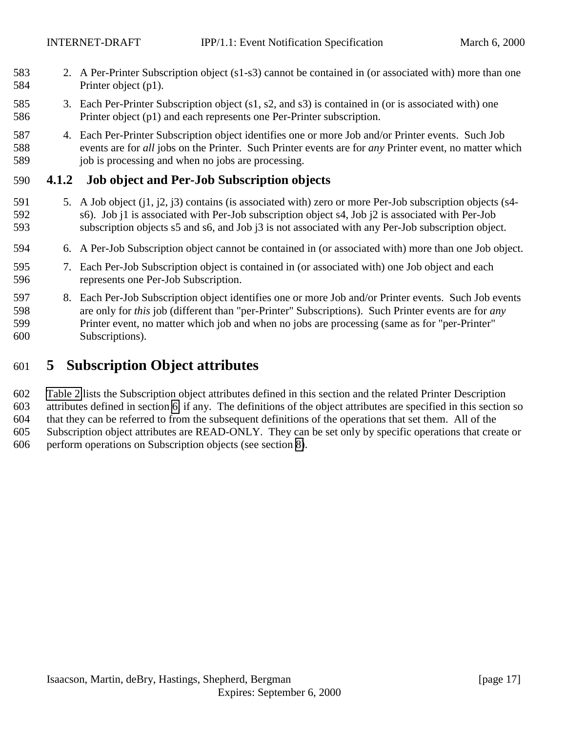2. A Per-Printer Subscription object (s1-s3) cannot be contained in (or associated with) more than one Printer object (p1).

3. Each Per-Printer Subscription object (s1, s2, and s3) is contained in (or is associated with) one Printer object (p1) and each represents one Per-Printer subscription.

4. Each Per-Printer Subscription object identifies one or more Job and/or Printer events. Such Job events are for *all* jobs on the Printer. Such Printer events are for *any* Printer event, no matter which job is processing and when no jobs are processing.

### 4.1.2 Job object and Per-Job Subscription objects

5. A Job object (j1, j2, j3) contains (is associated with) zero or more Per-Job subscription objects (s4-s6). Job j1 is associated with Per-Job subscription object s4, Job j2 is associated with Per-Job subscription objects s5 and s6, and Job j3 is not associated with any Per-Job subscription object.

6. A Per-Job Subscription object cannot be contained in (or associated with) more than one Job object.

7. Each Per-Job Subscription object is contained in (or associated with) one Job object and each represents one Per-Job Subscription.

8. Each Per-Job Subscription object identifies one or more Job and/or Printer events. Such Job events are only for *this* job (different than "per-Printer" Subscriptions). Such Printer events are for *any* Printer event, no matter which job and when no jobs are processing (same as for "per-Printer" Subscriptions).

# 5 Subscription Object attributes

Table 2 lists the Subscription object attributes defined in this section and the related Printer Description attributes defined in section 6, if any. The definitions of the object attributes are specified in this section so that they can be referred to from the subsequent definitions of the operations that set them. All of the Subscription object attributes are READ-ONLY. They can be set only by specific operations that create or perform operations on Subscription objects (see section 8).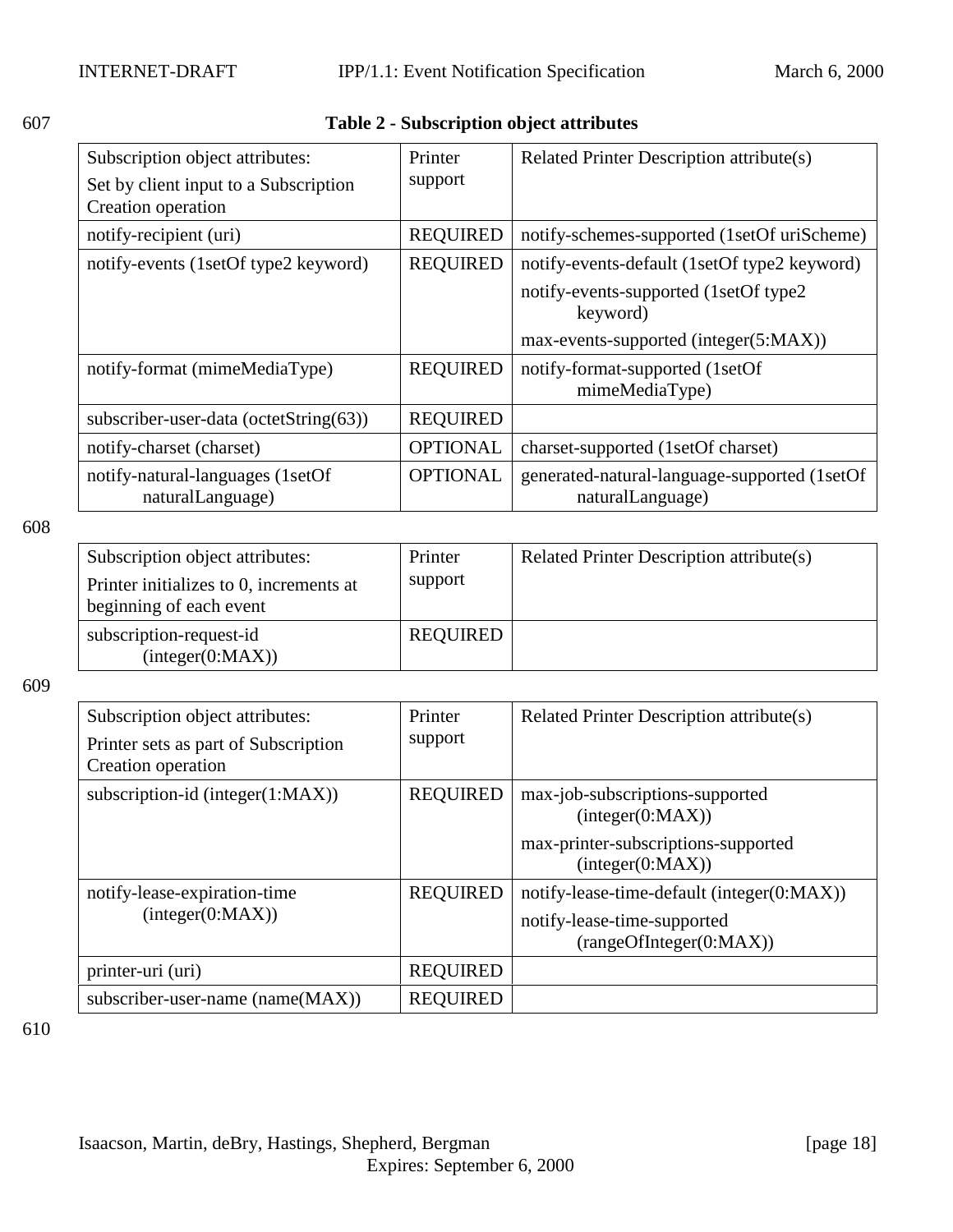**Table 2 - Subscription object attributes**

| Subscription object attributes: Set by client input to a Subscription Creation operation | Printer support | Related Printer Description attribute(s) |
|---|---|---|
| notify-recipient (uri) | REQUIRED | notify-schemes-supported (1setOf uriScheme) |
| notify-events (1setOf type2 keyword) | REQUIRED | notify-events-default (1setOf type2 keyword) <br> notify-events-supported (1setOf type2 keyword) <br> max-events-supported (integer(5:MAX)) |
| notify-format (mimeMediaType) | REQUIRED | notify-format-supported (1setOf mimeMediaType) |
| subscriber-user-data (octetString(63)) | REQUIRED | |
| notify-charset (charset) | OPTIONAL | charset-supported (1setOf charset) |
| notify-natural-languages (1setOf naturalLanguage) | OPTIONAL | generated-natural-language-supported (1setOf naturalLanguage) |

| Subscription object attributes: Printer initializes to 0, increments at beginning of each event | Printer support | Related Printer Description attribute(s) |
|---|---|---|
| subscription-request-id (integer(0:MAX)) | REQUIRED | |

| Subscription object attributes: Printer sets as part of Subscription Creation operation | Printer support | Related Printer Description attribute(s) |
|---|---|---|
| subscription-id (integer(1:MAX)) | REQUIRED | max-job-subscriptions-supported (integer(0:MAX)) <br> max-printer-subscriptions-supported (integer(0:MAX)) |
| notify-lease-expiration-time (integer(0:MAX)) | REQUIRED | notify-lease-time-default (integer(0:MAX)) <br> notify-lease-time-supported (rangeOfInteger(0:MAX)) |
| printer-uri (uri) | REQUIRED | |
| subscriber-user-name (name(MAX)) | REQUIRED | |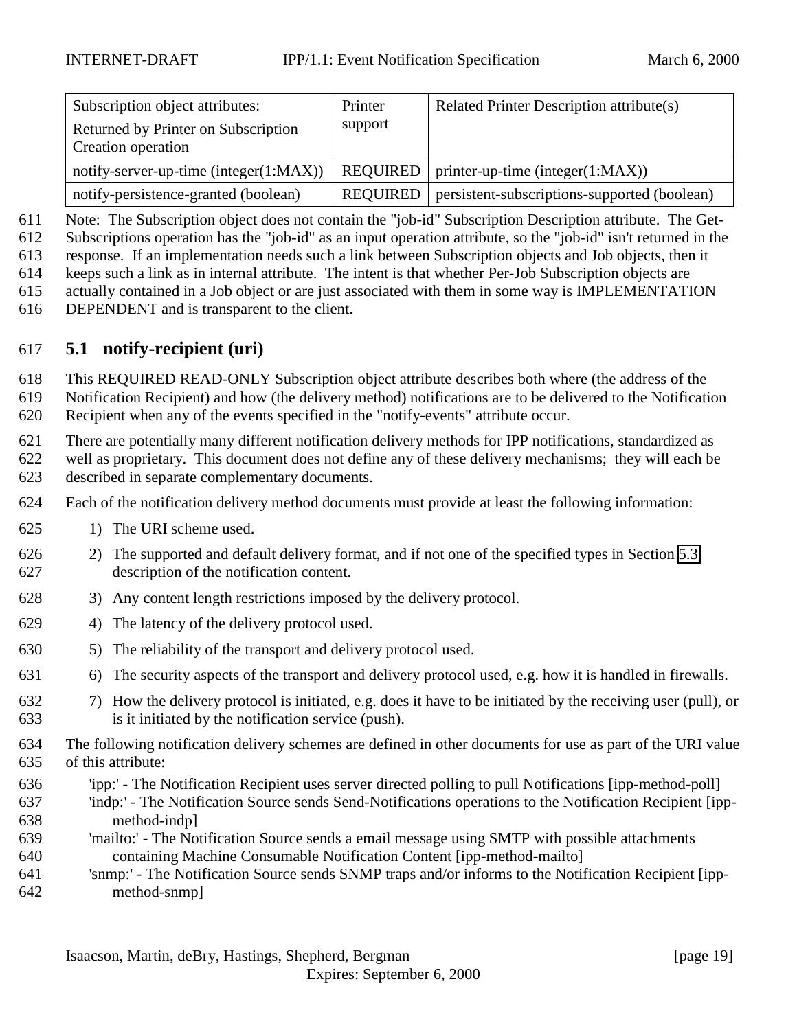| Subscription object attributes: Returned by Printer on Subscription Creation operation | Printer support | Related Printer Description attribute(s) |
|---|---|---|
| notify-server-up-time (integer(1:MAX)) | REQUIRED | printer-up-time (integer(1:MAX)) |
| notify-persistence-granted (boolean) | REQUIRED | persistent-subscriptions-supported (boolean) |

Note: The Subscription object does not contain the "job-id" Subscription Description attribute. The Get-Subscriptions operation has the "job-id" as an input operation attribute, so the "job-id" isn't returned in the response. If an implementation needs such a link between Subscription objects and Job objects, then it keeps such a link as in internal attribute. The intent is that whether Per-Job Subscription objects are actually contained in a Job object or are just associated with them in some way is IMPLEMENTATION DEPENDENT and is transparent to the client.

## 5.1 notify-recipient (uri)

This REQUIRED READ-ONLY Subscription object attribute describes both where (the address of the Notification Recipient) and how (the delivery method) notifications are to be delivered to the Notification Recipient when any of the events specified in the "notify-events" attribute occur.

There are potentially many different notification delivery methods for IPP notifications, standardized as well as proprietary. This document does not define any of these delivery mechanisms; they will each be described in separate complementary documents.

Each of the notification delivery method documents must provide at least the following information:

1) The URI scheme used.
2) The supported and default delivery format, and if not one of the specified types in Section 5.3 description of the notification content.
3) Any content length restrictions imposed by the delivery protocol.
4) The latency of the delivery protocol used.
5) The reliability of the transport and delivery protocol used.
6) The security aspects of the transport and delivery protocol used, e.g. how it is handled in firewalls.
7) How the delivery protocol is initiated, e.g. does it have to be initiated by the receiving user (pull), or is it initiated by the notification service (push).

The following notification delivery schemes are defined in other documents for use as part of the URI value of this attribute:

- 'ipp:' - The Notification Recipient uses server directed polling to pull Notifications [ipp-method-poll]
- 'indp:' - The Notification Source sends Send-Notifications operations to the Notification Recipient [ipp-method-indp]
- 'mailto:' - The Notification Source sends a email message using SMTP with possible attachments containing Machine Consumable Notification Content [ipp-method-mailto]
- 'snmp:' - The Notification Source sends SNMP traps and/or informs to the Notification Recipient [ipp-method-snmp]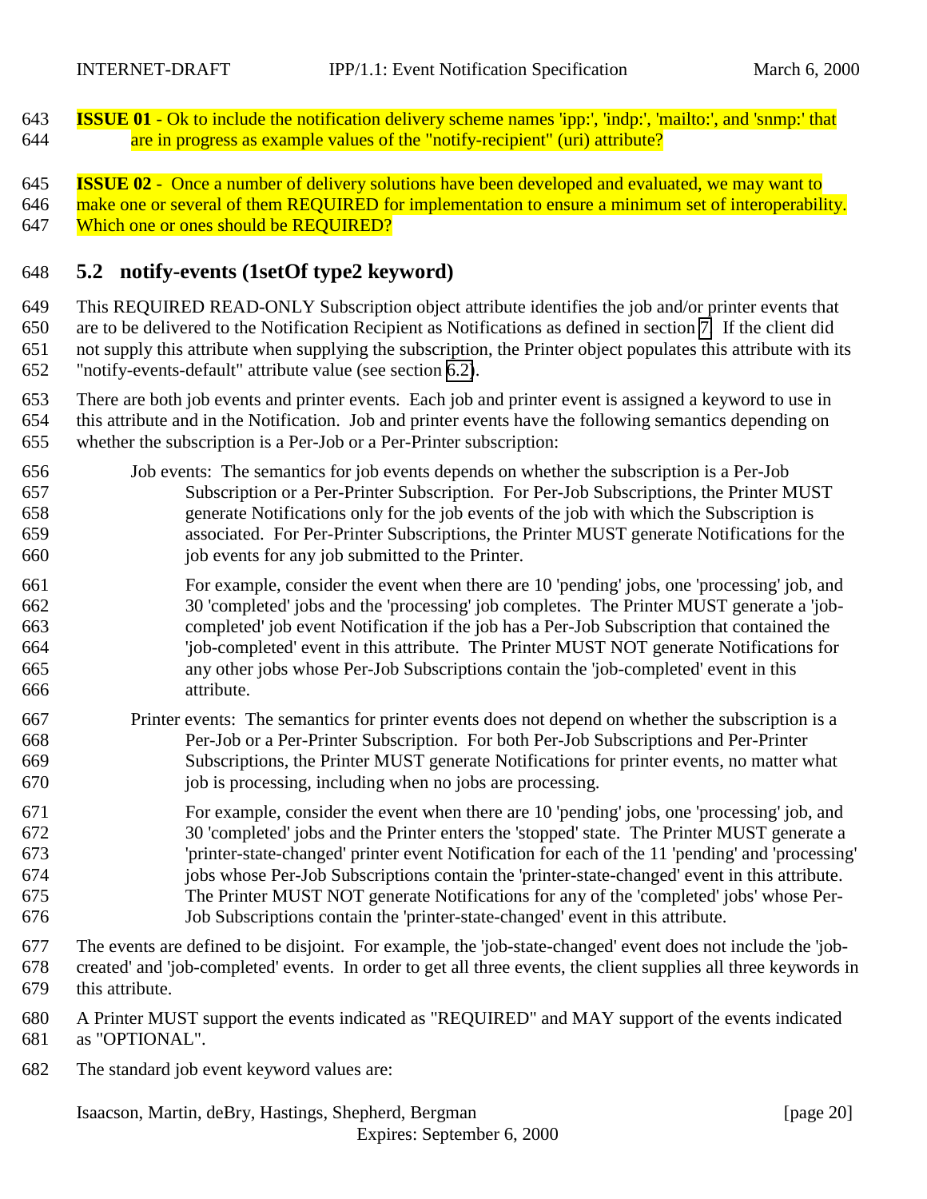**ISSUE 01** - Ok to include the notification delivery scheme names 'ipp:', 'indp:', 'mailto:', and 'snmp:' that are in progress as example values of the "notify-recipient" (uri) attribute?

**ISSUE 02** - Once a number of delivery solutions have been developed and evaluated, we may want to make one or several of them REQUIRED for implementation to ensure a minimum set of interoperability. Which one or ones should be REQUIRED?

## 5.2 notify-events (1setOf type2 keyword)

This REQUIRED READ-ONLY Subscription object attribute identifies the job and/or printer events that are to be delivered to the Notification Recipient as Notifications as defined in section 7. If the client did not supply this attribute when supplying the subscription, the Printer object populates this attribute with its "notify-events-default" attribute value (see section 6.2).

There are both job events and printer events. Each job and printer event is assigned a keyword to use in this attribute and in the Notification. Job and printer events have the following semantics depending on whether the subscription is a Per-Job or a Per-Printer subscription:

Job events: The semantics for job events depends on whether the subscription is a Per-Job Subscription or a Per-Printer Subscription. For Per-Job Subscriptions, the Printer MUST generate Notifications only for the job events of the job with which the Subscription is associated. For Per-Printer Subscriptions, the Printer MUST generate Notifications for the job events for any job submitted to the Printer.

For example, consider the event when there are 10 'pending' jobs, one 'processing' job, and 30 'completed' jobs and the 'processing' job completes. The Printer MUST generate a 'job-completed' job event Notification if the job has a Per-Job Subscription that contained the 'job-completed' event in this attribute. The Printer MUST NOT generate Notifications for any other jobs whose Per-Job Subscriptions contain the 'job-completed' event in this attribute.

Printer events: The semantics for printer events does not depend on whether the subscription is a Per-Job or a Per-Printer Subscription. For both Per-Job Subscriptions and Per-Printer Subscriptions, the Printer MUST generate Notifications for printer events, no matter what job is processing, including when no jobs are processing.

For example, consider the event when there are 10 'pending' jobs, one 'processing' job, and 30 'completed' jobs and the Printer enters the 'stopped' state. The Printer MUST generate a 'printer-state-changed' printer event Notification for each of the 11 'pending' and 'processing' jobs whose Per-Job Subscriptions contain the 'printer-state-changed' event in this attribute. The Printer MUST NOT generate Notifications for any of the 'completed' jobs' whose Per-Job Subscriptions contain the 'printer-state-changed' event in this attribute.

The events are defined to be disjoint. For example, the 'job-state-changed' event does not include the 'job-created' and 'job-completed' events. In order to get all three events, the client supplies all three keywords in this attribute.

A Printer MUST support the events indicated as "REQUIRED" and MAY support of the events indicated as "OPTIONAL".

The standard job event keyword values are: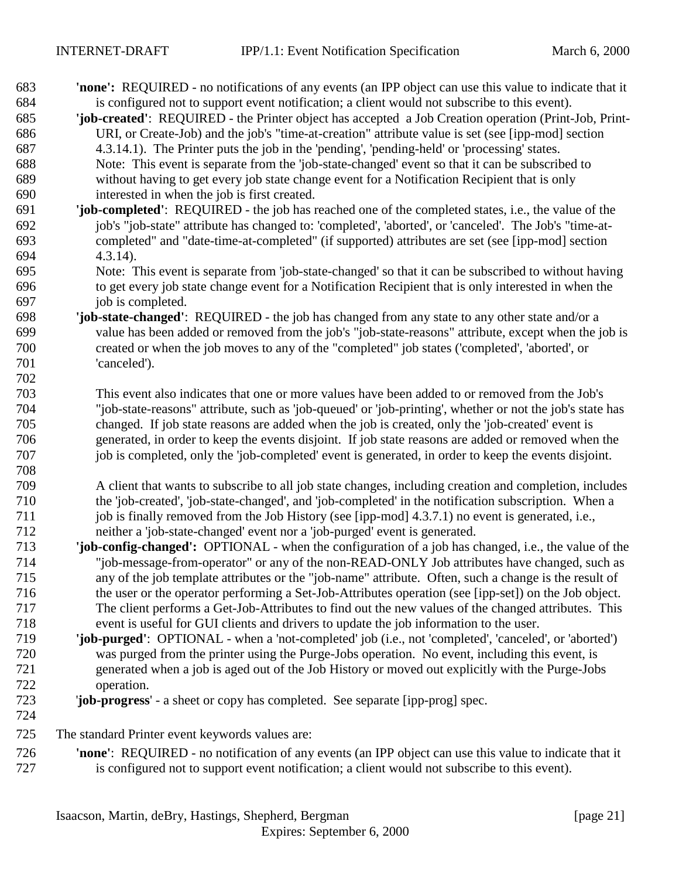**'none':** REQUIRED - no notifications of any events (an IPP object can use this value to indicate that it is configured not to support event notification; a client would not subscribe to this event).

**'job-created'**: REQUIRED - the Printer object has accepted a Job Creation operation (Print-Job, Print-URI, or Create-Job) and the job's "time-at-creation" attribute value is set (see [ipp-mod] section 4.3.14.1). The Printer puts the job in the 'pending', 'pending-held' or 'processing' states.
Note: This event is separate from the 'job-state-changed' event so that it can be subscribed to without having to get every job state change event for a Notification Recipient that is only interested in when the job is first created.

**'job-completed'**: REQUIRED - the job has reached one of the completed states, i.e., the value of the job's "job-state" attribute has changed to: 'completed', 'aborted', or 'canceled'. The Job's "time-at-completed" and "date-time-at-completed" (if supported) attributes are set (see [ipp-mod] section 4.3.14).
Note: This event is separate from 'job-state-changed' so that it can be subscribed to without having to get every job state change event for a Notification Recipient that is only interested in when the job is completed.

**'job-state-changed'**: REQUIRED - the job has changed from any state to any other state and/or a value has been added or removed from the job's "job-state-reasons" attribute, except when the job is created or when the job moves to any of the "completed" job states ('completed', 'aborted', or 'canceled').

This event also indicates that one or more values have been added to or removed from the Job's "job-state-reasons" attribute, such as 'job-queued' or 'job-printing', whether or not the job's state has changed. If job state reasons are added when the job is created, only the 'job-created' event is generated, in order to keep the events disjoint. If job state reasons are added or removed when the job is completed, only the 'job-completed' event is generated, in order to keep the events disjoint.

A client that wants to subscribe to all job state changes, including creation and completion, includes the 'job-created', 'job-state-changed', and 'job-completed' in the notification subscription. When a job is finally removed from the Job History (see [ipp-mod] 4.3.7.1) no event is generated, i.e., neither a 'job-state-changed' event nor a 'job-purged' event is generated.

**'job-config-changed':** OPTIONAL - when the configuration of a job has changed, i.e., the value of the "job-message-from-operator" or any of the non-READ-ONLY Job attributes have changed, such as any of the job template attributes or the "job-name" attribute. Often, such a change is the result of the user or the operator performing a Set-Job-Attributes operation (see [ipp-set]) on the Job object. The client performs a Get-Job-Attributes to find out the new values of the changed attributes. This event is useful for GUI clients and drivers to update the job information to the user.

**'job-purged'**: OPTIONAL - when a 'not-completed' job (i.e., not 'completed', 'canceled', or 'aborted') was purged from the printer using the Purge-Jobs operation. No event, including this event, is generated when a job is aged out of the Job History or moved out explicitly with the Purge-Jobs operation.

'**job-progress**' - a sheet or copy has completed. See separate [ipp-prog] spec.

The standard Printer event keywords values are:

**'none'**: REQUIRED - no notification of any events (an IPP object can use this value to indicate that it is configured not to support event notification; a client would not subscribe to this event).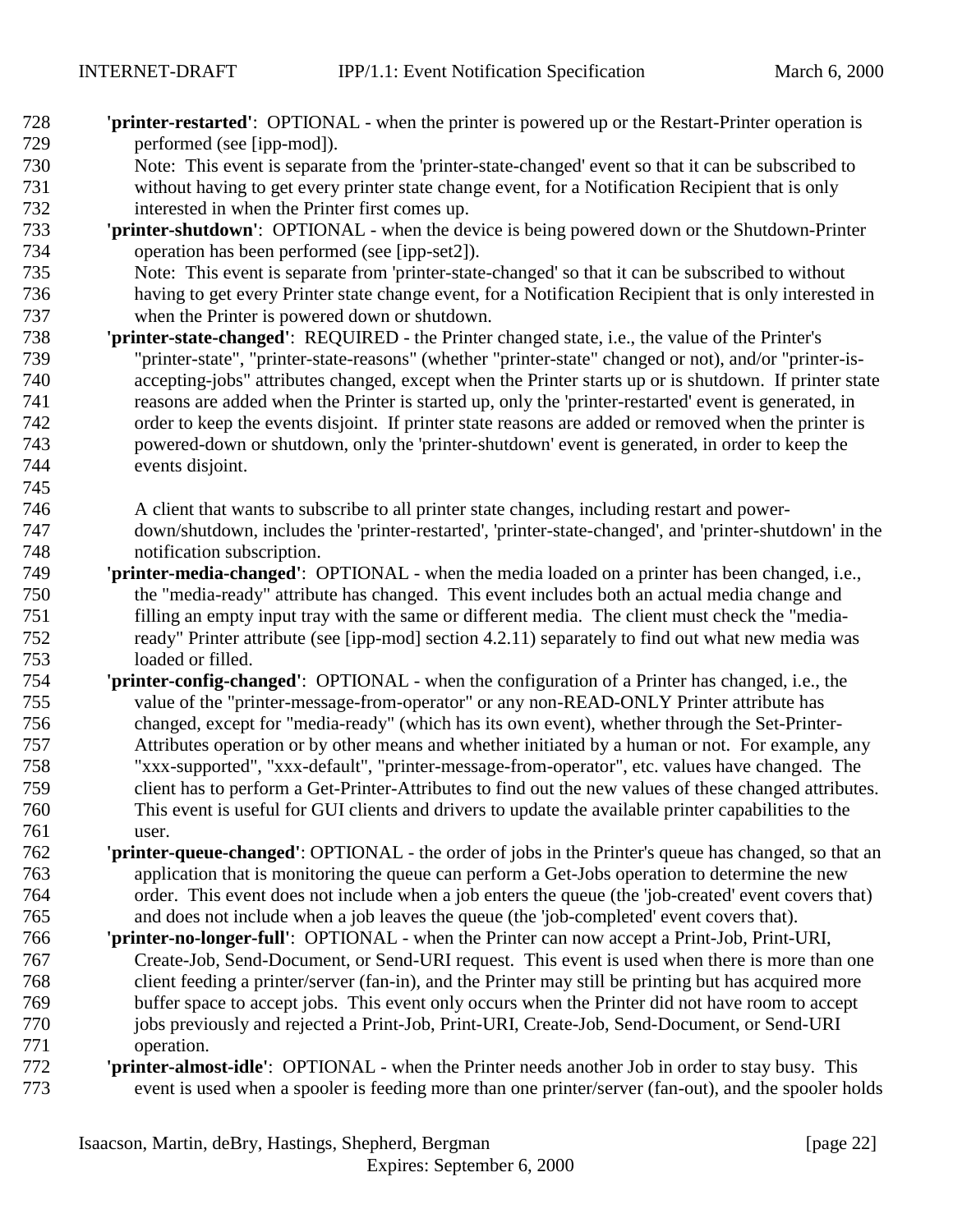**'printer-restarted'**: OPTIONAL - when the printer is powered up or the Restart-Printer operation is performed (see [ipp-mod]).

Note: This event is separate from the 'printer-state-changed' event so that it can be subscribed to without having to get every printer state change event, for a Notification Recipient that is only interested in when the Printer first comes up.

**'printer-shutdown'**: OPTIONAL - when the device is being powered down or the Shutdown-Printer operation has been performed (see [ipp-set2]).

Note: This event is separate from 'printer-state-changed' so that it can be subscribed to without having to get every Printer state change event, for a Notification Recipient that is only interested in when the Printer is powered down or shutdown.

**'printer-state-changed'**: REQUIRED - the Printer changed state, i.e., the value of the Printer's "printer-state", "printer-state-reasons" (whether "printer-state" changed or not), and/or "printer-is-accepting-jobs" attributes changed, except when the Printer starts up or is shutdown. If printer state reasons are added when the Printer is started up, only the 'printer-restarted' event is generated, in order to keep the events disjoint. If printer state reasons are added or removed when the printer is powered-down or shutdown, only the 'printer-shutdown' event is generated, in order to keep the events disjoint.

A client that wants to subscribe to all printer state changes, including restart and power-down/shutdown, includes the 'printer-restarted', 'printer-state-changed', and 'printer-shutdown' in the notification subscription.

**'printer-media-changed'**: OPTIONAL - when the media loaded on a printer has been changed, i.e., the "media-ready" attribute has changed. This event includes both an actual media change and filling an empty input tray with the same or different media. The client must check the "media-ready" Printer attribute (see [ipp-mod] section 4.2.11) separately to find out what new media was loaded or filled.

**'printer-config-changed'**: OPTIONAL - when the configuration of a Printer has changed, i.e., the value of the "printer-message-from-operator" or any non-READ-ONLY Printer attribute has changed, except for "media-ready" (which has its own event), whether through the Set-Printer-Attributes operation or by other means and whether initiated by a human or not. For example, any "xxx-supported", "xxx-default", "printer-message-from-operator", etc. values have changed. The client has to perform a Get-Printer-Attributes to find out the new values of these changed attributes. This event is useful for GUI clients and drivers to update the available printer capabilities to the user.

**'printer-queue-changed'**: OPTIONAL - the order of jobs in the Printer's queue has changed, so that an application that is monitoring the queue can perform a Get-Jobs operation to determine the new order. This event does not include when a job enters the queue (the 'job-created' event covers that) and does not include when a job leaves the queue (the 'job-completed' event covers that).

**'printer-no-longer-full'**: OPTIONAL - when the Printer can now accept a Print-Job, Print-URI, Create-Job, Send-Document, or Send-URI request. This event is used when there is more than one client feeding a printer/server (fan-in), and the Printer may still be printing but has acquired more buffer space to accept jobs. This event only occurs when the Printer did not have room to accept jobs previously and rejected a Print-Job, Print-URI, Create-Job, Send-Document, or Send-URI operation.

**'printer-almost-idle'**: OPTIONAL - when the Printer needs another Job in order to stay busy. This event is used when a spooler is feeding more than one printer/server (fan-out), and the spooler holds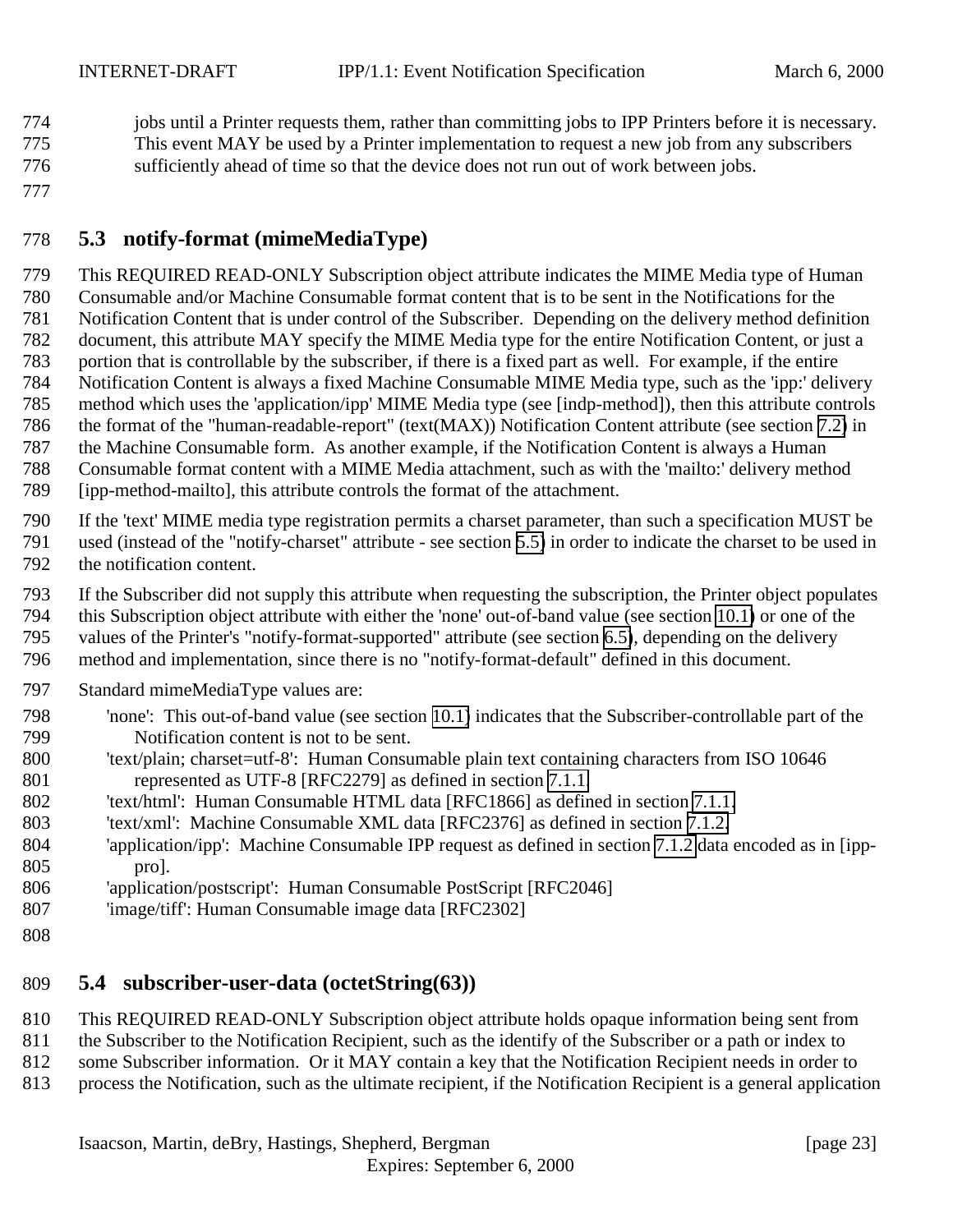jobs until a Printer requests them, rather than committing jobs to IPP Printers before it is necessary. This event MAY be used by a Printer implementation to request a new job from any subscribers sufficiently ahead of time so that the device does not run out of work between jobs.

## 5.3 notify-format (mimeMediaType)

This REQUIRED READ-ONLY Subscription object attribute indicates the MIME Media type of Human Consumable and/or Machine Consumable format content that is to be sent in the Notifications for the Notification Content that is under control of the Subscriber. Depending on the delivery method definition document, this attribute MAY specify the MIME Media type for the entire Notification Content, or just a portion that is controllable by the subscriber, if there is a fixed part as well. For example, if the entire Notification Content is always a fixed Machine Consumable MIME Media type, such as the 'ipp:' delivery method which uses the 'application/ipp' MIME Media type (see [indp-method]), then this attribute controls the format of the "human-readable-report" (text(MAX)) Notification Content attribute (see section 7.2) in the Machine Consumable form. As another example, if the Notification Content is always a Human Consumable format content with a MIME Media attachment, such as with the 'mailto:' delivery method [ipp-method-mailto], this attribute controls the format of the attachment.

If the 'text' MIME media type registration permits a charset parameter, than such a specification MUST be used (instead of the "notify-charset" attribute - see section 5.5) in order to indicate the charset to be used in the notification content.

If the Subscriber did not supply this attribute when requesting the subscription, the Printer object populates this Subscription object attribute with either the 'none' out-of-band value (see section 10.1) or one of the values of the Printer's "notify-format-supported" attribute (see section 6.5), depending on the delivery method and implementation, since there is no "notify-format-default" defined in this document.

Standard mimeMediaType values are:

- 'none': This out-of-band value (see section 10.1) indicates that the Subscriber-controllable part of the Notification content is not to be sent.
- 'text/plain; charset=utf-8': Human Consumable plain text containing characters from ISO 10646 represented as UTF-8 [RFC2279] as defined in section 7.1.1
- 'text/html': Human Consumable HTML data [RFC1866] as defined in section 7.1.1
- 'text/xml': Machine Consumable XML data [RFC2376] as defined in section 7.1.2
- 'application/ipp': Machine Consumable IPP request as defined in section 7.1.2 data encoded as in [ipp-pro].
- 'application/postscript': Human Consumable PostScript [RFC2046]
- 'image/tiff': Human Consumable image data [RFC2302]

## 5.4 subscriber-user-data (octetString(63))

This REQUIRED READ-ONLY Subscription object attribute holds opaque information being sent from the Subscriber to the Notification Recipient, such as the identify of the Subscriber or a path or index to some Subscriber information. Or it MAY contain a key that the Notification Recipient needs in order to process the Notification, such as the ultimate recipient, if the Notification Recipient is a general application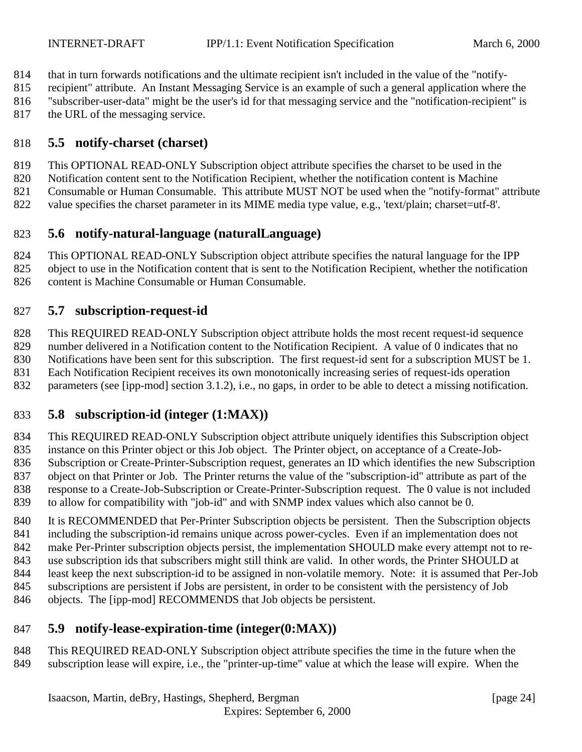that in turn forwards notifications and the ultimate recipient isn't included in the value of the "notify-recipient" attribute. An Instant Messaging Service is an example of such a general application where the "subscriber-user-data" might be the user's id for that messaging service and the "notification-recipient" is the URL of the messaging service.

## 5.5 notify-charset (charset)

This OPTIONAL READ-ONLY Subscription object attribute specifies the charset to be used in the Notification content sent to the Notification Recipient, whether the notification content is Machine Consumable or Human Consumable. This attribute MUST NOT be used when the "notify-format" attribute value specifies the charset parameter in its MIME media type value, e.g., 'text/plain; charset=utf-8'.

## 5.6 notify-natural-language (naturalLanguage)

This OPTIONAL READ-ONLY Subscription object attribute specifies the natural language for the IPP object to use in the Notification content that is sent to the Notification Recipient, whether the notification content is Machine Consumable or Human Consumable.

## 5.7 subscription-request-id

This REQUIRED READ-ONLY Subscription object attribute holds the most recent request-id sequence number delivered in a Notification content to the Notification Recipient. A value of 0 indicates that no Notifications have been sent for this subscription. The first request-id sent for a subscription MUST be 1. Each Notification Recipient receives its own monotonically increasing series of request-ids operation parameters (see [ipp-mod] section 3.1.2), i.e., no gaps, in order to be able to detect a missing notification.

## 5.8 subscription-id (integer (1:MAX))

This REQUIRED READ-ONLY Subscription object attribute uniquely identifies this Subscription object instance on this Printer object or this Job object. The Printer object, on acceptance of a Create-Job-Subscription or Create-Printer-Subscription request, generates an ID which identifies the new Subscription object on that Printer or Job. The Printer returns the value of the "subscription-id" attribute as part of the response to a Create-Job-Subscription or Create-Printer-Subscription request. The 0 value is not included to allow for compatibility with "job-id" and with SNMP index values which also cannot be 0.

It is RECOMMENDED that Per-Printer Subscription objects be persistent. Then the Subscription objects including the subscription-id remains unique across power-cycles. Even if an implementation does not make Per-Printer subscription objects persist, the implementation SHOULD make every attempt not to re-use subscription ids that subscribers might still think are valid. In other words, the Printer SHOULD at least keep the next subscription-id to be assigned in non-volatile memory. Note: it is assumed that Per-Job subscriptions are persistent if Jobs are persistent, in order to be consistent with the persistency of Job objects. The [ipp-mod] RECOMMENDS that Job objects be persistent.

## 5.9 notify-lease-expiration-time (integer(0:MAX))

This REQUIRED READ-ONLY Subscription object attribute specifies the time in the future when the subscription lease will expire, i.e., the "printer-up-time" value at which the lease will expire. When the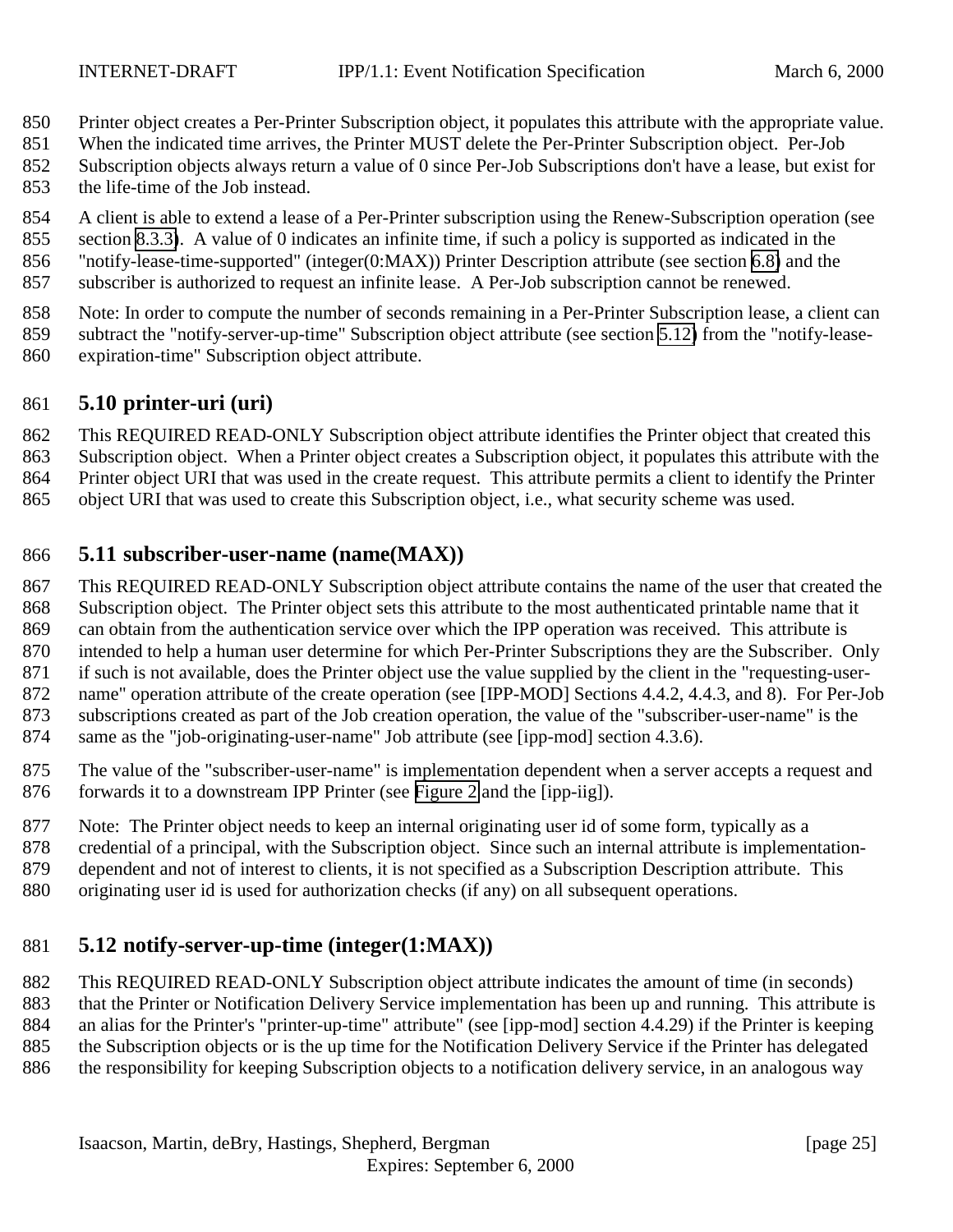Printer object creates a Per-Printer Subscription object, it populates this attribute with the appropriate value. When the indicated time arrives, the Printer MUST delete the Per-Printer Subscription object. Per-Job Subscription objects always return a value of 0 since Per-Job Subscriptions don't have a lease, but exist for the life-time of the Job instead.

A client is able to extend a lease of a Per-Printer subscription using the Renew-Subscription operation (see section 8.3.3). A value of 0 indicates an infinite time, if such a policy is supported as indicated in the "notify-lease-time-supported" (integer(0:MAX)) Printer Description attribute (see section 6.8) and the subscriber is authorized to request an infinite lease. A Per-Job subscription cannot be renewed.

Note: In order to compute the number of seconds remaining in a Per-Printer Subscription lease, a client can subtract the "notify-server-up-time" Subscription object attribute (see section 5.12) from the "notify-lease-expiration-time" Subscription object attribute.

## 5.10 printer-uri (uri)

This REQUIRED READ-ONLY Subscription object attribute identifies the Printer object that created this Subscription object. When a Printer object creates a Subscription object, it populates this attribute with the Printer object URI that was used in the create request. This attribute permits a client to identify the Printer object URI that was used to create this Subscription object, i.e., what security scheme was used.

## 5.11 subscriber-user-name (name(MAX))

This REQUIRED READ-ONLY Subscription object attribute contains the name of the user that created the Subscription object. The Printer object sets this attribute to the most authenticated printable name that it can obtain from the authentication service over which the IPP operation was received. This attribute is intended to help a human user determine for which Per-Printer Subscriptions they are the Subscriber. Only if such is not available, does the Printer object use the value supplied by the client in the "requesting-user-name" operation attribute of the create operation (see [IPP-MOD] Sections 4.4.2, 4.4.3, and 8). For Per-Job subscriptions created as part of the Job creation operation, the value of the "subscriber-user-name" is the same as the "job-originating-user-name" Job attribute (see [ipp-mod] section 4.3.6).

The value of the "subscriber-user-name" is implementation dependent when a server accepts a request and forwards it to a downstream IPP Printer (see Figure 2 and the [ipp-iig]).

Note: The Printer object needs to keep an internal originating user id of some form, typically as a credential of a principal, with the Subscription object. Since such an internal attribute is implementation-dependent and not of interest to clients, it is not specified as a Subscription Description attribute. This originating user id is used for authorization checks (if any) on all subsequent operations.

## 5.12 notify-server-up-time (integer(1:MAX))

This REQUIRED READ-ONLY Subscription object attribute indicates the amount of time (in seconds) that the Printer or Notification Delivery Service implementation has been up and running. This attribute is an alias for the Printer's "printer-up-time" attribute" (see [ipp-mod] section 4.4.29) if the Printer is keeping the Subscription objects or is the up time for the Notification Delivery Service if the Printer has delegated the responsibility for keeping Subscription objects to a notification delivery service, in an analogous way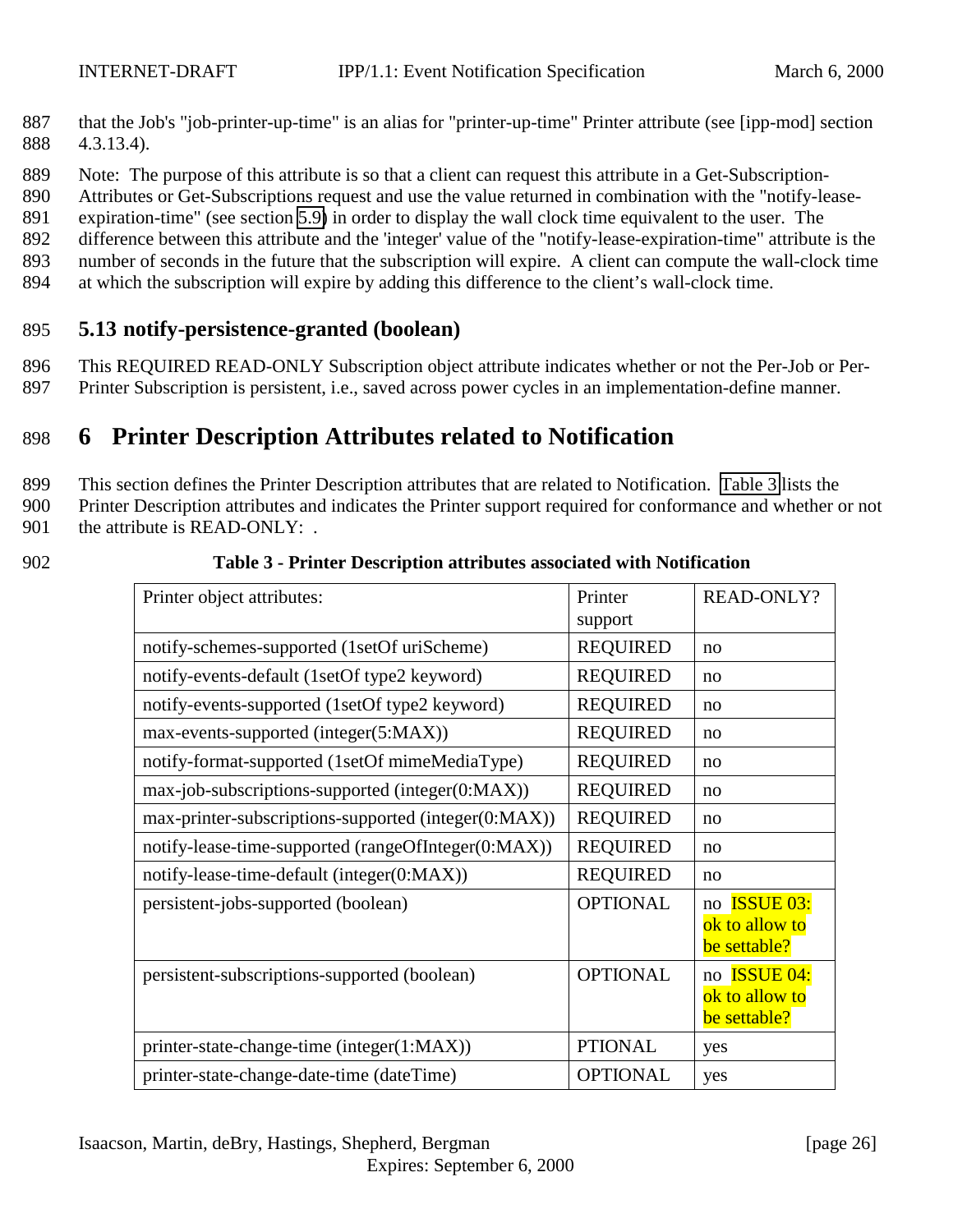that the Job's "job-printer-up-time" is an alias for "printer-up-time" Printer attribute (see [ipp-mod] section 4.3.13.4).

Note: The purpose of this attribute is so that a client can request this attribute in a Get-Subscription-Attributes or Get-Subscriptions request and use the value returned in combination with the "notify-lease-expiration-time" (see section 5.9) in order to display the wall clock time equivalent to the user. The difference between this attribute and the 'integer' value of the "notify-lease-expiration-time" attribute is the number of seconds in the future that the subscription will expire. A client can compute the wall-clock time at which the subscription will expire by adding this difference to the client's wall-clock time.

### 5.13 notify-persistence-granted (boolean)

This REQUIRED READ-ONLY Subscription object attribute indicates whether or not the Per-Job or Per-Printer Subscription is persistent, i.e., saved across power cycles in an implementation-define manner.

# 6 Printer Description Attributes related to Notification

This section defines the Printer Description attributes that are related to Notification. Table 3 lists the Printer Description attributes and indicates the Printer support required for conformance and whether or not the attribute is READ-ONLY: .

**Table 3 - Printer Description attributes associated with Notification**

| Printer object attributes: | Printer support | READ-ONLY? |
|---|---|---|
| notify-schemes-supported (1setOf uriScheme) | REQUIRED | no |
| notify-events-default (1setOf type2 keyword) | REQUIRED | no |
| notify-events-supported (1setOf type2 keyword) | REQUIRED | no |
| max-events-supported (integer(5:MAX)) | REQUIRED | no |
| notify-format-supported (1setOf mimeMediaType) | REQUIRED | no |
| max-job-subscriptions-supported (integer(0:MAX)) | REQUIRED | no |
| max-printer-subscriptions-supported (integer(0:MAX)) | REQUIRED | no |
| notify-lease-time-supported (rangeOfInteger(0:MAX)) | REQUIRED | no |
| notify-lease-time-default (integer(0:MAX)) | REQUIRED | no |
| persistent-jobs-supported (boolean) | OPTIONAL | no ISSUE 03: ok to allow to be settable? |
| persistent-subscriptions-supported (boolean) | OPTIONAL | no ISSUE 04: ok to allow to be settable? |
| printer-state-change-time (integer(1:MAX)) | PTIONAL | yes |
| printer-state-change-date-time (dateTime) | OPTIONAL | yes |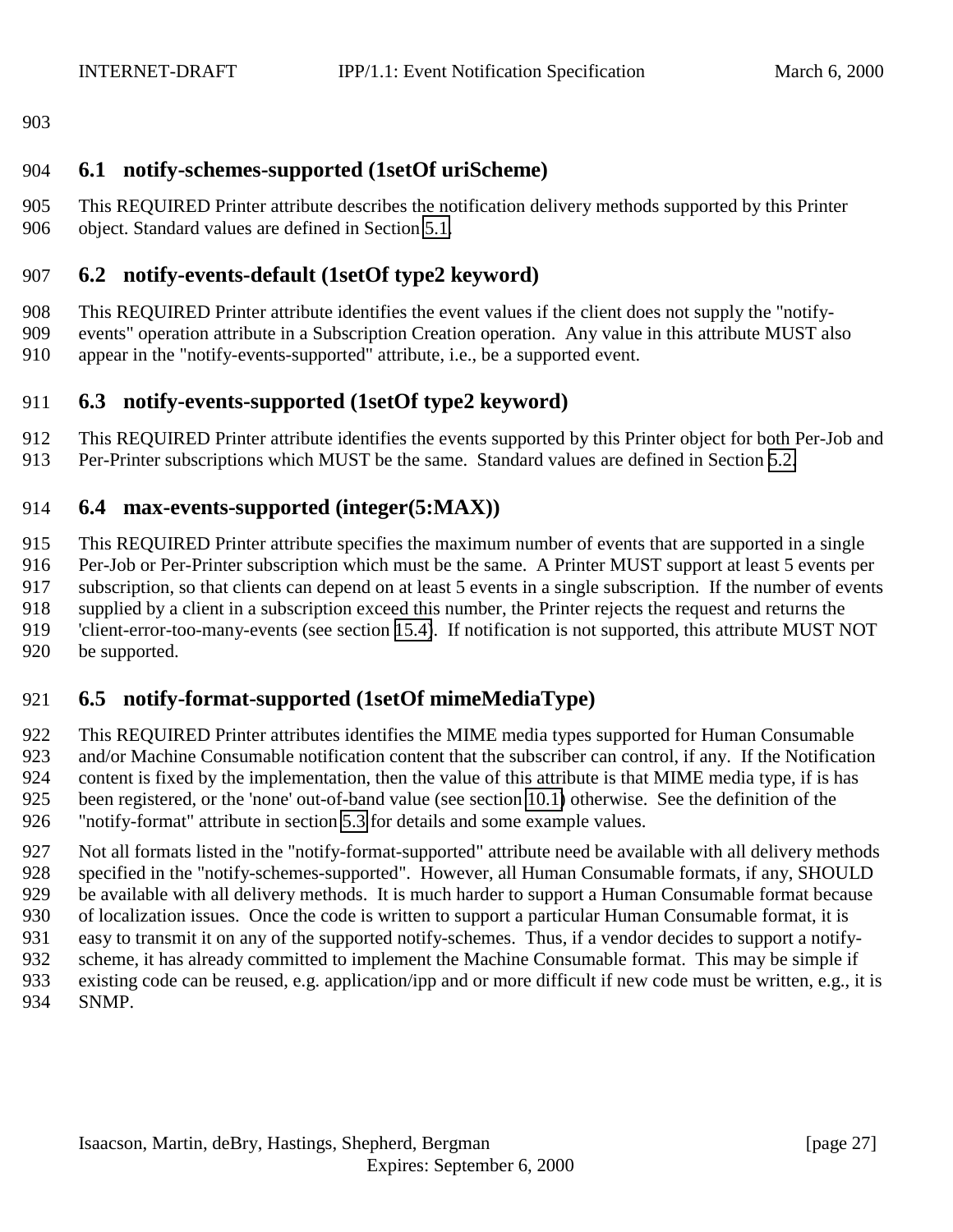## 6.1 notify-schemes-supported (1setOf uriScheme)

This REQUIRED Printer attribute describes the notification delivery methods supported by this Printer object. Standard values are defined in Section 5.1.

## 6.2 notify-events-default (1setOf type2 keyword)

This REQUIRED Printer attribute identifies the event values if the client does not supply the "notify-events" operation attribute in a Subscription Creation operation. Any value in this attribute MUST also appear in the "notify-events-supported" attribute, i.e., be a supported event.

## 6.3 notify-events-supported (1setOf type2 keyword)

This REQUIRED Printer attribute identifies the events supported by this Printer object for both Per-Job and Per-Printer subscriptions which MUST be the same. Standard values are defined in Section 5.2.

## 6.4 max-events-supported (integer(5:MAX))

This REQUIRED Printer attribute specifies the maximum number of events that are supported in a single Per-Job or Per-Printer subscription which must be the same. A Printer MUST support at least 5 events per subscription, so that clients can depend on at least 5 events in a single subscription. If the number of events supplied by a client in a subscription exceed this number, the Printer rejects the request and returns the 'client-error-too-many-events (see section 15.4). If notification is not supported, this attribute MUST NOT be supported.

## 6.5 notify-format-supported (1setOf mimeMediaType)

This REQUIRED Printer attributes identifies the MIME media types supported for Human Consumable and/or Machine Consumable notification content that the subscriber can control, if any. If the Notification content is fixed by the implementation, then the value of this attribute is that MIME media type, if is has been registered, or the 'none' out-of-band value (see section 10.1) otherwise. See the definition of the "notify-format" attribute in section 5.3 for details and some example values.

Not all formats listed in the "notify-format-supported" attribute need be available with all delivery methods specified in the "notify-schemes-supported". However, all Human Consumable formats, if any, SHOULD be available with all delivery methods. It is much harder to support a Human Consumable format because of localization issues. Once the code is written to support a particular Human Consumable format, it is easy to transmit it on any of the supported notify-schemes. Thus, if a vendor decides to support a notify-scheme, it has already committed to implement the Machine Consumable format. This may be simple if existing code can be reused, e.g. application/ipp and or more difficult if new code must be written, e.g., it is SNMP.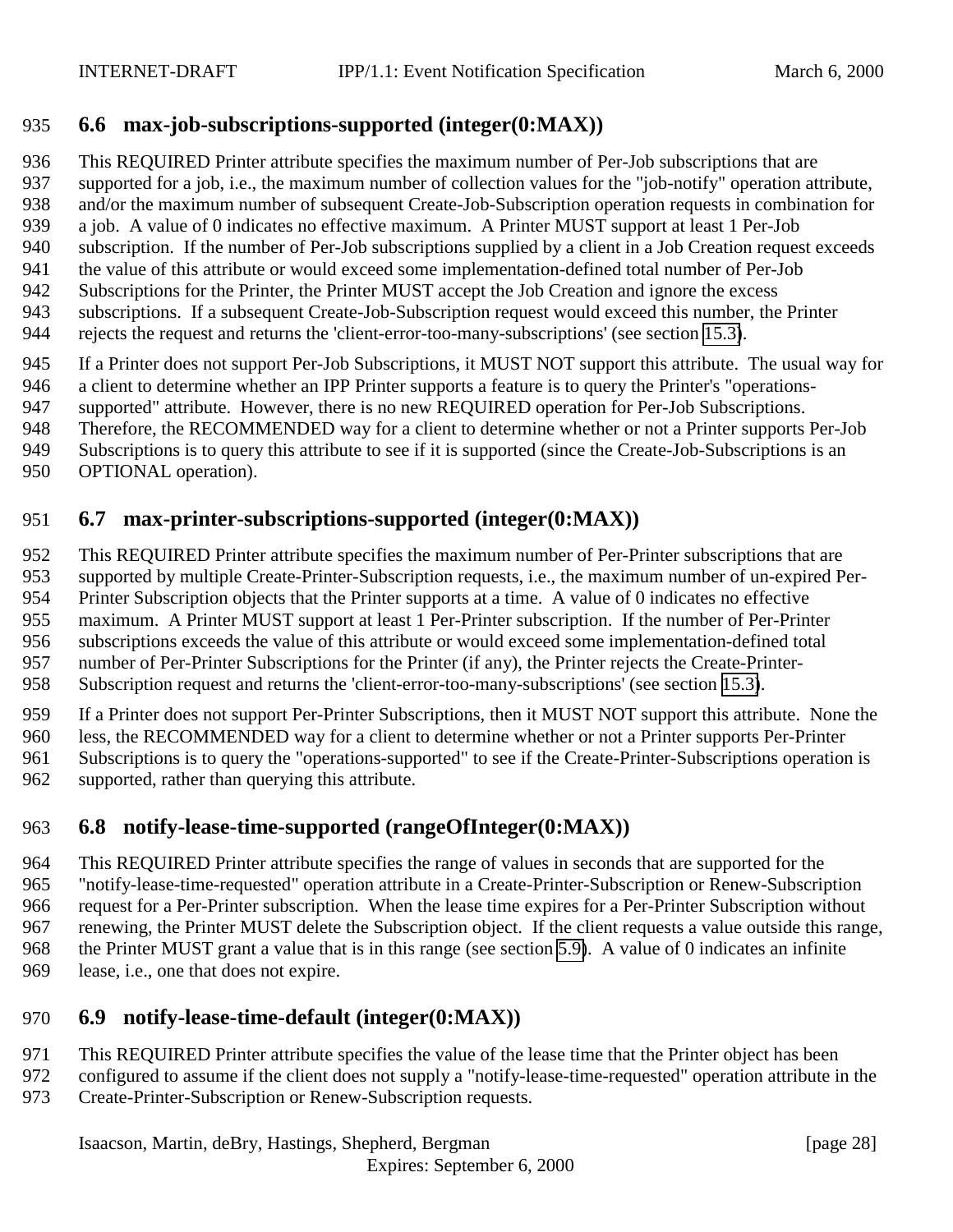## 6.6 max-job-subscriptions-supported (integer(0:MAX))

This REQUIRED Printer attribute specifies the maximum number of Per-Job subscriptions that are supported for a job, i.e., the maximum number of collection values for the "job-notify" operation attribute, and/or the maximum number of subsequent Create-Job-Subscription operation requests in combination for a job. A value of 0 indicates no effective maximum. A Printer MUST support at least 1 Per-Job subscription. If the number of Per-Job subscriptions supplied by a client in a Job Creation request exceeds the value of this attribute or would exceed some implementation-defined total number of Per-Job Subscriptions for the Printer, the Printer MUST accept the Job Creation and ignore the excess subscriptions. If a subsequent Create-Job-Subscription request would exceed this number, the Printer rejects the request and returns the 'client-error-too-many-subscriptions' (see section 15.3).

If a Printer does not support Per-Job Subscriptions, it MUST NOT support this attribute. The usual way for a client to determine whether an IPP Printer supports a feature is to query the Printer's "operations-supported" attribute. However, there is no new REQUIRED operation for Per-Job Subscriptions. Therefore, the RECOMMENDED way for a client to determine whether or not a Printer supports Per-Job Subscriptions is to query this attribute to see if it is supported (since the Create-Job-Subscriptions is an OPTIONAL operation).

## 6.7 max-printer-subscriptions-supported (integer(0:MAX))

This REQUIRED Printer attribute specifies the maximum number of Per-Printer subscriptions that are supported by multiple Create-Printer-Subscription requests, i.e., the maximum number of un-expired Per-Printer Subscription objects that the Printer supports at a time. A value of 0 indicates no effective maximum. A Printer MUST support at least 1 Per-Printer subscription. If the number of Per-Printer subscriptions exceeds the value of this attribute or would exceed some implementation-defined total number of Per-Printer Subscriptions for the Printer (if any), the Printer rejects the Create-Printer-Subscription request and returns the 'client-error-too-many-subscriptions' (see section 15.3).

If a Printer does not support Per-Printer Subscriptions, then it MUST NOT support this attribute. None the less, the RECOMMENDED way for a client to determine whether or not a Printer supports Per-Printer Subscriptions is to query the "operations-supported" to see if the Create-Printer-Subscriptions operation is supported, rather than querying this attribute.

## 6.8 notify-lease-time-supported (rangeOfInteger(0:MAX))

This REQUIRED Printer attribute specifies the range of values in seconds that are supported for the "notify-lease-time-requested" operation attribute in a Create-Printer-Subscription or Renew-Subscription request for a Per-Printer subscription. When the lease time expires for a Per-Printer Subscription without renewing, the Printer MUST delete the Subscription object. If the client requests a value outside this range, the Printer MUST grant a value that is in this range (see section 5.9). A value of 0 indicates an infinite lease, i.e., one that does not expire.

## 6.9 notify-lease-time-default (integer(0:MAX))

This REQUIRED Printer attribute specifies the value of the lease time that the Printer object has been configured to assume if the client does not supply a "notify-lease-time-requested" operation attribute in the Create-Printer-Subscription or Renew-Subscription requests.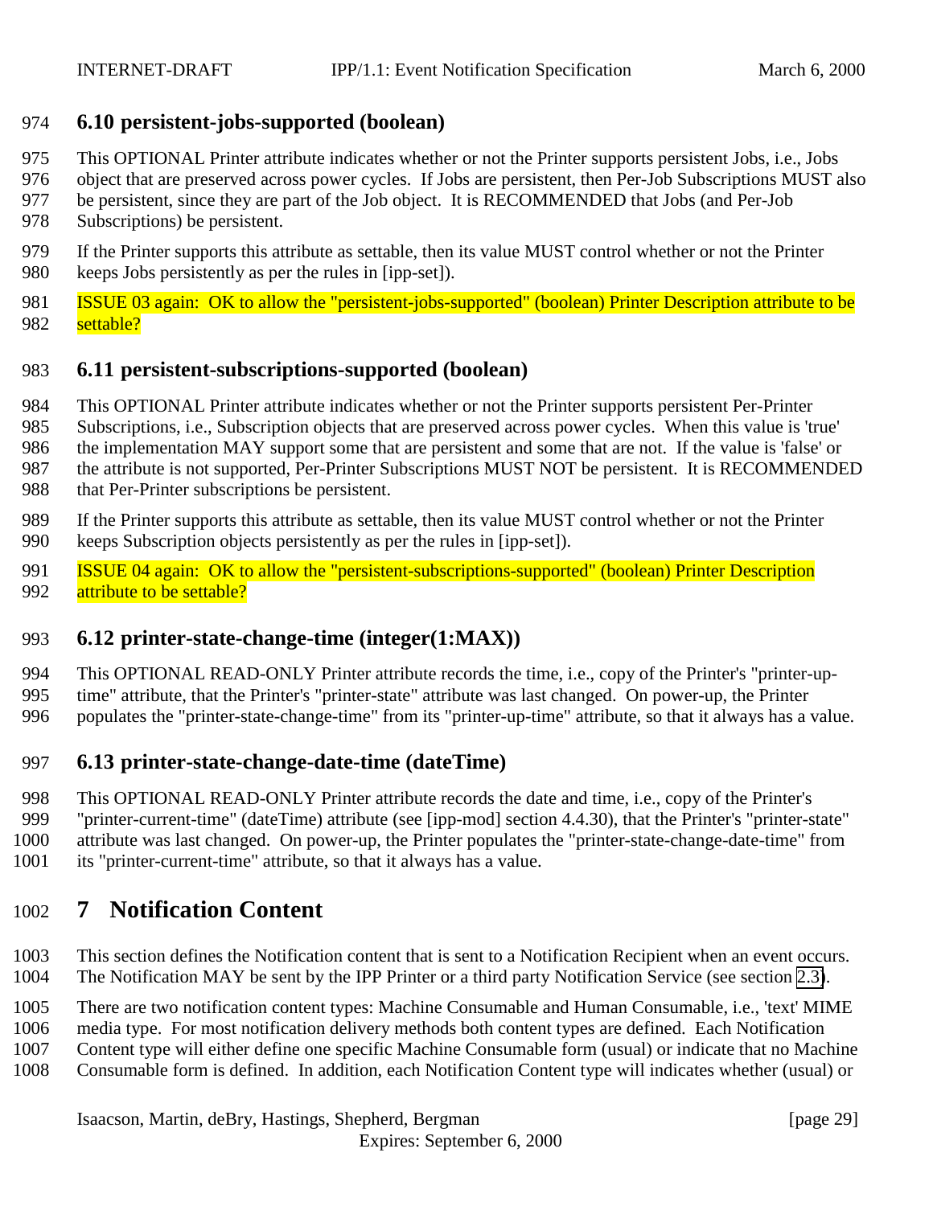## 6.10 persistent-jobs-supported (boolean)

This OPTIONAL Printer attribute indicates whether or not the Printer supports persistent Jobs, i.e., Jobs object that are preserved across power cycles. If Jobs are persistent, then Per-Job Subscriptions MUST also be persistent, since they are part of the Job object. It is RECOMMENDED that Jobs (and Per-Job Subscriptions) be persistent.

If the Printer supports this attribute as settable, then its value MUST control whether or not the Printer keeps Jobs persistently as per the rules in [ipp-set]).

ISSUE 03 again: OK to allow the "persistent-jobs-supported" (boolean) Printer Description attribute to be settable?

## 6.11 persistent-subscriptions-supported (boolean)

This OPTIONAL Printer attribute indicates whether or not the Printer supports persistent Per-Printer Subscriptions, i.e., Subscription objects that are preserved across power cycles. When this value is 'true' the implementation MAY support some that are persistent and some that are not. If the value is 'false' or the attribute is not supported, Per-Printer Subscriptions MUST NOT be persistent. It is RECOMMENDED that Per-Printer subscriptions be persistent.

If the Printer supports this attribute as settable, then its value MUST control whether or not the Printer keeps Subscription objects persistently as per the rules in [ipp-set]).

ISSUE 04 again: OK to allow the "persistent-subscriptions-supported" (boolean) Printer Description attribute to be settable?

## 6.12 printer-state-change-time (integer(1:MAX))

This OPTIONAL READ-ONLY Printer attribute records the time, i.e., copy of the Printer's "printer-up-time" attribute, that the Printer's "printer-state" attribute was last changed. On power-up, the Printer populates the "printer-state-change-time" from its "printer-up-time" attribute, so that it always has a value.

## 6.13 printer-state-change-date-time (dateTime)

This OPTIONAL READ-ONLY Printer attribute records the date and time, i.e., copy of the Printer's "printer-current-time" (dateTime) attribute (see [ipp-mod] section 4.4.30), that the Printer's "printer-state" attribute was last changed. On power-up, the Printer populates the "printer-state-change-date-time" from its "printer-current-time" attribute, so that it always has a value.

# 7 Notification Content

This section defines the Notification content that is sent to a Notification Recipient when an event occurs. The Notification MAY be sent by the IPP Printer or a third party Notification Service (see section 2.3).

There are two notification content types: Machine Consumable and Human Consumable, i.e., 'text' MIME media type. For most notification delivery methods both content types are defined. Each Notification Content type will either define one specific Machine Consumable form (usual) or indicate that no Machine Consumable form is defined. In addition, each Notification Content type will indicates whether (usual) or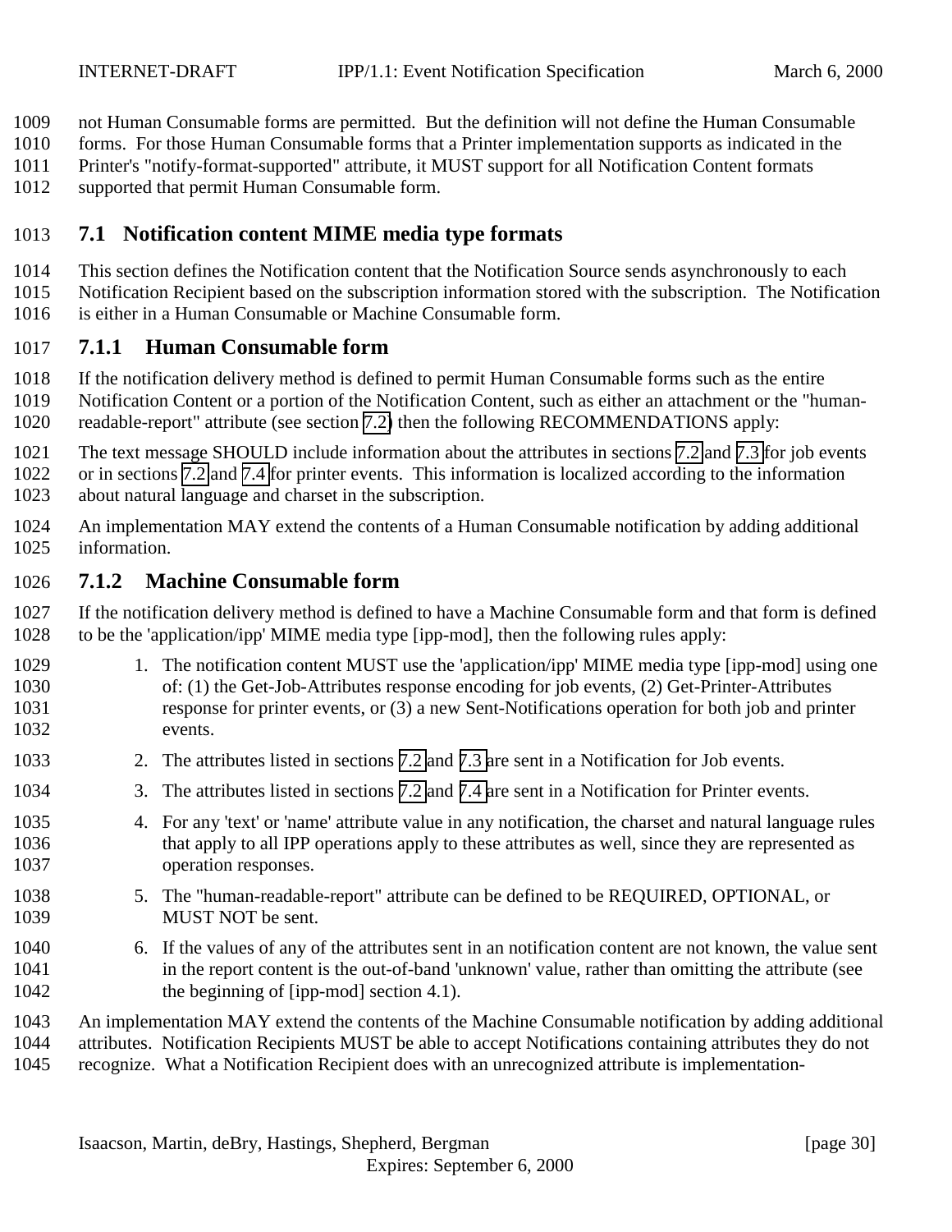not Human Consumable forms are permitted. But the definition will not define the Human Consumable forms. For those Human Consumable forms that a Printer implementation supports as indicated in the Printer's "notify-format-supported" attribute, it MUST support for all Notification Content formats supported that permit Human Consumable form.

## 7.1 Notification content MIME media type formats

This section defines the Notification content that the Notification Source sends asynchronously to each Notification Recipient based on the subscription information stored with the subscription. The Notification is either in a Human Consumable or Machine Consumable form.

### 7.1.1 Human Consumable form

If the notification delivery method is defined to permit Human Consumable forms such as the entire Notification Content or a portion of the Notification Content, such as either an attachment or the "human-readable-report" attribute (see section 7.2) then the following RECOMMENDATIONS apply:

The text message SHOULD include information about the attributes in sections 7.2 and 7.3 for job events or in sections 7.2 and 7.4 for printer events. This information is localized according to the information about natural language and charset in the subscription.

An implementation MAY extend the contents of a Human Consumable notification by adding additional information.

### 7.1.2 Machine Consumable form

If the notification delivery method is defined to have a Machine Consumable form and that form is defined to be the 'application/ipp' MIME media type [ipp-mod], then the following rules apply:

1. The notification content MUST use the 'application/ipp' MIME media type [ipp-mod] using one of: (1) the Get-Job-Attributes response encoding for job events, (2) Get-Printer-Attributes response for printer events, or (3) a new Sent-Notifications operation for both job and printer events.
2. The attributes listed in sections 7.2 and 7.3 are sent in a Notification for Job events.
3. The attributes listed in sections 7.2 and 7.4 are sent in a Notification for Printer events.
4. For any 'text' or 'name' attribute value in any notification, the charset and natural language rules that apply to all IPP operations apply to these attributes as well, since they are represented as operation responses.
5. The "human-readable-report" attribute can be defined to be REQUIRED, OPTIONAL, or MUST NOT be sent.
6. If the values of any of the attributes sent in an notification content are not known, the value sent in the report content is the out-of-band 'unknown' value, rather than omitting the attribute (see the beginning of [ipp-mod] section 4.1).

An implementation MAY extend the contents of the Machine Consumable notification by adding additional attributes. Notification Recipients MUST be able to accept Notifications containing attributes they do not recognize. What a Notification Recipient does with an unrecognized attribute is implementation-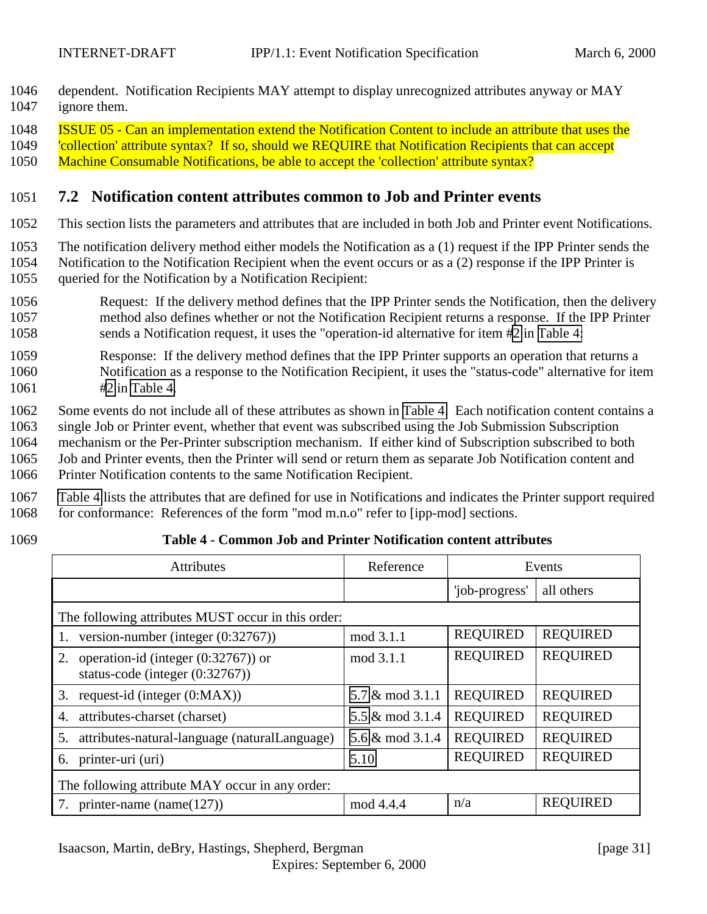dependent. Notification Recipients MAY attempt to display unrecognized attributes anyway or MAY ignore them.

ISSUE 05 - Can an implementation extend the Notification Content to include an attribute that uses the 'collection' attribute syntax? If so, should we REQUIRE that Notification Recipients that can accept Machine Consumable Notifications, be able to accept the 'collection' attribute syntax?

## 7.2 Notification content attributes common to Job and Printer events

This section lists the parameters and attributes that are included in both Job and Printer event Notifications.

The notification delivery method either models the Notification as a (1) request if the IPP Printer sends the Notification to the Notification Recipient when the event occurs or as a (2) response if the IPP Printer is queried for the Notification by a Notification Recipient:

> Request: If the delivery method defines that the IPP Printer sends the Notification, then the delivery method also defines whether or not the Notification Recipient returns a response. If the IPP Printer sends a Notification request, it uses the "operation-id alternative for item #2 in Table 4.

> Response: If the delivery method defines that the IPP Printer supports an operation that returns a Notification as a response to the Notification Recipient, it uses the "status-code" alternative for item #2 in Table 4.

Some events do not include all of these attributes as shown in Table 4. Each notification content contains a single Job or Printer event, whether that event was subscribed using the Job Submission Subscription mechanism or the Per-Printer subscription mechanism. If either kind of Subscription subscribed to both Job and Printer events, then the Printer will send or return them as separate Job Notification content and Printer Notification contents to the same Notification Recipient.

Table 4 lists the attributes that are defined for use in Notifications and indicates the Printer support required for conformance: References of the form "mod m.n.o" refer to [ipp-mod] sections.

**Table 4 - Common Job and Printer Notification content attributes**

| Attributes | Reference | Events | |
|---|---|---|---|
| | | 'job-progress' | all others |
| The following attributes MUST occur in this order: | | | |
| 1. version-number (integer (0:32767)) | mod 3.1.1 | REQUIRED | REQUIRED |
| 2. operation-id (integer (0:32767)) or status-code (integer (0:32767)) | mod 3.1.1 | REQUIRED | REQUIRED |
| 3. request-id (integer (0:MAX)) | 5.7 & mod 3.1.1 | REQUIRED | REQUIRED |
| 4. attributes-charset (charset) | 5.5 & mod 3.1.4 | REQUIRED | REQUIRED |
| 5. attributes-natural-language (naturalLanguage) | 5.6 & mod 3.1.4 | REQUIRED | REQUIRED |
| 6. printer-uri (uri) | 5.10 | REQUIRED | REQUIRED |
| The following attribute MAY occur in any order: | | | |
| 7. printer-name (name(127)) | mod 4.4.4 | n/a | REQUIRED |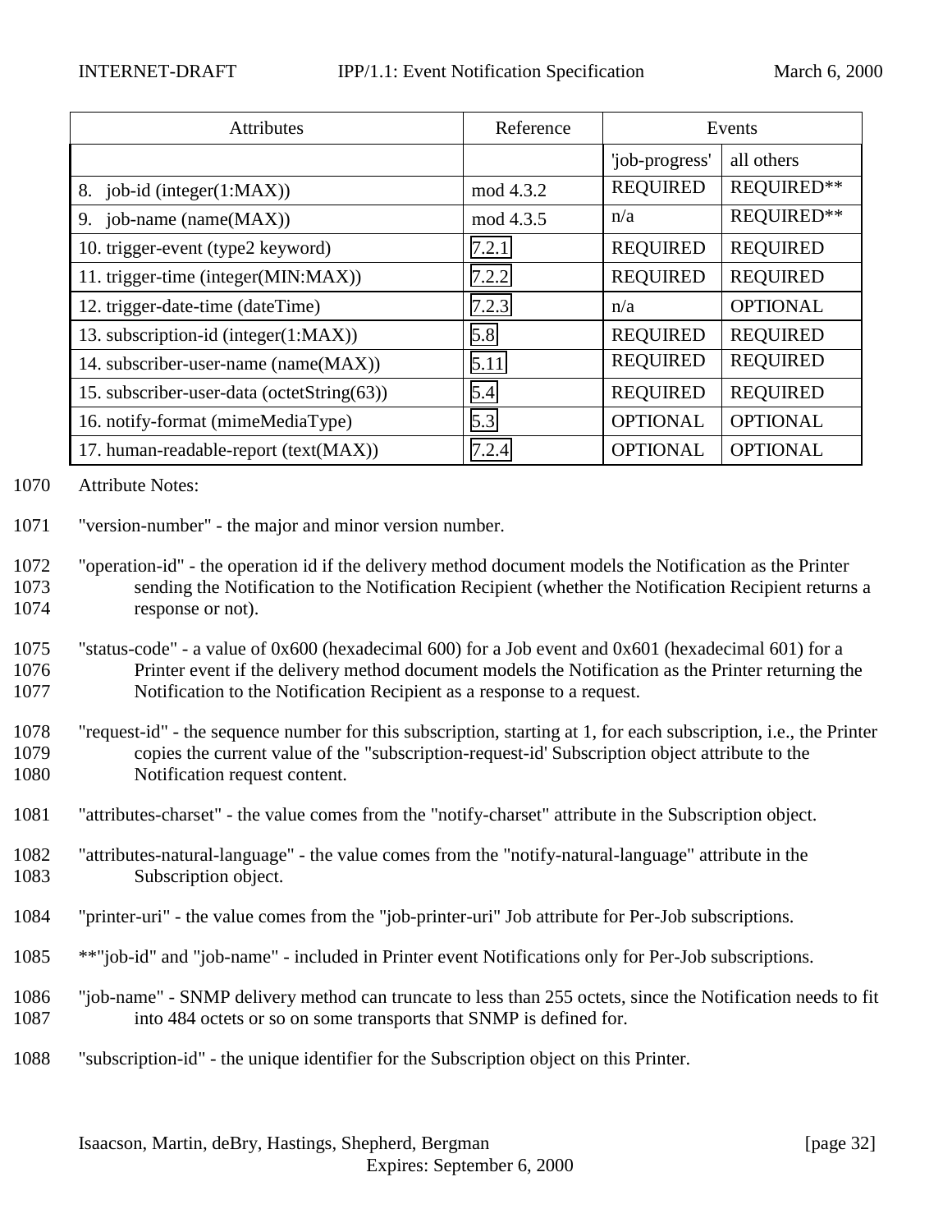| Attributes | Reference | Events | |
|---|---|---|---|
| | | 'job-progress' | all others |
| 8. job-id (integer(1:MAX)) | mod 4.3.2 | REQUIRED | REQUIRED** |
| 9. job-name (name(MAX)) | mod 4.3.5 | n/a | REQUIRED** |
| 10. trigger-event (type2 keyword) | 7.2.1 | REQUIRED | REQUIRED |
| 11. trigger-time (integer(MIN:MAX)) | 7.2.2 | REQUIRED | REQUIRED |
| 12. trigger-date-time (dateTime) | 7.2.3 | n/a | OPTIONAL |
| 13. subscription-id (integer(1:MAX)) | 5.8 | REQUIRED | REQUIRED |
| 14. subscriber-user-name (name(MAX)) | 5.11 | REQUIRED | REQUIRED |
| 15. subscriber-user-data (octetString(63)) | 5.4 | REQUIRED | REQUIRED |
| 16. notify-format (mimeMediaType) | 5.3 | OPTIONAL | OPTIONAL |
| 17. human-readable-report (text(MAX)) | 7.2.4 | OPTIONAL | OPTIONAL |

1070 Attribute Notes:

1071 "version-number" - the major and minor version number.

1072 "operation-id" - the operation id if the delivery method document models the Notification as the Printer
1073 sending the Notification to the Notification Recipient (whether the Notification Recipient returns a
1074 response or not).

1075 "status-code" - a value of 0x600 (hexadecimal 600) for a Job event and 0x601 (hexadecimal 601) for a
1076 Printer event if the delivery method document models the Notification as the Printer returning the
1077 Notification to the Notification Recipient as a response to a request.

1078 "request-id" - the sequence number for this subscription, starting at 1, for each subscription, i.e., the Printer
1079 copies the current value of the "subscription-request-id' Subscription object attribute to the
1080 Notification request content.

1081 "attributes-charset" - the value comes from the "notify-charset" attribute in the Subscription object.

1082 "attributes-natural-language" - the value comes from the "notify-natural-language" attribute in the
1083 Subscription object.

1084 "printer-uri" - the value comes from the "job-printer-uri" Job attribute for Per-Job subscriptions.

1085 **"job-id" and "job-name" - included in Printer event Notifications only for Per-Job subscriptions.

1086 "job-name" - SNMP delivery method can truncate to less than 255 octets, since the Notification needs to fit
1087 into 484 octets or so on some transports that SNMP is defined for.

1088 "subscription-id" - the unique identifier for the Subscription object on this Printer.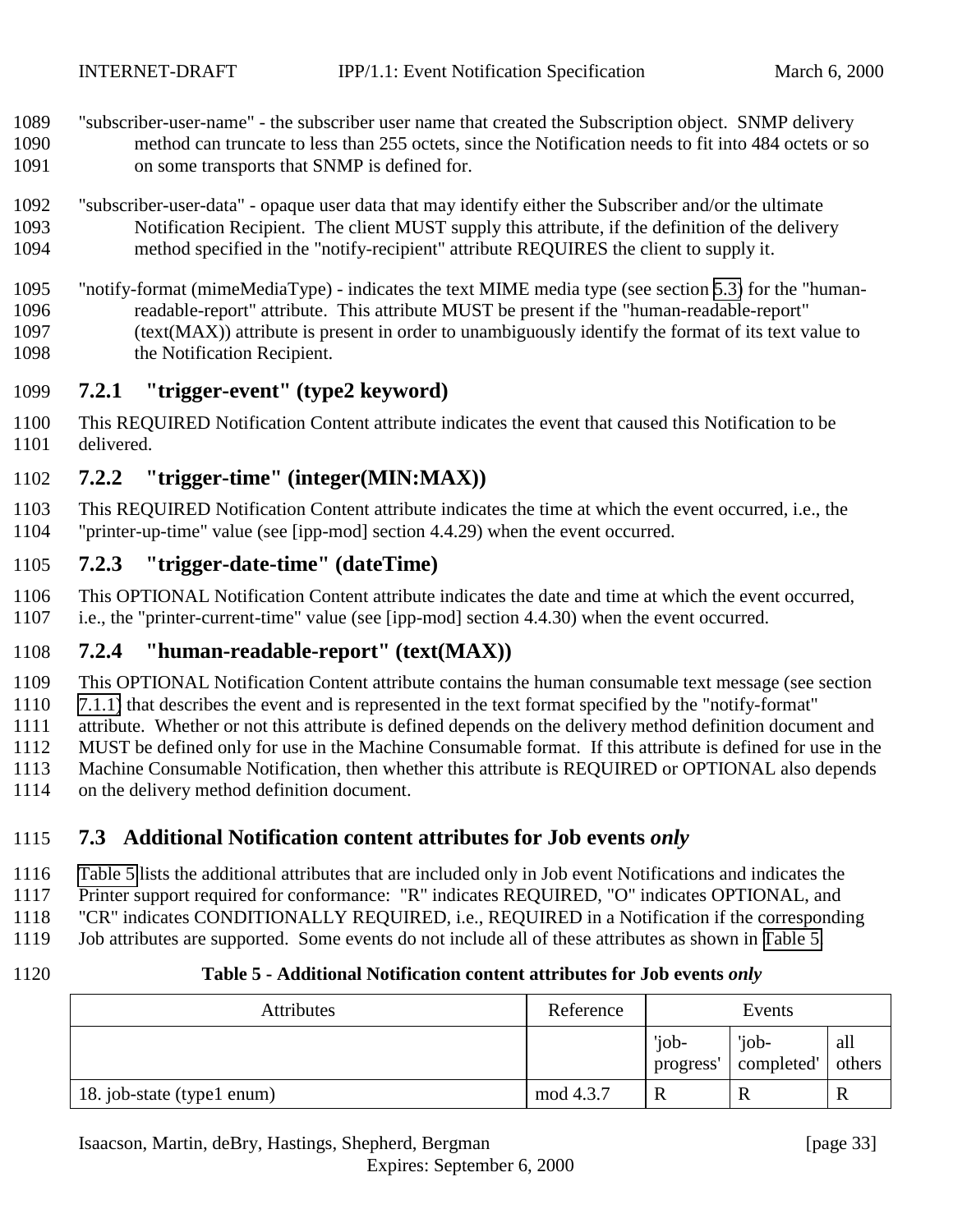"subscriber-user-name" - the subscriber user name that created the Subscription object. SNMP delivery method can truncate to less than 255 octets, since the Notification needs to fit into 484 octets or so on some transports that SNMP is defined for.

"subscriber-user-data" - opaque user data that may identify either the Subscriber and/or the ultimate Notification Recipient. The client MUST supply this attribute, if the definition of the delivery method specified in the "notify-recipient" attribute REQUIRES the client to supply it.

"notify-format (mimeMediaType) - indicates the text MIME media type (see section 5.3) for the "human-readable-report" attribute. This attribute MUST be present if the "human-readable-report" (text(MAX)) attribute is present in order to unambiguously identify the format of its text value to the Notification Recipient.

### 7.2.1 "trigger-event" (type2 keyword)

This REQUIRED Notification Content attribute indicates the event that caused this Notification to be delivered.

### 7.2.2 "trigger-time" (integer(MIN:MAX))

This REQUIRED Notification Content attribute indicates the time at which the event occurred, i.e., the "printer-up-time" value (see [ipp-mod] section 4.4.29) when the event occurred.

### 7.2.3 "trigger-date-time" (dateTime)

This OPTIONAL Notification Content attribute indicates the date and time at which the event occurred, i.e., the "printer-current-time" value (see [ipp-mod] section 4.4.30) when the event occurred.

### 7.2.4 "human-readable-report" (text(MAX))

This OPTIONAL Notification Content attribute contains the human consumable text message (see section 7.1.1) that describes the event and is represented in the text format specified by the "notify-format" attribute. Whether or not this attribute is defined depends on the delivery method definition document and MUST be defined only for use in the Machine Consumable format. If this attribute is defined for use in the Machine Consumable Notification, then whether this attribute is REQUIRED or OPTIONAL also depends on the delivery method definition document.

## 7.3 Additional Notification content attributes for Job events *only*

Table 5 lists the additional attributes that are included only in Job event Notifications and indicates the Printer support required for conformance: "R" indicates REQUIRED, "O" indicates OPTIONAL, and "CR" indicates CONDITIONALLY REQUIRED, i.e., REQUIRED in a Notification if the corresponding Job attributes are supported. Some events do not include all of these attributes as shown in Table 5.

**Table 5 - Additional Notification content attributes for Job events *only***

| Attributes | Reference | Events | | |
|---|---|---|---|---|
| | | 'job-progress' | 'job-completed' | all others |
| 18. job-state (type1 enum) | mod 4.3.7 | R | R | R |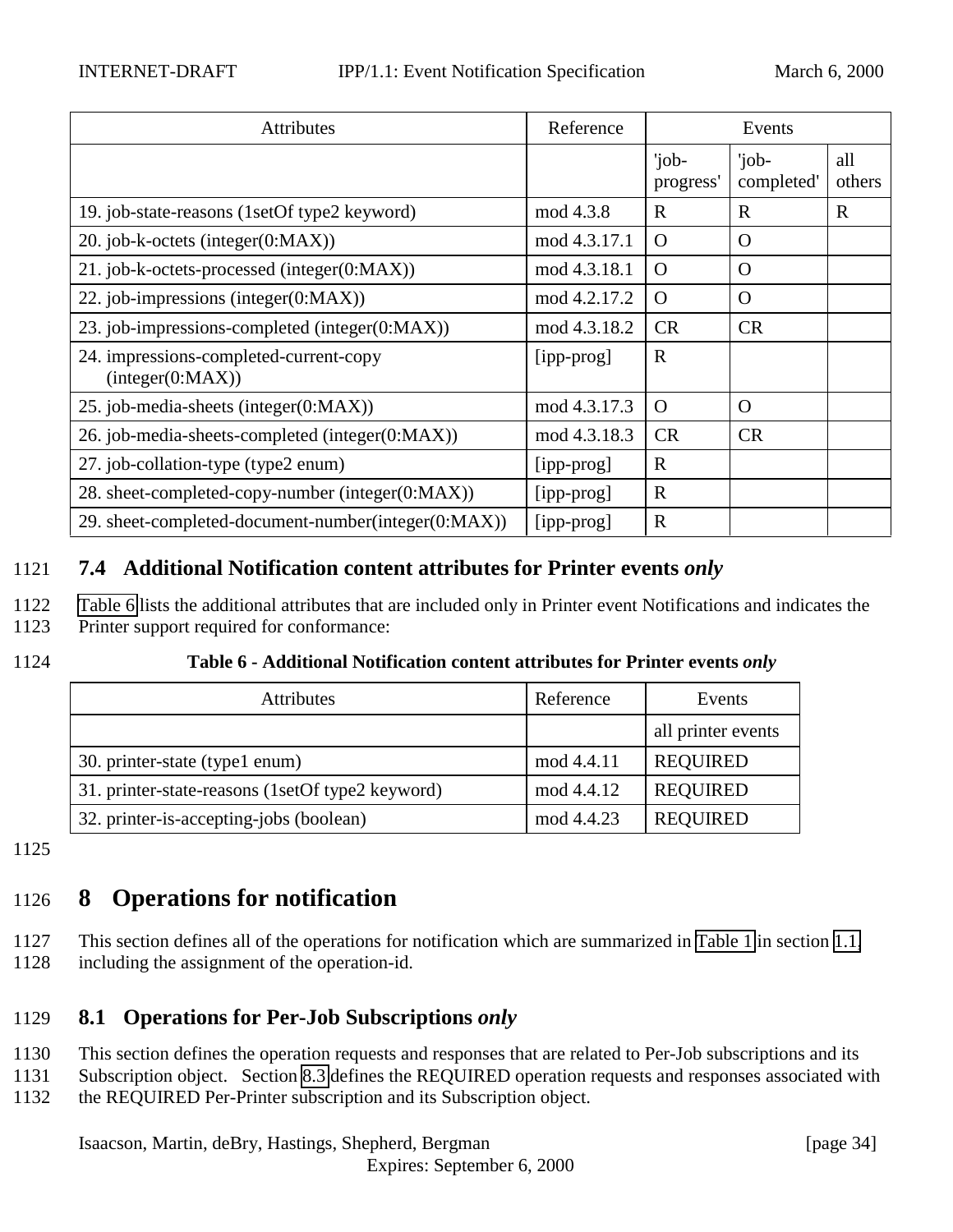| Attributes | Reference | Events | | |
|---|---|---|---|---|
| | | 'job-progress' | 'job-completed' | all others |
| 19. job-state-reasons (1setOf type2 keyword) | mod 4.3.8 | R | R | R |
| 20. job-k-octets (integer(0:MAX)) | mod 4.3.17.1 | O | O | |
| 21. job-k-octets-processed (integer(0:MAX)) | mod 4.3.18.1 | O | O | |
| 22. job-impressions (integer(0:MAX)) | mod 4.2.17.2 | O | O | |
| 23. job-impressions-completed (integer(0:MAX)) | mod 4.3.18.2 | CR | CR | |
| 24. impressions-completed-current-copy (integer(0:MAX)) | [ipp-prog] | R | | |
| 25. job-media-sheets (integer(0:MAX)) | mod 4.3.17.3 | O | O | |
| 26. job-media-sheets-completed (integer(0:MAX)) | mod 4.3.18.3 | CR | CR | |
| 27. job-collation-type (type2 enum) | [ipp-prog] | R | | |
| 28. sheet-completed-copy-number (integer(0:MAX)) | [ipp-prog] | R | | |
| 29. sheet-completed-document-number(integer(0:MAX)) | [ipp-prog] | R | | |

### 7.4 Additional Notification content attributes for Printer events *only*

Table 6 lists the additional attributes that are included only in Printer event Notifications and indicates the Printer support required for conformance:

**Table 6 - Additional Notification content attributes for Printer events *only***

| Attributes | Reference | Events |
|---|---|---|
| | | all printer events |
| 30. printer-state (type1 enum) | mod 4.4.11 | REQUIRED |
| 31. printer-state-reasons (1setOf type2 keyword) | mod 4.4.12 | REQUIRED |
| 32. printer-is-accepting-jobs (boolean) | mod 4.4.23 | REQUIRED |

# 8 Operations for notification

This section defines all of the operations for notification which are summarized in Table 1 in section 1.1, including the assignment of the operation-id.

### 8.1 Operations for Per-Job Subscriptions *only*

This section defines the operation requests and responses that are related to Per-Job subscriptions and its Subscription object. Section 8.3 defines the REQUIRED operation requests and responses associated with the REQUIRED Per-Printer subscription and its Subscription object.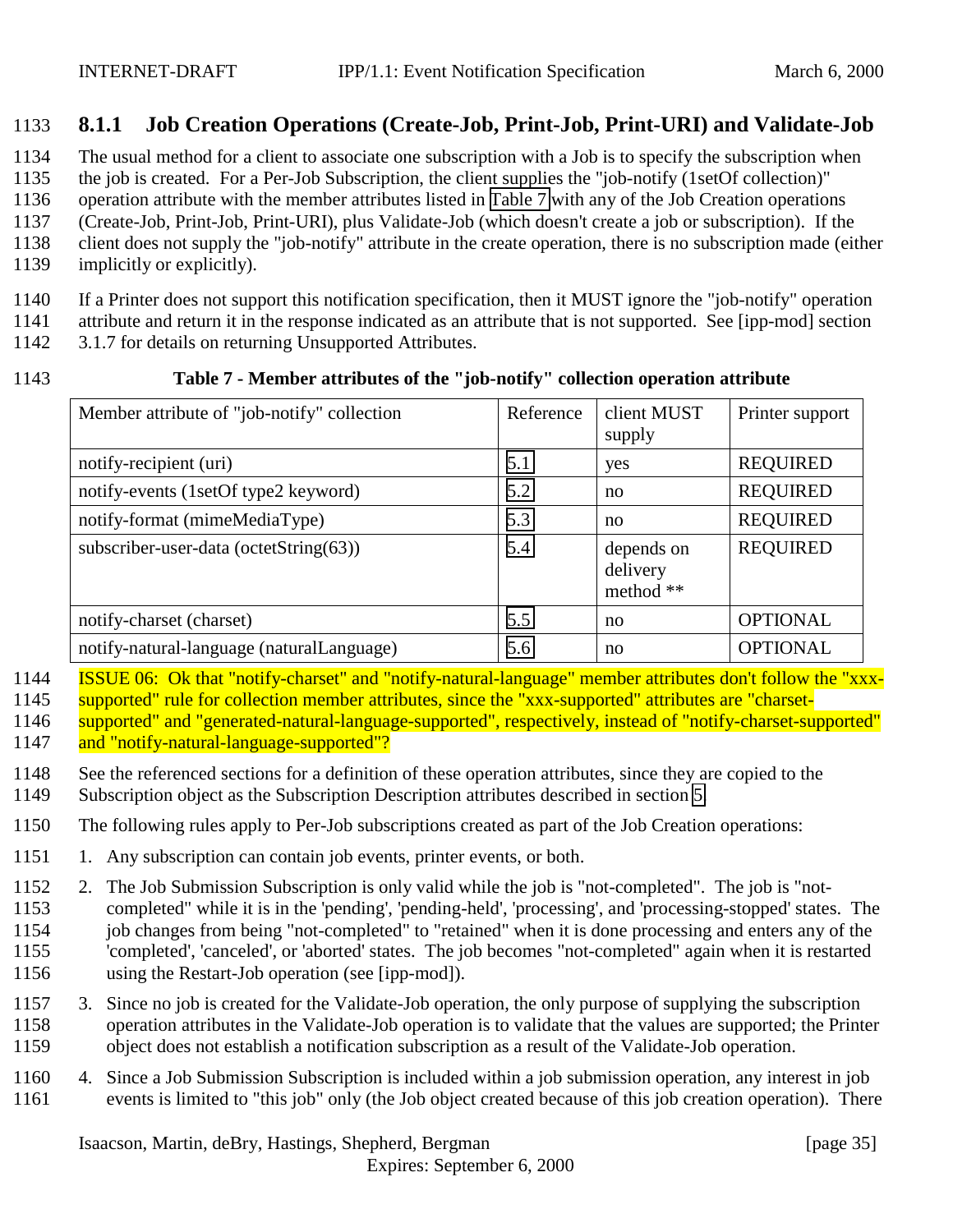### 8.1.1 Job Creation Operations (Create-Job, Print-Job, Print-URI) and Validate-Job

The usual method for a client to associate one subscription with a Job is to specify the subscription when the job is created. For a Per-Job Subscription, the client supplies the "job-notify (1setOf collection)" operation attribute with the member attributes listed in Table 7 with any of the Job Creation operations (Create-Job, Print-Job, Print-URI), plus Validate-Job (which doesn't create a job or subscription). If the client does not supply the "job-notify" attribute in the create operation, there is no subscription made (either implicitly or explicitly).

If a Printer does not support this notification specification, then it MUST ignore the "job-notify" operation attribute and return it in the response indicated as an attribute that is not supported. See [ipp-mod] section 3.1.7 for details on returning Unsupported Attributes.

**Table 7 - Member attributes of the "job-notify" collection operation attribute**

| Member attribute of "job-notify" collection | Reference | client MUST supply | Printer support |
|---|---|---|---|
| notify-recipient (uri) | 5.1 | yes | REQUIRED |
| notify-events (1setOf type2 keyword) | 5.2 | no | REQUIRED |
| notify-format (mimeMediaType) | 5.3 | no | REQUIRED |
| subscriber-user-data (octetString(63)) | 5.4 | depends on delivery method ** | REQUIRED |
| notify-charset (charset) | 5.5 | no | OPTIONAL |
| notify-natural-language (naturalLanguage) | 5.6 | no | OPTIONAL |

ISSUE 06: Ok that "notify-charset" and "notify-natural-language" member attributes don't follow the "xxx-supported" rule for collection member attributes, since the "xxx-supported" attributes are "charset-supported" and "generated-natural-language-supported", respectively, instead of "notify-charset-supported" and "notify-natural-language-supported"?

See the referenced sections for a definition of these operation attributes, since they are copied to the Subscription object as the Subscription Description attributes described in section 5.

The following rules apply to Per-Job subscriptions created as part of the Job Creation operations:

1. Any subscription can contain job events, printer events, or both.
2. The Job Submission Subscription is only valid while the job is "not-completed". The job is "not-completed" while it is in the 'pending', 'pending-held', 'processing', and 'processing-stopped' states. The job changes from being "not-completed" to "retained" when it is done processing and enters any of the 'completed', 'canceled', or 'aborted' states. The job becomes "not-completed" again when it is restarted using the Restart-Job operation (see [ipp-mod]).
3. Since no job is created for the Validate-Job operation, the only purpose of supplying the subscription operation attributes in the Validate-Job operation is to validate that the values are supported; the Printer object does not establish a notification subscription as a result of the Validate-Job operation.
4. Since a Job Submission Subscription is included within a job submission operation, any interest in job events is limited to "this job" only (the Job object created because of this job creation operation). There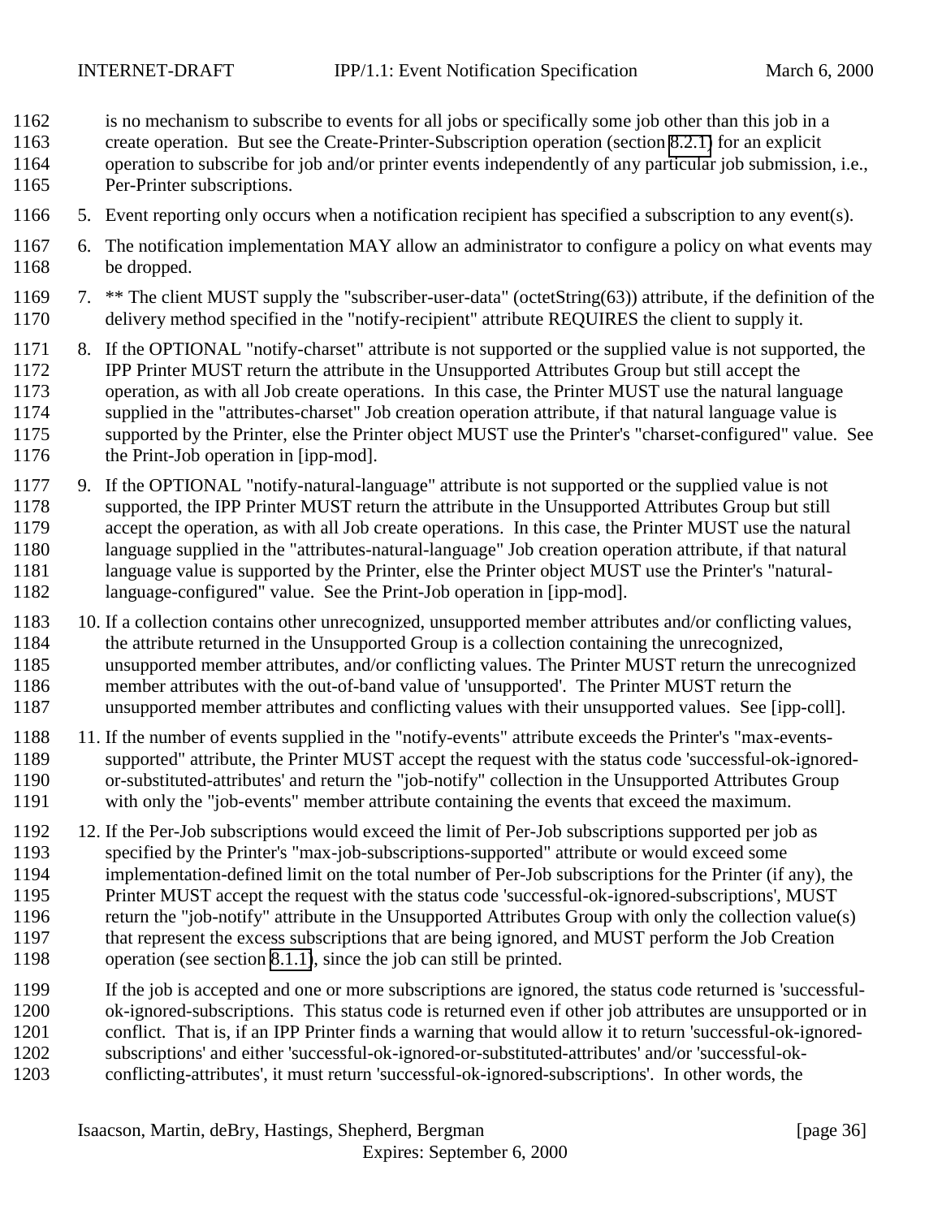is no mechanism to subscribe to events for all jobs or specifically some job other than this job in a create operation. But see the Create-Printer-Subscription operation (section 8.2.1) for an explicit operation to subscribe for job and/or printer events independently of any particular job submission, i.e., Per-Printer subscriptions.

5. Event reporting only occurs when a notification recipient has specified a subscription to any event(s).

6. The notification implementation MAY allow an administrator to configure a policy on what events may be dropped.

7. ** The client MUST supply the "subscriber-user-data" (octetString(63)) attribute, if the definition of the delivery method specified in the "notify-recipient" attribute REQUIRES the client to supply it.

8. If the OPTIONAL "notify-charset" attribute is not supported or the supplied value is not supported, the IPP Printer MUST return the attribute in the Unsupported Attributes Group but still accept the operation, as with all Job create operations. In this case, the Printer MUST use the natural language supplied in the "attributes-charset" Job creation operation attribute, if that natural language value is supported by the Printer, else the Printer object MUST use the Printer's "charset-configured" value. See the Print-Job operation in [ipp-mod].

9. If the OPTIONAL "notify-natural-language" attribute is not supported or the supplied value is not supported, the IPP Printer MUST return the attribute in the Unsupported Attributes Group but still accept the operation, as with all Job create operations. In this case, the Printer MUST use the natural language supplied in the "attributes-natural-language" Job creation operation attribute, if that natural language value is supported by the Printer, else the Printer object MUST use the Printer's "natural-language-configured" value. See the Print-Job operation in [ipp-mod].

10. If a collection contains other unrecognized, unsupported member attributes and/or conflicting values, the attribute returned in the Unsupported Group is a collection containing the unrecognized, unsupported member attributes, and/or conflicting values. The Printer MUST return the unrecognized member attributes with the out-of-band value of 'unsupported'. The Printer MUST return the unsupported member attributes and conflicting values with their unsupported values. See [ipp-coll].

11. If the number of events supplied in the "notify-events" attribute exceeds the Printer's "max-events-supported" attribute, the Printer MUST accept the request with the status code 'successful-ok-ignored-or-substituted-attributes' and return the "job-notify" collection in the Unsupported Attributes Group with only the "job-events" member attribute containing the events that exceed the maximum.

12. If the Per-Job subscriptions would exceed the limit of Per-Job subscriptions supported per job as specified by the Printer's "max-job-subscriptions-supported" attribute or would exceed some implementation-defined limit on the total number of Per-Job subscriptions for the Printer (if any), the Printer MUST accept the request with the status code 'successful-ok-ignored-subscriptions', MUST return the "job-notify" attribute in the Unsupported Attributes Group with only the collection value(s) that represent the excess subscriptions that are being ignored, and MUST perform the Job Creation operation (see section 8.1.1), since the job can still be printed.

    If the job is accepted and one or more subscriptions are ignored, the status code returned is 'successful-ok-ignored-subscriptions. This status code is returned even if other job attributes are unsupported or in conflict. That is, if an IPP Printer finds a warning that would allow it to return 'successful-ok-ignored-subscriptions' and either 'successful-ok-ignored-or-substituted-attributes' and/or 'successful-ok-conflicting-attributes', it must return 'successful-ok-ignored-subscriptions'. In other words, the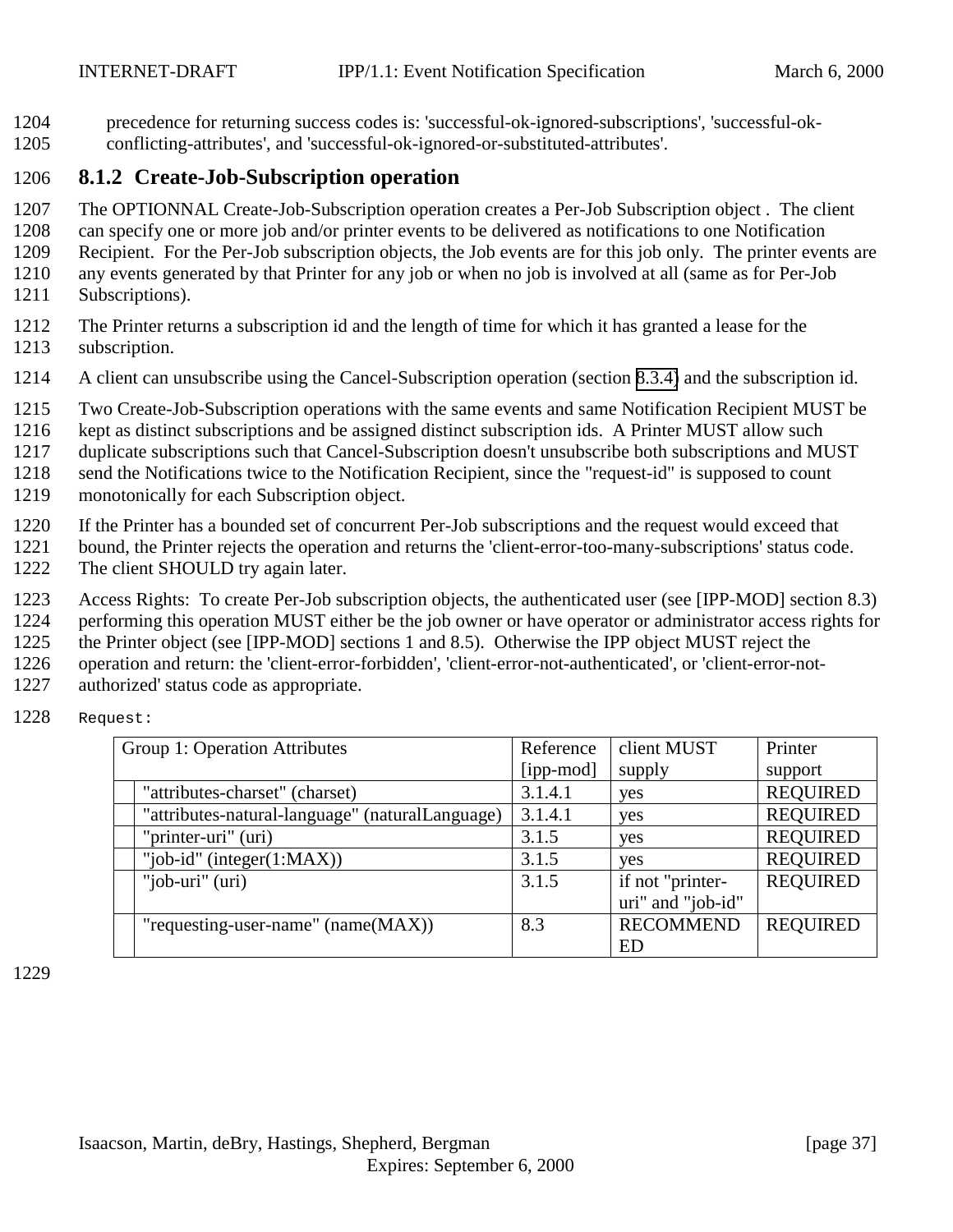precedence for returning success codes is: 'successful-ok-ignored-subscriptions', 'successful-ok-conflicting-attributes', and 'successful-ok-ignored-or-substituted-attributes'.

### 8.1.2 Create-Job-Subscription operation

The OPTIONNAL Create-Job-Subscription operation creates a Per-Job Subscription object . The client can specify one or more job and/or printer events to be delivered as notifications to one Notification Recipient. For the Per-Job subscription objects, the Job events are for this job only. The printer events are any events generated by that Printer for any job or when no job is involved at all (same as for Per-Job Subscriptions).

The Printer returns a subscription id and the length of time for which it has granted a lease for the subscription.

A client can unsubscribe using the Cancel-Subscription operation (section 8.3.4) and the subscription id.

Two Create-Job-Subscription operations with the same events and same Notification Recipient MUST be kept as distinct subscriptions and be assigned distinct subscription ids. A Printer MUST allow such duplicate subscriptions such that Cancel-Subscription doesn't unsubscribe both subscriptions and MUST send the Notifications twice to the Notification Recipient, since the "request-id" is supposed to count monotonically for each Subscription object.

If the Printer has a bounded set of concurrent Per-Job subscriptions and the request would exceed that bound, the Printer rejects the operation and returns the 'client-error-too-many-subscriptions' status code. The client SHOULD try again later.

Access Rights: To create Per-Job subscription objects, the authenticated user (see [IPP-MOD] section 8.3) performing this operation MUST either be the job owner or have operator or administrator access rights for the Printer object (see [IPP-MOD] sections 1 and 8.5). Otherwise the IPP object MUST reject the operation and return: the 'client-error-forbidden', 'client-error-not-authenticated', or 'client-error-not-authorized' status code as appropriate.

```
Request:
```

| Group 1: Operation Attributes | | Reference [ipp-mod] | client MUST supply | Printer support |
|---|---|---|---|---|
| | "attributes-charset" (charset) | 3.1.4.1 | yes | REQUIRED |
| | "attributes-natural-language" (naturalLanguage) | 3.1.4.1 | yes | REQUIRED |
| | "printer-uri" (uri) | 3.1.5 | yes | REQUIRED |
| | "job-id" (integer(1:MAX)) | 3.1.5 | yes | REQUIRED |
| | "job-uri" (uri) | 3.1.5 | if not "printer-uri" and "job-id" | REQUIRED |
| | "requesting-user-name" (name(MAX)) | 8.3 | RECOMMENDED | REQUIRED |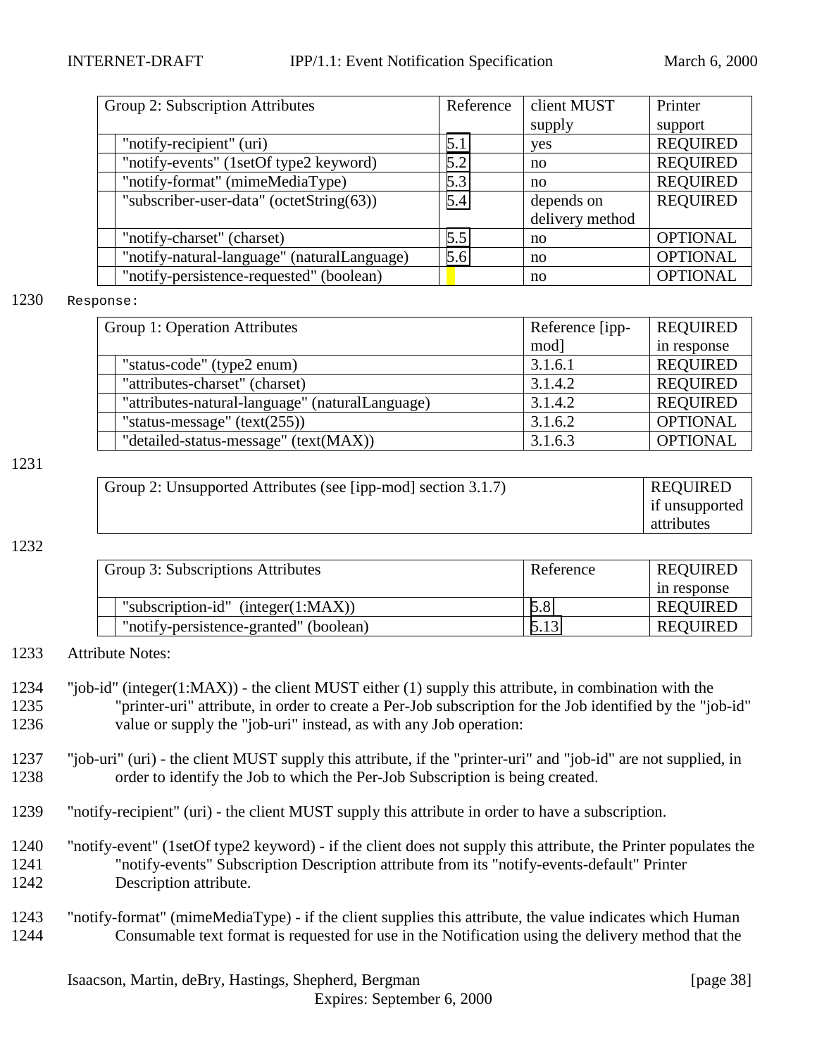| Group 2: Subscription Attributes | Reference | client MUST supply | Printer support |
|---|---|---|---|
| "notify-recipient" (uri) | 5.1 | yes | REQUIRED |
| "notify-events" (1setOf type2 keyword) | 5.2 | no | REQUIRED |
| "notify-format" (mimeMediaType) | 5.3 | no | REQUIRED |
| "subscriber-user-data" (octetString(63)) | 5.4 | depends on delivery method | REQUIRED |
| "notify-charset" (charset) | 5.5 | no | OPTIONAL |
| "notify-natural-language" (naturalLanguage) | 5.6 | no | OPTIONAL |
| "notify-persistence-requested" (boolean) | | no | OPTIONAL |

1230 Response:

| Group 1: Operation Attributes | Reference [ipp-mod] | REQUIRED in response |
|---|---|---|
| "status-code" (type2 enum) | 3.1.6.1 | REQUIRED |
| "attributes-charset" (charset) | 3.1.4.2 | REQUIRED |
| "attributes-natural-language" (naturalLanguage) | 3.1.4.2 | REQUIRED |
| "status-message" (text(255)) | 3.1.6.2 | OPTIONAL |
| "detailed-status-message" (text(MAX)) | 3.1.6.3 | OPTIONAL |

1231

| Group 2: Unsupported Attributes (see [ipp-mod] section 3.1.7) | REQUIRED if unsupported attributes |
|---|---|

1232

| Group 3: Subscriptions Attributes | Reference | REQUIRED in response |
|---|---|---|
| "subscription-id" (integer(1:MAX)) | 5.8 | REQUIRED |
| "notify-persistence-granted" (boolean) | 5.13 | REQUIRED |

1233 Attribute Notes:

1234 "job-id" (integer(1:MAX)) - the client MUST either (1) supply this attribute, in combination with the
1235 "printer-uri" attribute, in order to create a Per-Job subscription for the Job identified by the "job-id"
1236 value or supply the "job-uri" instead, as with any Job operation:

1237 "job-uri" (uri) - the client MUST supply this attribute, if the "printer-uri" and "job-id" are not supplied, in
1238 order to identify the Job to which the Per-Job Subscription is being created.

1239 "notify-recipient" (uri) - the client MUST supply this attribute in order to have a subscription.

1240 "notify-event" (1setOf type2 keyword) - if the client does not supply this attribute, the Printer populates the
1241 "notify-events" Subscription Description attribute from its "notify-events-default" Printer
1242 Description attribute.

1243 "notify-format" (mimeMediaType) - if the client supplies this attribute, the value indicates which Human
1244 Consumable text format is requested for use in the Notification using the delivery method that the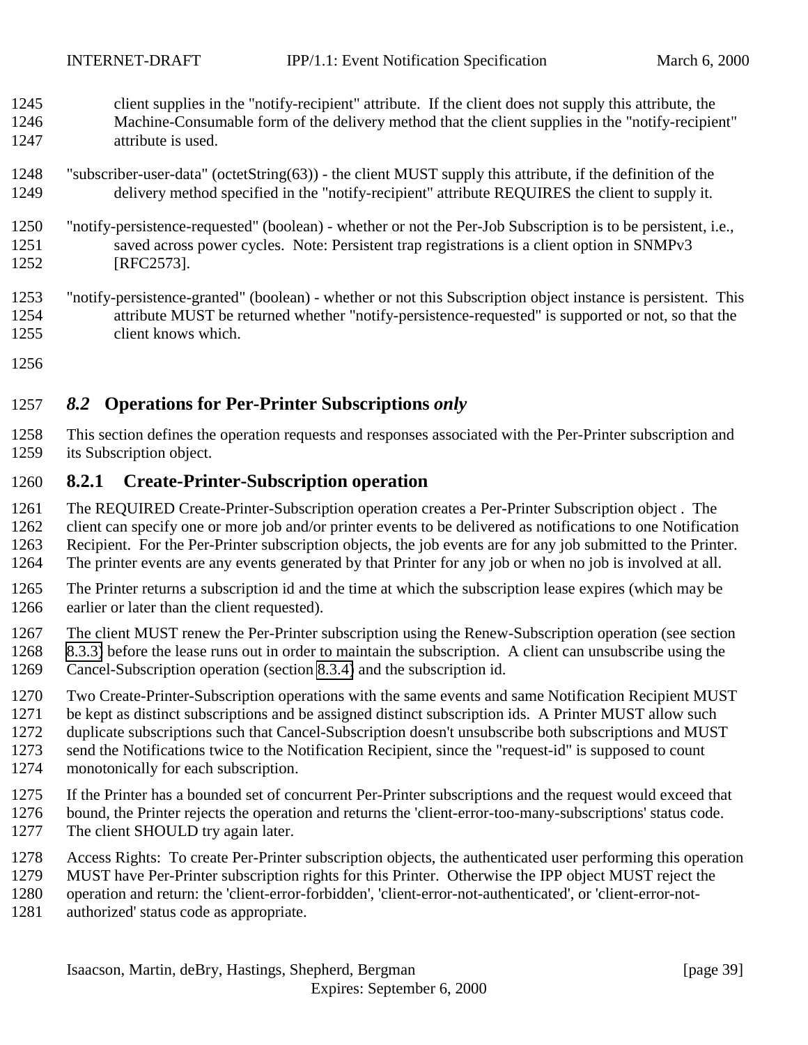client supplies in the "notify-recipient" attribute. If the client does not supply this attribute, the Machine-Consumable form of the delivery method that the client supplies in the "notify-recipient" attribute is used.

"subscriber-user-data" (octetString(63)) - the client MUST supply this attribute, if the definition of the delivery method specified in the "notify-recipient" attribute REQUIRES the client to supply it.

"notify-persistence-requested" (boolean) - whether or not the Per-Job Subscription is to be persistent, i.e., saved across power cycles. Note: Persistent trap registrations is a client option in SNMPv3 [RFC2573].

"notify-persistence-granted" (boolean) - whether or not this Subscription object instance is persistent. This attribute MUST be returned whether "notify-persistence-requested" is supported or not, so that the client knows which.

## *8.2* Operations for Per-Printer Subscriptions *only*

This section defines the operation requests and responses associated with the Per-Printer subscription and its Subscription object.

### 8.2.1 Create-Printer-Subscription operation

The REQUIRED Create-Printer-Subscription operation creates a Per-Printer Subscription object . The client can specify one or more job and/or printer events to be delivered as notifications to one Notification Recipient. For the Per-Printer subscription objects, the job events are for any job submitted to the Printer. The printer events are any events generated by that Printer for any job or when no job is involved at all.

The Printer returns a subscription id and the time at which the subscription lease expires (which may be earlier or later than the client requested).

The client MUST renew the Per-Printer subscription using the Renew-Subscription operation (see section 8.3.3) before the lease runs out in order to maintain the subscription. A client can unsubscribe using the Cancel-Subscription operation (section 8.3.4) and the subscription id.

Two Create-Printer-Subscription operations with the same events and same Notification Recipient MUST be kept as distinct subscriptions and be assigned distinct subscription ids. A Printer MUST allow such duplicate subscriptions such that Cancel-Subscription doesn't unsubscribe both subscriptions and MUST send the Notifications twice to the Notification Recipient, since the "request-id" is supposed to count monotonically for each subscription.

If the Printer has a bounded set of concurrent Per-Printer subscriptions and the request would exceed that bound, the Printer rejects the operation and returns the 'client-error-too-many-subscriptions' status code. The client SHOULD try again later.

Access Rights: To create Per-Printer subscription objects, the authenticated user performing this operation MUST have Per-Printer subscription rights for this Printer. Otherwise the IPP object MUST reject the operation and return: the 'client-error-forbidden', 'client-error-not-authenticated', or 'client-error-not-authorized' status code as appropriate.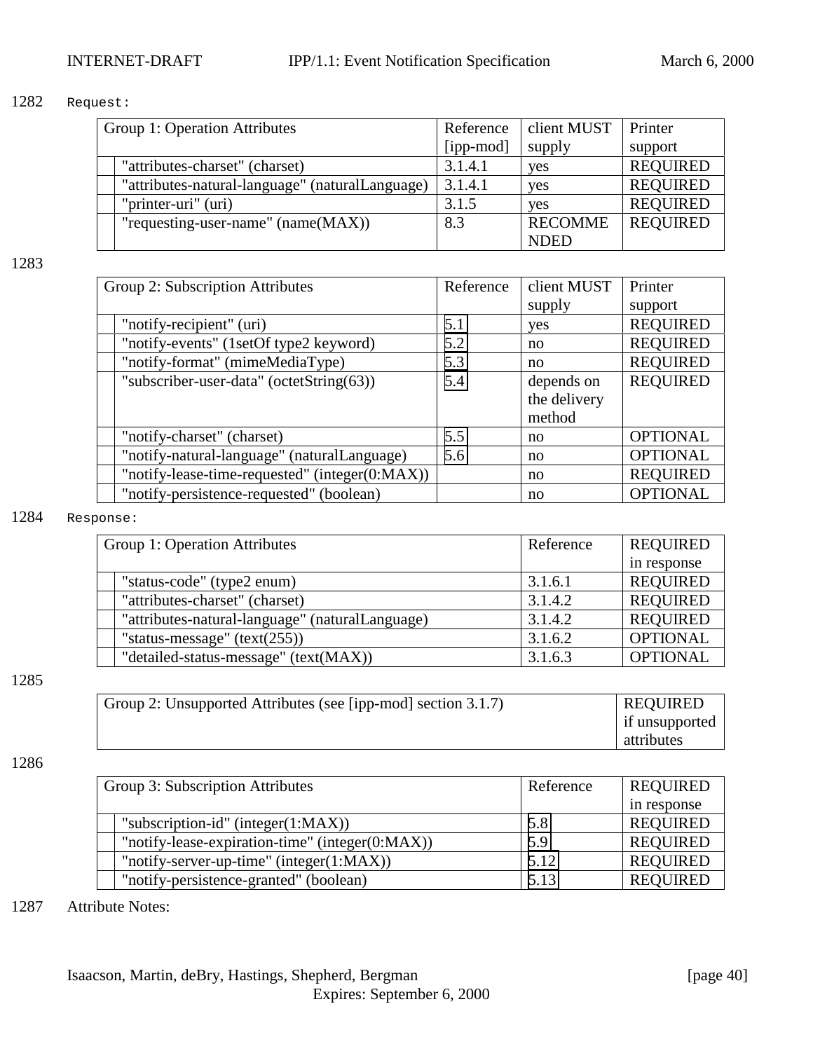1282 Request:

| Group 1: Operation Attributes | Reference [ipp-mod] | client MUST supply | Printer support |
|---|---|---|---|
| "attributes-charset" (charset) | 3.1.4.1 | yes | REQUIRED |
| "attributes-natural-language" (naturalLanguage) | 3.1.4.1 | yes | REQUIRED |
| "printer-uri" (uri) | 3.1.5 | yes | REQUIRED |
| "requesting-user-name" (name(MAX)) | 8.3 | RECOMMENDED | REQUIRED |

1283

| Group 2: Subscription Attributes | Reference | client MUST supply | Printer support |
|---|---|---|---|
| "notify-recipient" (uri) | 5.1 | yes | REQUIRED |
| "notify-events" (1setOf type2 keyword) | 5.2 | no | REQUIRED |
| "notify-format" (mimeMediaType) | 5.3 | no | REQUIRED |
| "subscriber-user-data" (octetString(63)) | 5.4 | depends on the delivery method | REQUIRED |
| "notify-charset" (charset) | 5.5 | no | OPTIONAL |
| "notify-natural-language" (naturalLanguage) | 5.6 | no | OPTIONAL |
| "notify-lease-time-requested" (integer(0:MAX)) | | no | REQUIRED |
| "notify-persistence-requested" (boolean) | | no | OPTIONAL |

1284 Response:

| Group 1: Operation Attributes | Reference | REQUIRED in response |
|---|---|---|
| "status-code" (type2 enum) | 3.1.6.1 | REQUIRED |
| "attributes-charset" (charset) | 3.1.4.2 | REQUIRED |
| "attributes-natural-language" (naturalLanguage) | 3.1.4.2 | REQUIRED |
| "status-message" (text(255)) | 3.1.6.2 | OPTIONAL |
| "detailed-status-message" (text(MAX)) | 3.1.6.3 | OPTIONAL |

1285

| Group 2: Unsupported Attributes (see [ipp-mod] section 3.1.7) | REQUIRED if unsupported attributes |
|---|---|

1286

| Group 3: Subscription Attributes | Reference | REQUIRED in response |
|---|---|---|
| "subscription-id" (integer(1:MAX)) | 5.8 | REQUIRED |
| "notify-lease-expiration-time" (integer(0:MAX)) | 5.9 | REQUIRED |
| "notify-server-up-time" (integer(1:MAX)) | 5.12 | REQUIRED |
| "notify-persistence-granted" (boolean) | 5.13 | REQUIRED |

1287 Attribute Notes: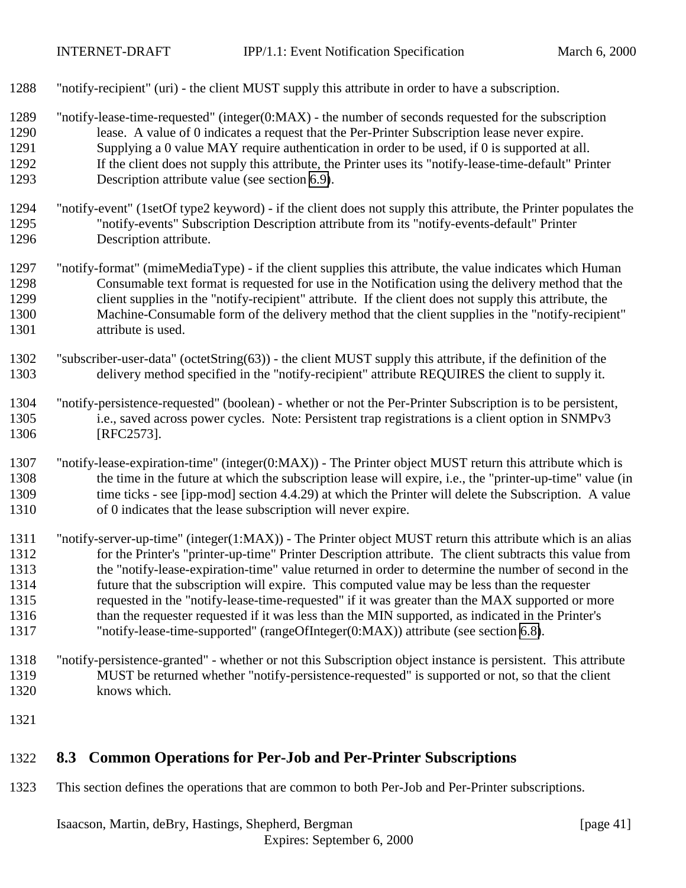"notify-recipient" (uri) - the client MUST supply this attribute in order to have a subscription.

"notify-lease-time-requested" (integer(0:MAX) - the number of seconds requested for the subscription lease. A value of 0 indicates a request that the Per-Printer Subscription lease never expire. Supplying a 0 value MAY require authentication in order to be used, if 0 is supported at all. If the client does not supply this attribute, the Printer uses its "notify-lease-time-default" Printer Description attribute value (see section 6.9).

"notify-event" (1setOf type2 keyword) - if the client does not supply this attribute, the Printer populates the "notify-events" Subscription Description attribute from its "notify-events-default" Printer Description attribute.

"notify-format" (mimeMediaType) - if the client supplies this attribute, the value indicates which Human Consumable text format is requested for use in the Notification using the delivery method that the client supplies in the "notify-recipient" attribute. If the client does not supply this attribute, the Machine-Consumable form of the delivery method that the client supplies in the "notify-recipient" attribute is used.

"subscriber-user-data" (octetString(63)) - the client MUST supply this attribute, if the definition of the delivery method specified in the "notify-recipient" attribute REQUIRES the client to supply it.

"notify-persistence-requested" (boolean) - whether or not the Per-Printer Subscription is to be persistent, i.e., saved across power cycles. Note: Persistent trap registrations is a client option in SNMPv3 [RFC2573].

"notify-lease-expiration-time" (integer(0:MAX)) - The Printer object MUST return this attribute which is the time in the future at which the subscription lease will expire, i.e., the "printer-up-time" value (in time ticks - see [ipp-mod] section 4.4.29) at which the Printer will delete the Subscription. A value of 0 indicates that the lease subscription will never expire.

"notify-server-up-time" (integer(1:MAX)) - The Printer object MUST return this attribute which is an alias for the Printer's "printer-up-time" Printer Description attribute. The client subtracts this value from the "notify-lease-expiration-time" value returned in order to determine the number of second in the future that the subscription will expire. This computed value may be less than the requester requested in the "notify-lease-time-requested" if it was greater than the MAX supported or more than the requester requested if it was less than the MIN supported, as indicated in the Printer's "notify-lease-time-supported" (rangeOfInteger(0:MAX)) attribute (see section 6.8).

"notify-persistence-granted" - whether or not this Subscription object instance is persistent. This attribute MUST be returned whether "notify-persistence-requested" is supported or not, so that the client knows which.

## 8.3 Common Operations for Per-Job and Per-Printer Subscriptions

This section defines the operations that are common to both Per-Job and Per-Printer subscriptions.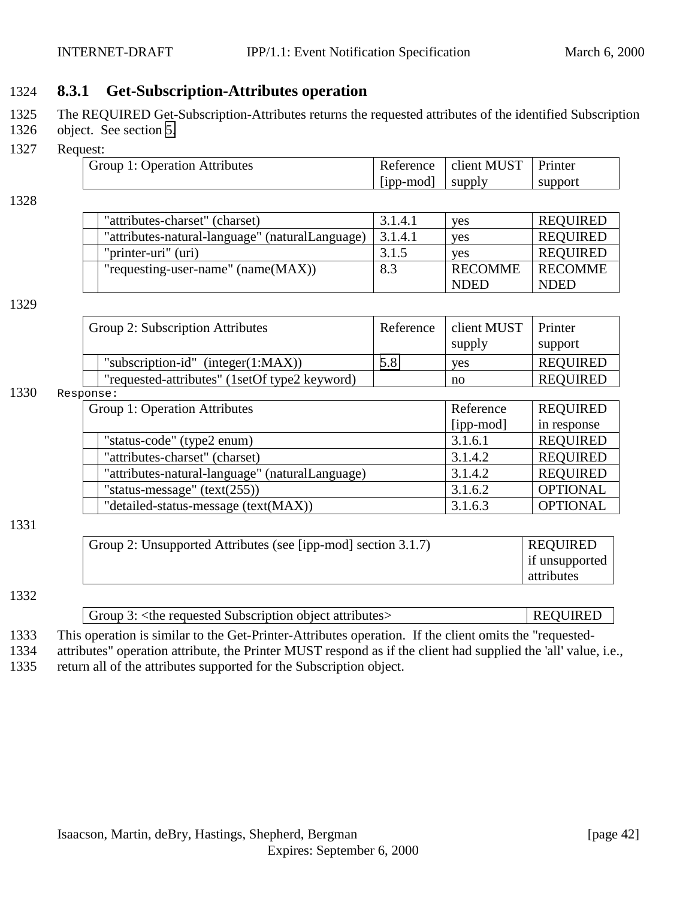### 8.3.1 Get-Subscription-Attributes operation

The REQUIRED Get-Subscription-Attributes returns the requested attributes of the identified Subscription object. See section 5.

Request:

| Group 1: Operation Attributes | Reference [ipp-mod] | client MUST supply | Printer support |
|---|---|---|---|
| "attributes-charset" (charset) | 3.1.4.1 | yes | REQUIRED |
| "attributes-natural-language" (naturalLanguage) | 3.1.4.1 | yes | REQUIRED |
| "printer-uri" (uri) | 3.1.5 | yes | REQUIRED |
| "requesting-user-name" (name(MAX)) | 8.3 | RECOMMENDED | RECOMMENDED |

| Group 2: Subscription Attributes | Reference | client MUST supply | Printer support |
|---|---|---|---|
| "subscription-id" (integer(1:MAX)) | 5.8 | yes | REQUIRED |
| "requested-attributes" (1setOf type2 keyword) | | no | REQUIRED |

Response:

| Group 1: Operation Attributes | Reference [ipp-mod] | REQUIRED in response |
|---|---|---|
| "status-code" (type2 enum) | 3.1.6.1 | REQUIRED |
| "attributes-charset" (charset) | 3.1.4.2 | REQUIRED |
| "attributes-natural-language" (naturalLanguage) | 3.1.4.2 | REQUIRED |
| "status-message" (text(255)) | 3.1.6.2 | OPTIONAL |
| "detailed-status-message (text(MAX)) | 3.1.6.3 | OPTIONAL |

| Group 2: Unsupported Attributes (see [ipp-mod] section 3.1.7) | REQUIRED if unsupported attributes |
|---|---|

| Group 3: <the requested Subscription object attributes> | REQUIRED |
|---|---|

This operation is similar to the Get-Printer-Attributes operation. If the client omits the "requested-attributes" operation attribute, the Printer MUST respond as if the client had supplied the 'all' value, i.e., return all of the attributes supported for the Subscription object.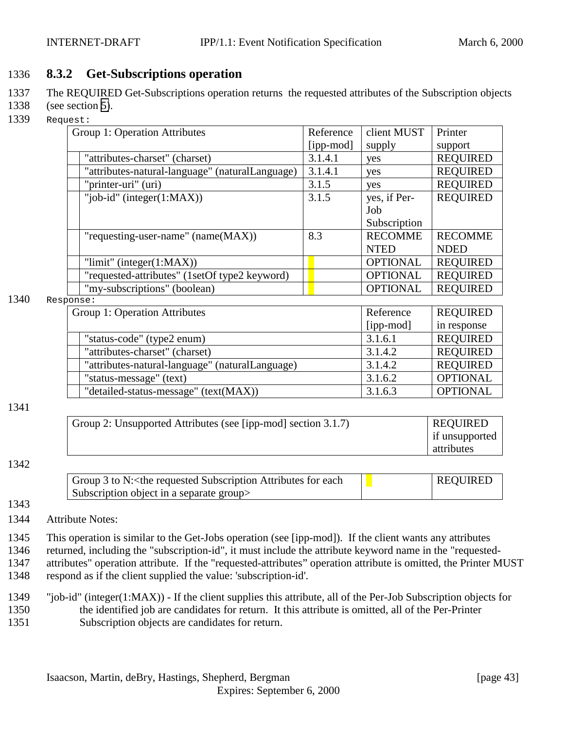### 8.3.2 Get-Subscriptions operation

The REQUIRED Get-Subscriptions operation returns the requested attributes of the Subscription objects (see section 5).

Request:

| Group 1: Operation Attributes | Reference [ipp-mod] | client MUST supply | Printer support |
|---|---|---|---|
| "attributes-charset" (charset) | 3.1.4.1 | yes | REQUIRED |
| "attributes-natural-language" (naturalLanguage) | 3.1.4.1 | yes | REQUIRED |
| "printer-uri" (uri) | 3.1.5 | yes | REQUIRED |
| "job-id" (integer(1:MAX)) | 3.1.5 | yes, if Per-Job Subscription | REQUIRED |
| "requesting-user-name" (name(MAX)) | 8.3 | RECOMMENDED | RECOMMENDED |
| "limit" (integer(1:MAX)) | | OPTIONAL | REQUIRED |
| "requested-attributes" (1setOf type2 keyword) | | OPTIONAL | REQUIRED |
| "my-subscriptions" (boolean) | | OPTIONAL | REQUIRED |

Response:

| Group 1: Operation Attributes | Reference [ipp-mod] | REQUIRED in response |
|---|---|---|
| "status-code" (type2 enum) | 3.1.6.1 | REQUIRED |
| "attributes-charset" (charset) | 3.1.4.2 | REQUIRED |
| "attributes-natural-language" (naturalLanguage) | 3.1.4.2 | REQUIRED |
| "status-message" (text) | 3.1.6.2 | OPTIONAL |
| "detailed-status-message" (text(MAX)) | 3.1.6.3 | OPTIONAL |

| Group 2: Unsupported Attributes (see [ipp-mod] section 3.1.7) | REQUIRED if unsupported attributes |
|---|---|

| Group 3 to N:<the requested Subscription Attributes for each Subscription object in a separate group> | | REQUIRED |
|---|---|---|

Attribute Notes:

This operation is similar to the Get-Jobs operation (see [ipp-mod]). If the client wants any attributes returned, including the "subscription-id", it must include the attribute keyword name in the "requested-attributes" operation attribute. If the "requested-attributes" operation attribute is omitted, the Printer MUST respond as if the client supplied the value: 'subscription-id'.

"job-id" (integer(1:MAX)) - If the client supplies this attribute, all of the Per-Job Subscription objects for the identified job are candidates for return. It this attribute is omitted, all of the Per-Printer Subscription objects are candidates for return.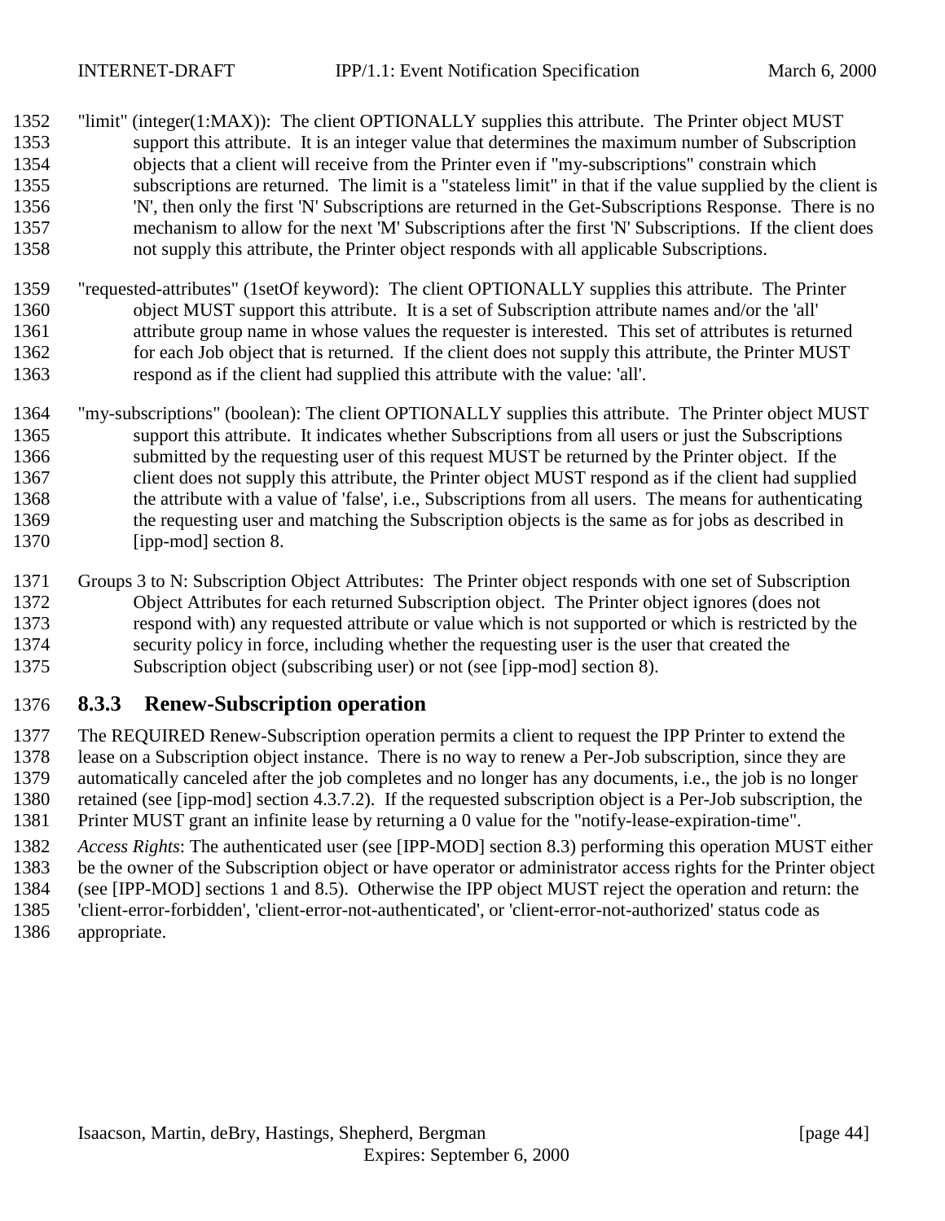"limit" (integer(1:MAX)): The client OPTIONALLY supplies this attribute. The Printer object MUST support this attribute. It is an integer value that determines the maximum number of Subscription objects that a client will receive from the Printer even if "my-subscriptions" constrain which subscriptions are returned. The limit is a "stateless limit" in that if the value supplied by the client is 'N', then only the first 'N' Subscriptions are returned in the Get-Subscriptions Response. There is no mechanism to allow for the next 'M' Subscriptions after the first 'N' Subscriptions. If the client does not supply this attribute, the Printer object responds with all applicable Subscriptions.

"requested-attributes" (1setOf keyword): The client OPTIONALLY supplies this attribute. The Printer object MUST support this attribute. It is a set of Subscription attribute names and/or the 'all' attribute group name in whose values the requester is interested. This set of attributes is returned for each Job object that is returned. If the client does not supply this attribute, the Printer MUST respond as if the client had supplied this attribute with the value: 'all'.

"my-subscriptions" (boolean): The client OPTIONALLY supplies this attribute. The Printer object MUST support this attribute. It indicates whether Subscriptions from all users or just the Subscriptions submitted by the requesting user of this request MUST be returned by the Printer object. If the client does not supply this attribute, the Printer object MUST respond as if the client had supplied the attribute with a value of 'false', i.e., Subscriptions from all users. The means for authenticating the requesting user and matching the Subscription objects is the same as for jobs as described in [ipp-mod] section 8.

Groups 3 to N: Subscription Object Attributes: The Printer object responds with one set of Subscription Object Attributes for each returned Subscription object. The Printer object ignores (does not respond with) any requested attribute or value which is not supported or which is restricted by the security policy in force, including whether the requesting user is the user that created the Subscription object (subscribing user) or not (see [ipp-mod] section 8).

### 8.3.3 Renew-Subscription operation

The REQUIRED Renew-Subscription operation permits a client to request the IPP Printer to extend the lease on a Subscription object instance. There is no way to renew a Per-Job subscription, since they are automatically canceled after the job completes and no longer has any documents, i.e., the job is no longer retained (see [ipp-mod] section 4.3.7.2). If the requested subscription object is a Per-Job subscription, the Printer MUST grant an infinite lease by returning a 0 value for the "notify-lease-expiration-time".

*Access Rights*: The authenticated user (see [IPP-MOD] section 8.3) performing this operation MUST either be the owner of the Subscription object or have operator or administrator access rights for the Printer object (see [IPP-MOD] sections 1 and 8.5). Otherwise the IPP object MUST reject the operation and return: the 'client-error-forbidden', 'client-error-not-authenticated', or 'client-error-not-authorized' status code as appropriate.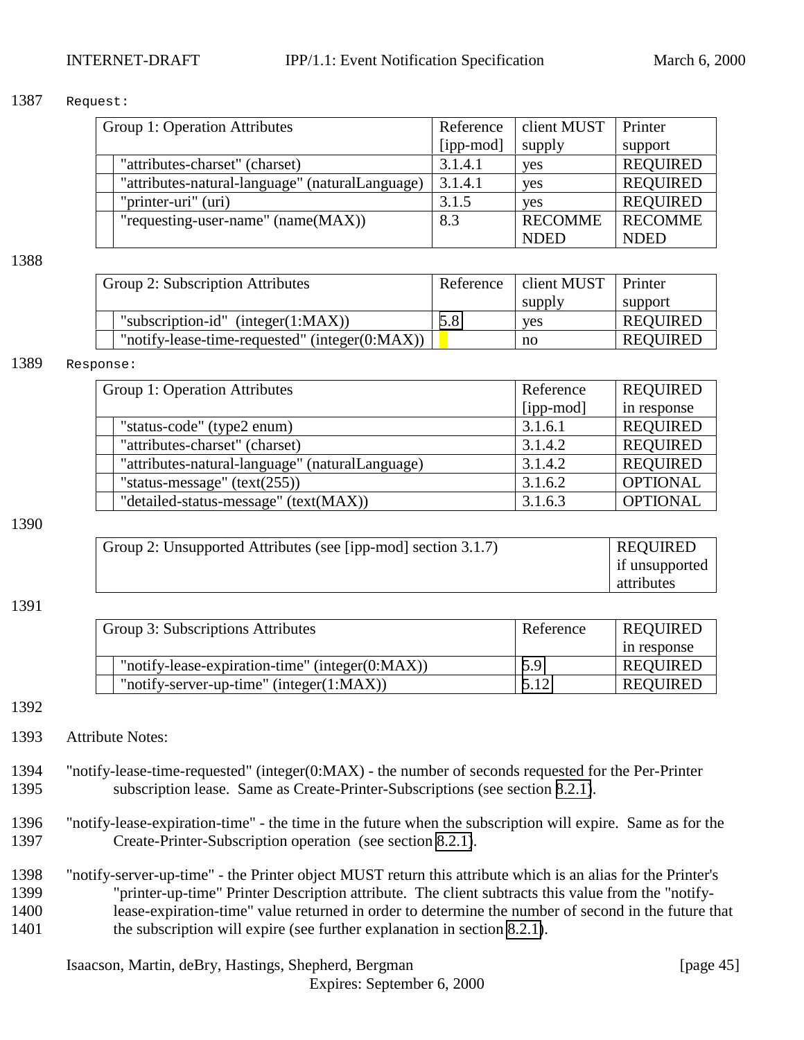Request:

| Group 1: Operation Attributes | Reference [ipp-mod] | client MUST supply | Printer support |
|---|---|---|---|
| "attributes-charset" (charset) | 3.1.4.1 | yes | REQUIRED |
| "attributes-natural-language" (naturalLanguage) | 3.1.4.1 | yes | REQUIRED |
| "printer-uri" (uri) | 3.1.5 | yes | REQUIRED |
| "requesting-user-name" (name(MAX)) | 8.3 | RECOMMENDED | RECOMMENDED |

| Group 2: Subscription Attributes | Reference | client MUST supply | Printer support |
|---|---|---|---|
| "subscription-id" (integer(1:MAX)) | 5.8 | yes | REQUIRED |
| "notify-lease-time-requested" (integer(0:MAX)) | | no | REQUIRED |

Response:

| Group 1: Operation Attributes | Reference [ipp-mod] | REQUIRED in response |
|---|---|---|
| "status-code" (type2 enum) | 3.1.6.1 | REQUIRED |
| "attributes-charset" (charset) | 3.1.4.2 | REQUIRED |
| "attributes-natural-language" (naturalLanguage) | 3.1.4.2 | REQUIRED |
| "status-message" (text(255)) | 3.1.6.2 | OPTIONAL |
| "detailed-status-message" (text(MAX)) | 3.1.6.3 | OPTIONAL |

| Group 2: Unsupported Attributes (see [ipp-mod] section 3.1.7) | REQUIRED if unsupported attributes |
|---|---|

| Group 3: Subscriptions Attributes | Reference | REQUIRED in response |
|---|---|---|
| "notify-lease-expiration-time" (integer(0:MAX)) | 5.9 | REQUIRED |
| "notify-server-up-time" (integer(1:MAX)) | 5.12 | REQUIRED |

Attribute Notes:

"notify-lease-time-requested" (integer(0:MAX) - the number of seconds requested for the Per-Printer subscription lease. Same as Create-Printer-Subscriptions (see section 8.2.1).

"notify-lease-expiration-time" - the time in the future when the subscription will expire. Same as for the Create-Printer-Subscription operation (see section 8.2.1).

"notify-server-up-time" - the Printer object MUST return this attribute which is an alias for the Printer's "printer-up-time" Printer Description attribute. The client subtracts this value from the "notify-lease-expiration-time" value returned in order to determine the number of second in the future that the subscription will expire (see further explanation in section 8.2.1).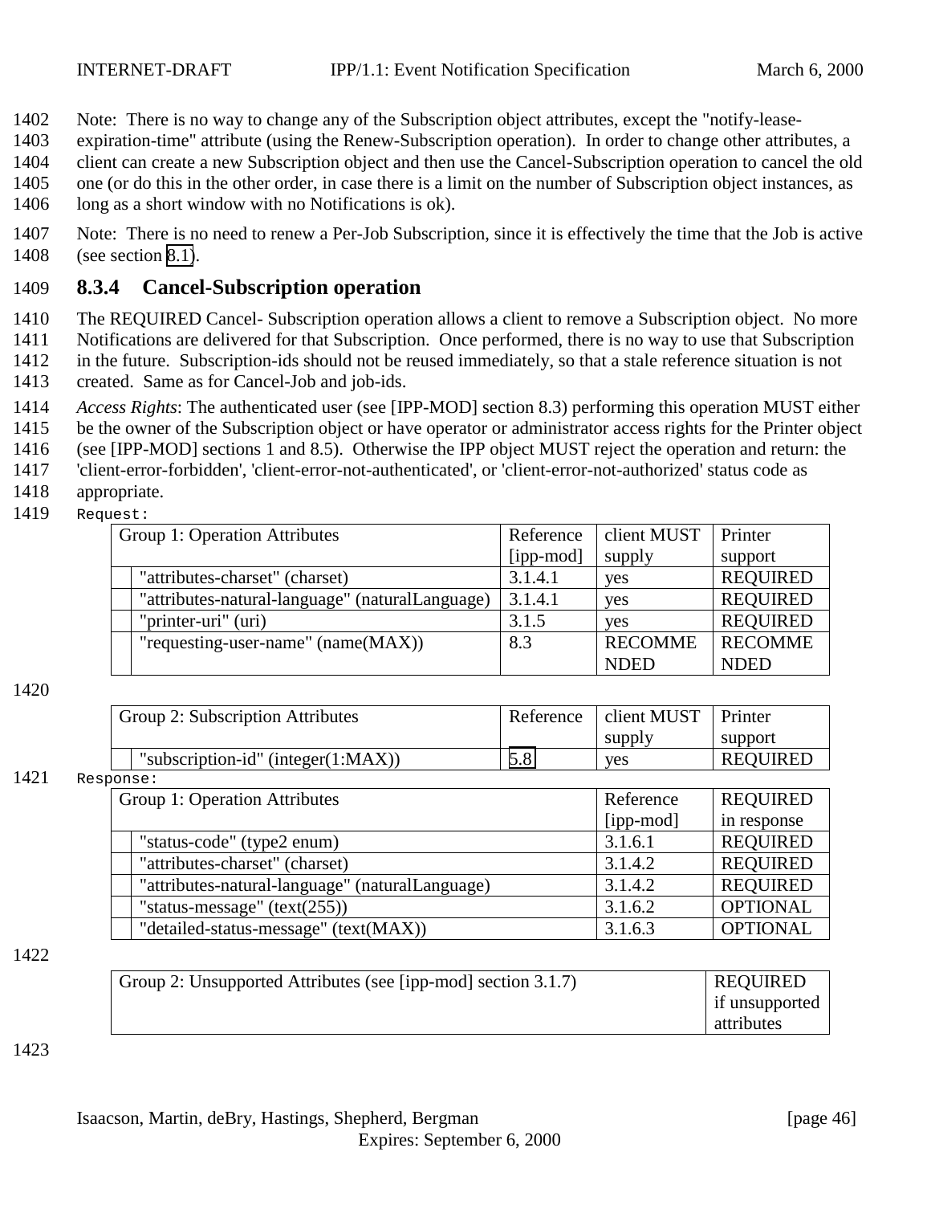Note: There is no way to change any of the Subscription object attributes, except the "notify-lease-expiration-time" attribute (using the Renew-Subscription operation). In order to change other attributes, a client can create a new Subscription object and then use the Cancel-Subscription operation to cancel the old one (or do this in the other order, in case there is a limit on the number of Subscription object instances, as long as a short window with no Notifications is ok).

Note: There is no need to renew a Per-Job Subscription, since it is effectively the time that the Job is active (see section 8.1).

### 8.3.4 Cancel-Subscription operation

The REQUIRED Cancel- Subscription operation allows a client to remove a Subscription object. No more Notifications are delivered for that Subscription. Once performed, there is no way to use that Subscription in the future. Subscription-ids should not be reused immediately, so that a stale reference situation is not created. Same as for Cancel-Job and job-ids.

*Access Rights*: The authenticated user (see [IPP-MOD] section 8.3) performing this operation MUST either be the owner of the Subscription object or have operator or administrator access rights for the Printer object (see [IPP-MOD] sections 1 and 8.5). Otherwise the IPP object MUST reject the operation and return: the 'client-error-forbidden', 'client-error-not-authenticated', or 'client-error-not-authorized' status code as appropriate.

Request:

| Group 1: Operation Attributes | Reference [ipp-mod] | client MUST supply | Printer support |
|---|---|---|---|
| "attributes-charset" (charset) | 3.1.4.1 | yes | REQUIRED |
| "attributes-natural-language" (naturalLanguage) | 3.1.4.1 | yes | REQUIRED |
| "printer-uri" (uri) | 3.1.5 | yes | REQUIRED |
| "requesting-user-name" (name(MAX)) | 8.3 | RECOMMENDED | RECOMMENDED |

| Group 2: Subscription Attributes | Reference | client MUST supply | Printer support |
|---|---|---|---|
| "subscription-id" (integer(1:MAX)) | 5.8 | yes | REQUIRED |

Response:

| Group 1: Operation Attributes | Reference [ipp-mod] | REQUIRED in response |
|---|---|---|
| "status-code" (type2 enum) | 3.1.6.1 | REQUIRED |
| "attributes-charset" (charset) | 3.1.4.2 | REQUIRED |
| "attributes-natural-language" (naturalLanguage) | 3.1.4.2 | REQUIRED |
| "status-message" (text(255)) | 3.1.6.2 | OPTIONAL |
| "detailed-status-message" (text(MAX)) | 3.1.6.3 | OPTIONAL |

| Group 2: Unsupported Attributes (see [ipp-mod] section 3.1.7) | REQUIRED if unsupported attributes |
|---|---|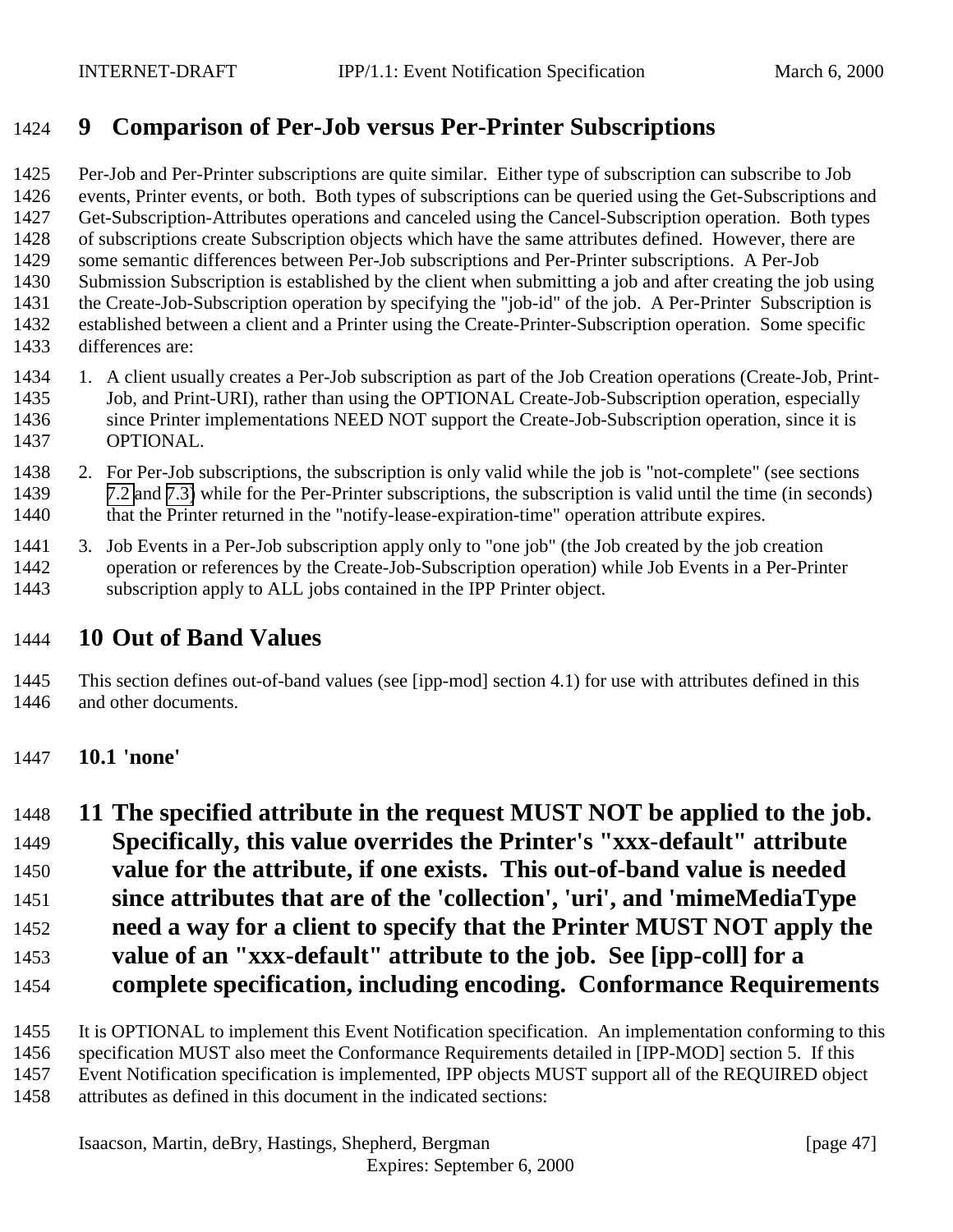# 9 Comparison of Per-Job versus Per-Printer Subscriptions

Per-Job and Per-Printer subscriptions are quite similar. Either type of subscription can subscribe to Job events, Printer events, or both. Both types of subscriptions can be queried using the Get-Subscriptions and Get-Subscription-Attributes operations and canceled using the Cancel-Subscription operation. Both types of subscriptions create Subscription objects which have the same attributes defined. However, there are some semantic differences between Per-Job subscriptions and Per-Printer subscriptions. A Per-Job Submission Subscription is established by the client when submitting a job and after creating the job using the Create-Job-Subscription operation by specifying the "job-id" of the job. A Per-Printer Subscription is established between a client and a Printer using the Create-Printer-Subscription operation. Some specific differences are:

1. A client usually creates a Per-Job subscription as part of the Job Creation operations (Create-Job, Print-Job, and Print-URI), rather than using the OPTIONAL Create-Job-Subscription operation, especially since Printer implementations NEED NOT support the Create-Job-Subscription operation, since it is OPTIONAL.
2. For Per-Job subscriptions, the subscription is only valid while the job is "not-complete" (see sections 7.2 and 7.3) while for the Per-Printer subscriptions, the subscription is valid until the time (in seconds) that the Printer returned in the "notify-lease-expiration-time" operation attribute expires.
3. Job Events in a Per-Job subscription apply only to "one job" (the Job created by the job creation operation or references by the Create-Job-Subscription operation) while Job Events in a Per-Printer subscription apply to ALL jobs contained in the IPP Printer object.

# 10 Out of Band Values

This section defines out-of-band values (see [ipp-mod] section 4.1) for use with attributes defined in this and other documents.

## 10.1 'none'

# 11 The specified attribute in the request MUST NOT be applied to the job. Specifically, this value overrides the Printer's "xxx-default" attribute value for the attribute, if one exists. This out-of-band value is needed since attributes that are of the 'collection', 'uri', and 'mimeMediaType need a way for a client to specify that the Printer MUST NOT apply the value of an "xxx-default" attribute to the job. See [ipp-coll] for a complete specification, including encoding. Conformance Requirements

It is OPTIONAL to implement this Event Notification specification. An implementation conforming to this specification MUST also meet the Conformance Requirements detailed in [IPP-MOD] section 5. If this Event Notification specification is implemented, IPP objects MUST support all of the REQUIRED object attributes as defined in this document in the indicated sections: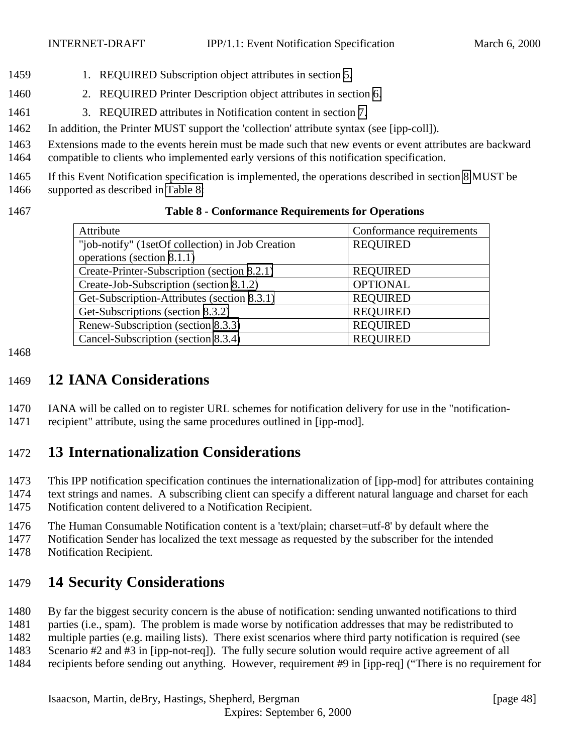1. REQUIRED Subscription object attributes in section 5.
2. REQUIRED Printer Description object attributes in section 6.
3. REQUIRED attributes in Notification content in section 7.

In addition, the Printer MUST support the 'collection' attribute syntax (see [ipp-coll]).

Extensions made to the events herein must be made such that new events or event attributes are backward compatible to clients who implemented early versions of this notification specification.

If this Event Notification specification is implemented, the operations described in section 8 MUST be supported as described in Table 8.

**Table 8 - Conformance Requirements for Operations**

| Attribute | Conformance requirements |
|---|---|
| "job-notify" (1setOf collection) in Job Creation operations (section 8.1.1) | REQUIRED |
| Create-Printer-Subscription (section 8.2.1) | REQUIRED |
| Create-Job-Subscription (section 8.1.2) | OPTIONAL |
| Get-Subscription-Attributes (section 8.3.1) | REQUIRED |
| Get-Subscriptions (section 8.3.2) | REQUIRED |
| Renew-Subscription (section 8.3.3) | REQUIRED |
| Cancel-Subscription (section 8.3.4) | REQUIRED |

# 12 IANA Considerations

IANA will be called on to register URL schemes for notification delivery for use in the "notification-recipient" attribute, using the same procedures outlined in [ipp-mod].

# 13 Internationalization Considerations

This IPP notification specification continues the internationalization of [ipp-mod] for attributes containing text strings and names. A subscribing client can specify a different natural language and charset for each Notification content delivered to a Notification Recipient.

The Human Consumable Notification content is a 'text/plain; charset=utf-8' by default where the Notification Sender has localized the text message as requested by the subscriber for the intended Notification Recipient.

# 14 Security Considerations

By far the biggest security concern is the abuse of notification: sending unwanted notifications to third parties (i.e., spam). The problem is made worse by notification addresses that may be redistributed to multiple parties (e.g. mailing lists). There exist scenarios where third party notification is required (see Scenario #2 and #3 in [ipp-not-req]). The fully secure solution would require active agreement of all recipients before sending out anything. However, requirement #9 in [ipp-req] ("There is no requirement for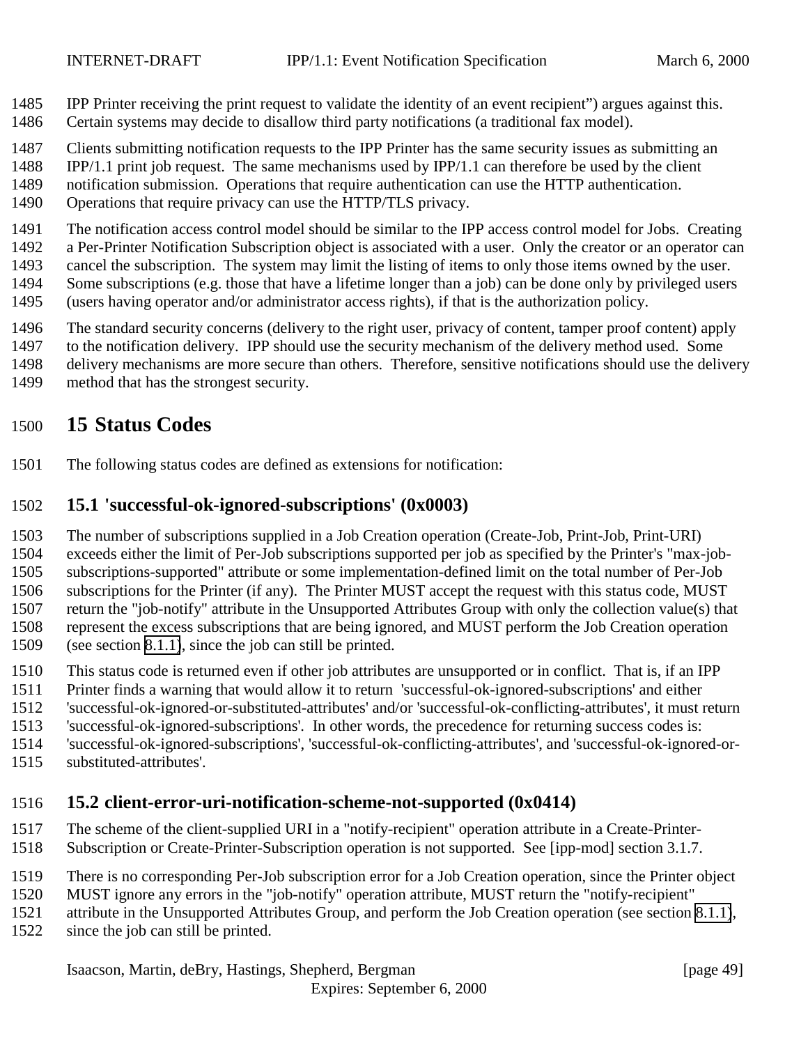IPP Printer receiving the print request to validate the identity of an event recipient") argues against this. Certain systems may decide to disallow third party notifications (a traditional fax model).

Clients submitting notification requests to the IPP Printer has the same security issues as submitting an IPP/1.1 print job request. The same mechanisms used by IPP/1.1 can therefore be used by the client notification submission. Operations that require authentication can use the HTTP authentication. Operations that require privacy can use the HTTP/TLS privacy.

The notification access control model should be similar to the IPP access control model for Jobs. Creating a Per-Printer Notification Subscription object is associated with a user. Only the creator or an operator can cancel the subscription. The system may limit the listing of items to only those items owned by the user. Some subscriptions (e.g. those that have a lifetime longer than a job) can be done only by privileged users (users having operator and/or administrator access rights), if that is the authorization policy.

The standard security concerns (delivery to the right user, privacy of content, tamper proof content) apply to the notification delivery. IPP should use the security mechanism of the delivery method used. Some delivery mechanisms are more secure than others. Therefore, sensitive notifications should use the delivery method that has the strongest security.

# 15 Status Codes

The following status codes are defined as extensions for notification:

## 15.1 'successful-ok-ignored-subscriptions' (0x0003)

The number of subscriptions supplied in a Job Creation operation (Create-Job, Print-Job, Print-URI) exceeds either the limit of Per-Job subscriptions supported per job as specified by the Printer's "max-job-subscriptions-supported" attribute or some implementation-defined limit on the total number of Per-Job subscriptions for the Printer (if any). The Printer MUST accept the request with this status code, MUST return the "job-notify" attribute in the Unsupported Attributes Group with only the collection value(s) that represent the excess subscriptions that are being ignored, and MUST perform the Job Creation operation (see section 8.1.1), since the job can still be printed.

This status code is returned even if other job attributes are unsupported or in conflict. That is, if an IPP Printer finds a warning that would allow it to return 'successful-ok-ignored-subscriptions' and either 'successful-ok-ignored-or-substituted-attributes' and/or 'successful-ok-conflicting-attributes', it must return 'successful-ok-ignored-subscriptions'. In other words, the precedence for returning success codes is: 'successful-ok-ignored-subscriptions', 'successful-ok-conflicting-attributes', and 'successful-ok-ignored-or-substituted-attributes'.

## 15.2 client-error-uri-notification-scheme-not-supported (0x0414)

The scheme of the client-supplied URI in a "notify-recipient" operation attribute in a Create-Printer-Subscription or Create-Printer-Subscription operation is not supported. See [ipp-mod] section 3.1.7.

There is no corresponding Per-Job subscription error for a Job Creation operation, since the Printer object MUST ignore any errors in the "job-notify" operation attribute, MUST return the "notify-recipient" attribute in the Unsupported Attributes Group, and perform the Job Creation operation (see section 8.1.1), since the job can still be printed.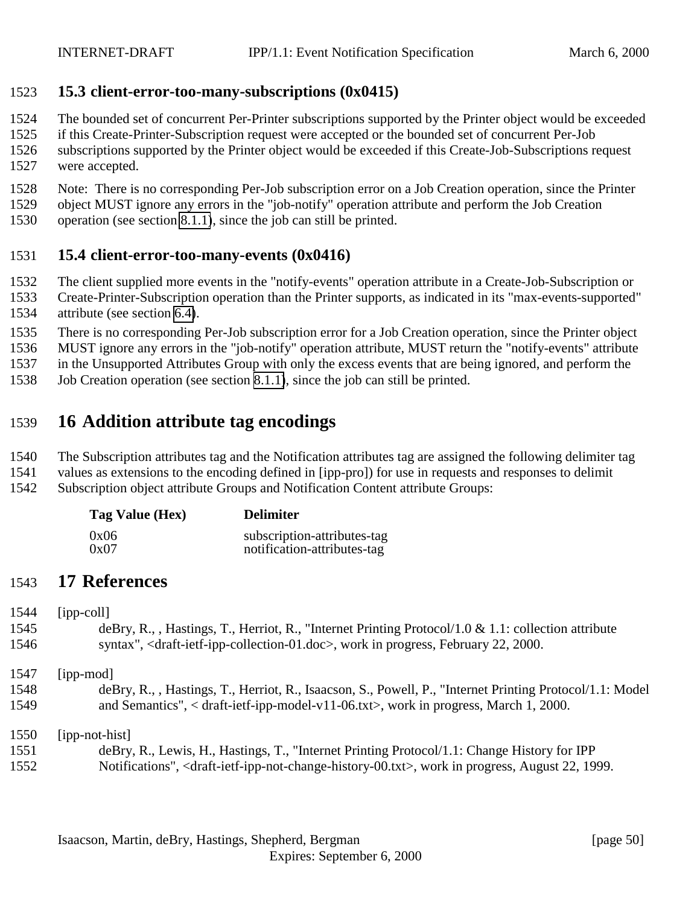## 15.3 client-error-too-many-subscriptions (0x0415)

The bounded set of concurrent Per-Printer subscriptions supported by the Printer object would be exceeded if this Create-Printer-Subscription request were accepted or the bounded set of concurrent Per-Job subscriptions supported by the Printer object would be exceeded if this Create-Job-Subscriptions request were accepted.

Note: There is no corresponding Per-Job subscription error on a Job Creation operation, since the Printer object MUST ignore any errors in the "job-notify" operation attribute and perform the Job Creation operation (see section 8.1.1), since the job can still be printed.

## 15.4 client-error-too-many-events (0x0416)

The client supplied more events in the "notify-events" operation attribute in a Create-Job-Subscription or Create-Printer-Subscription operation than the Printer supports, as indicated in its "max-events-supported" attribute (see section 6.4).

There is no corresponding Per-Job subscription error for a Job Creation operation, since the Printer object MUST ignore any errors in the "job-notify" operation attribute, MUST return the "notify-events" attribute in the Unsupported Attributes Group with only the excess events that are being ignored, and perform the Job Creation operation (see section 8.1.1), since the job can still be printed.

# 16 Addition attribute tag encodings

The Subscription attributes tag and the Notification attributes tag are assigned the following delimiter tag values as extensions to the encoding defined in [ipp-pro]) for use in requests and responses to delimit Subscription object attribute Groups and Notification Content attribute Groups:

| Tag Value (Hex) | Delimiter |
|---|---|
| 0x06 | subscription-attributes-tag |
| 0x07 | notification-attributes-tag |

# 17 References

[ipp-coll]
deBry, R., , Hastings, T., Herriot, R., "Internet Printing Protocol/1.0 & 1.1: collection attribute syntax", <draft-ietf-ipp-collection-01.doc>, work in progress, February 22, 2000.

[ipp-mod]
deBry, R., , Hastings, T., Herriot, R., Isaacson, S., Powell, P., "Internet Printing Protocol/1.1: Model and Semantics", < draft-ietf-ipp-model-v11-06.txt>, work in progress, March 1, 2000.

[ipp-not-hist]
deBry, R., Lewis, H., Hastings, T., "Internet Printing Protocol/1.1: Change History for IPP Notifications", <draft-ietf-ipp-not-change-history-00.txt>, work in progress, August 22, 1999.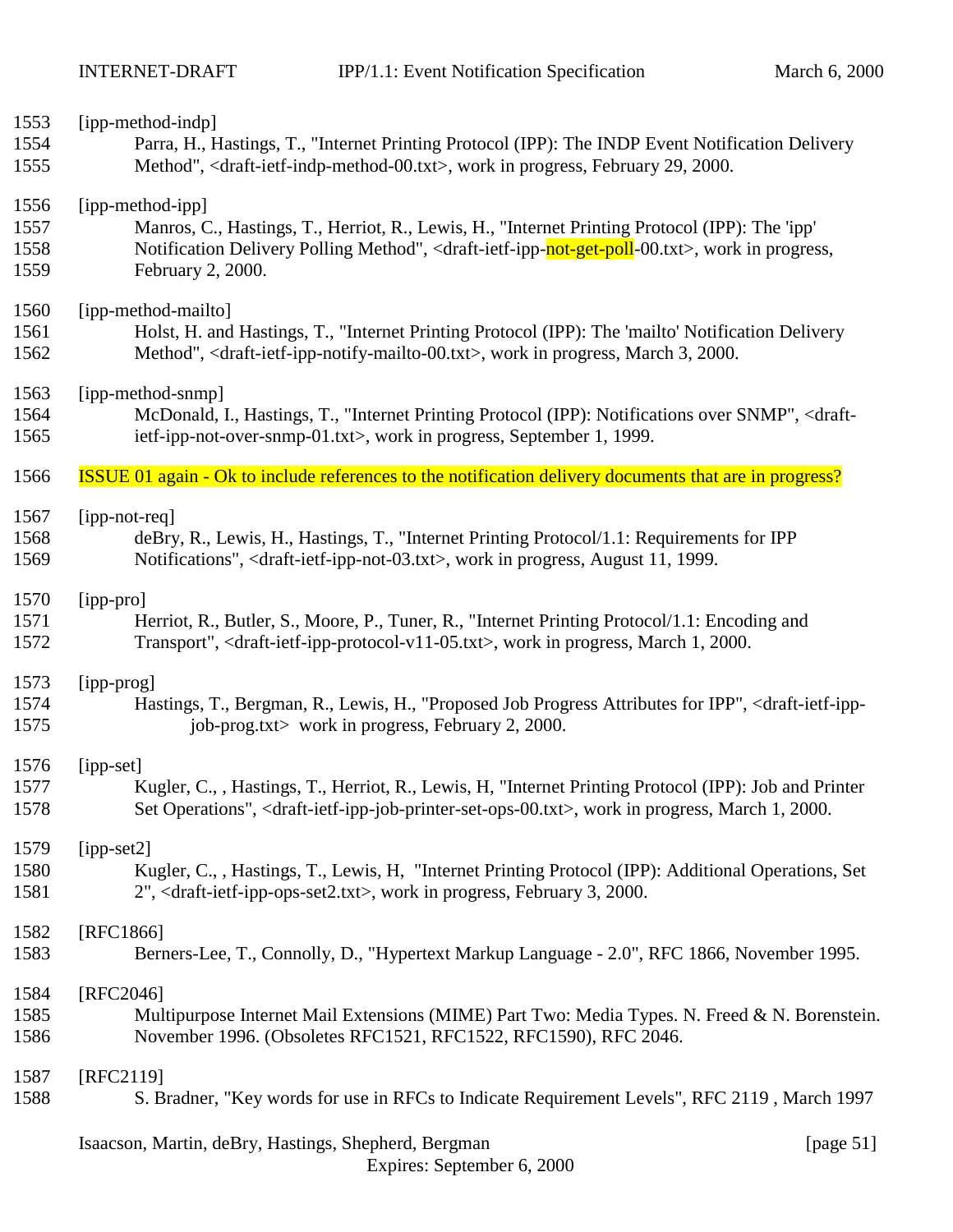[ipp-method-indp]
Parra, H., Hastings, T., "Internet Printing Protocol (IPP): The INDP Event Notification Delivery Method", <draft-ietf-indp-method-00.txt>, work in progress, February 29, 2000.

[ipp-method-ipp]
Manros, C., Hastings, T., Herriot, R., Lewis, H., "Internet Printing Protocol (IPP): The 'ipp' Notification Delivery Polling Method", <draft-ietf-ipp-not-get-poll-00.txt>, work in progress, February 2, 2000.

[ipp-method-mailto]
Holst, H. and Hastings, T., "Internet Printing Protocol (IPP): The 'mailto' Notification Delivery Method", <draft-ietf-ipp-notify-mailto-00.txt>, work in progress, March 3, 2000.

[ipp-method-snmp]
McDonald, I., Hastings, T., "Internet Printing Protocol (IPP): Notifications over SNMP", <draft-ietf-ipp-not-over-snmp-01.txt>, work in progress, September 1, 1999.

ISSUE 01 again - Ok to include references to the notification delivery documents that are in progress?

[ipp-not-req]
deBry, R., Lewis, H., Hastings, T., "Internet Printing Protocol/1.1: Requirements for IPP Notifications", <draft-ietf-ipp-not-03.txt>, work in progress, August 11, 1999.

[ipp-pro]
Herriot, R., Butler, S., Moore, P., Tuner, R., "Internet Printing Protocol/1.1: Encoding and Transport", <draft-ietf-ipp-protocol-v11-05.txt>, work in progress, March 1, 2000.

[ipp-prog]
Hastings, T., Bergman, R., Lewis, H., "Proposed Job Progress Attributes for IPP", <draft-ietf-ipp-job-prog.txt> work in progress, February 2, 2000.

[ipp-set]
Kugler, C., , Hastings, T., Herriot, R., Lewis, H, "Internet Printing Protocol (IPP): Job and Printer Set Operations", <draft-ietf-ipp-job-printer-set-ops-00.txt>, work in progress, March 1, 2000.

[ipp-set2]
Kugler, C., , Hastings, T., Lewis, H, "Internet Printing Protocol (IPP): Additional Operations, Set 2", <draft-ietf-ipp-ops-set2.txt>, work in progress, February 3, 2000.

[RFC1866]
Berners-Lee, T., Connolly, D., "Hypertext Markup Language - 2.0", RFC 1866, November 1995.

[RFC2046]
Multipurpose Internet Mail Extensions (MIME) Part Two: Media Types. N. Freed & N. Borenstein. November 1996. (Obsoletes RFC1521, RFC1522, RFC1590), RFC 2046.

[RFC2119]
S. Bradner, "Key words for use in RFCs to Indicate Requirement Levels", RFC 2119 , March 1997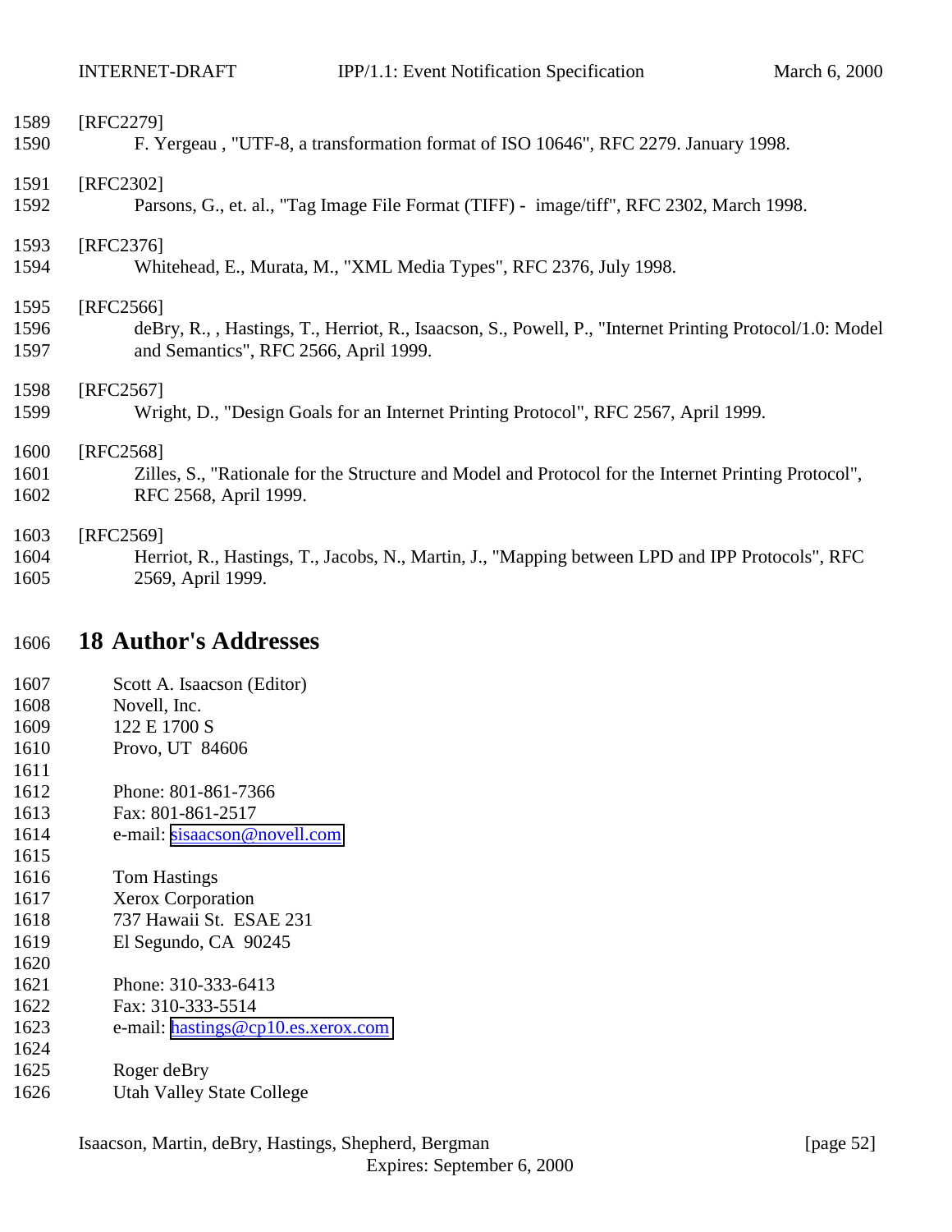[RFC2279]
F. Yergeau , "UTF-8, a transformation format of ISO 10646", RFC 2279. January 1998.

[RFC2302]
Parsons, G., et. al., "Tag Image File Format (TIFF) - image/tiff", RFC 2302, March 1998.

[RFC2376]
Whitehead, E., Murata, M., "XML Media Types", RFC 2376, July 1998.

[RFC2566]
deBry, R., , Hastings, T., Herriot, R., Isaacson, S., Powell, P., "Internet Printing Protocol/1.0: Model and Semantics", RFC 2566, April 1999.

[RFC2567]
Wright, D., "Design Goals for an Internet Printing Protocol", RFC 2567, April 1999.

[RFC2568]
Zilles, S., "Rationale for the Structure and Model and Protocol for the Internet Printing Protocol", RFC 2568, April 1999.

[RFC2569]
Herriot, R., Hastings, T., Jacobs, N., Martin, J., "Mapping between LPD and IPP Protocols", RFC 2569, April 1999.

# 18 Author's Addresses

Scott A. Isaacson (Editor)
Novell, Inc.
122 E 1700 S
Provo, UT 84606

Phone: 801-861-7366
Fax: 801-861-2517
e-mail: sisaacson@novell.com

Tom Hastings
Xerox Corporation
737 Hawaii St. ESAE 231
El Segundo, CA 90245

Phone: 310-333-6413
Fax: 310-333-5514
e-mail: hastings@cp10.es.xerox.com

Roger deBry
Utah Valley State College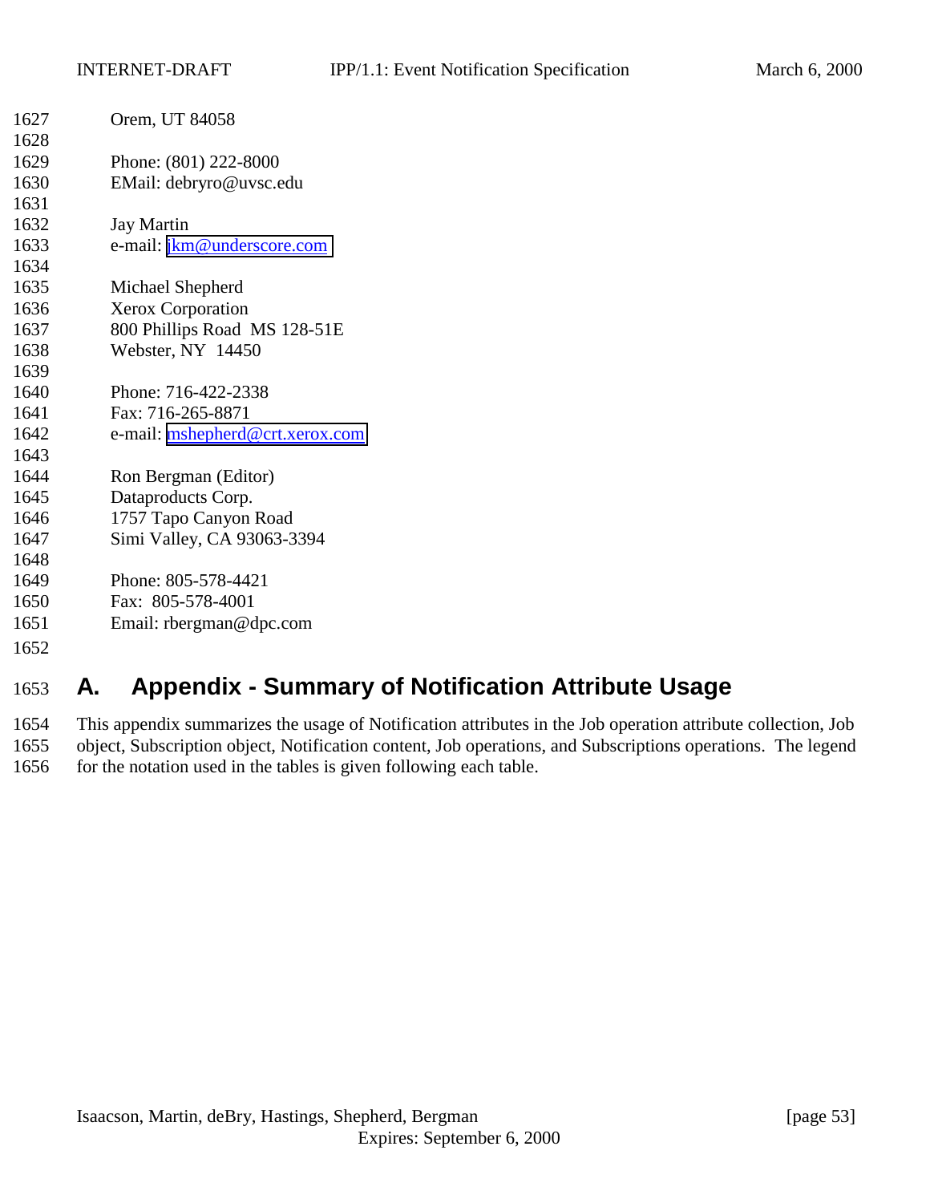Orem, UT 84058

Phone: (801) 222-8000
EMail: debryro@uvsc.edu

Jay Martin
e-mail: jkm@underscore.com

Michael Shepherd
Xerox Corporation
800 Phillips Road  MS 128-51E
Webster, NY  14450

Phone: 716-422-2338
Fax: 716-265-8871
e-mail: mshepherd@crt.xerox.com

Ron Bergman (Editor)
Dataproducts Corp.
1757 Tapo Canyon Road
Simi Valley, CA 93063-3394

Phone: 805-578-4421
Fax:  805-578-4001
Email: rbergman@dpc.com

# A. Appendix - Summary of Notification Attribute Usage

This appendix summarizes the usage of Notification attributes in the Job operation attribute collection, Job object, Subscription object, Notification content, Job operations, and Subscriptions operations.  The legend for the notation used in the tables is given following each table.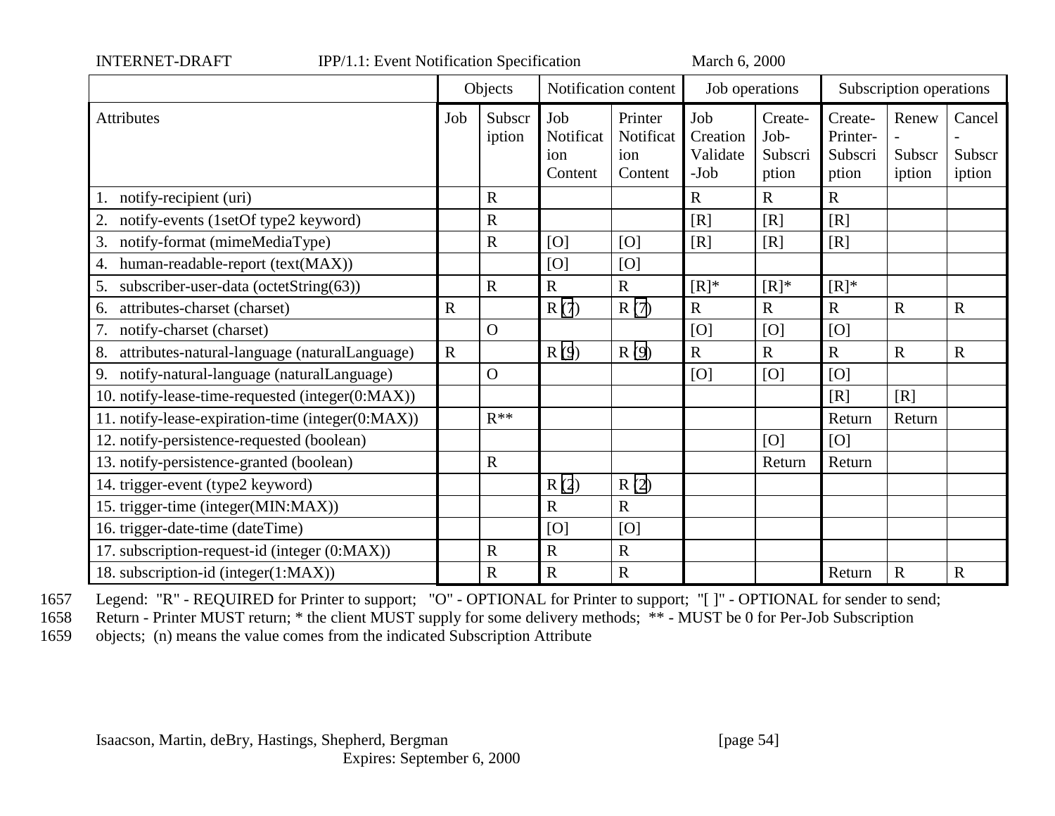| | Objects | | Notification content | | Job operations | | Subscription operations | | |
|---|---|---|---|---|---|---|---|---|---|
| Attributes | Job | Subscription | Job Notification Content | Printer Notification Content | Job Creation Validate-Job | Create-Job-Subscription | Create-Printer-Subscription | Renew-Subscription | Cancel-Subscription |
| 1. notify-recipient (uri) | | R | | | R | R | R | | |
| 2. notify-events (1setOf type2 keyword) | | R | | | [R] | [R] | [R] | | |
| 3. notify-format (mimeMediaType) | | R | [O] | [O] | [R] | [R] | [R] | | |
| 4. human-readable-report (text(MAX)) | | | [O] | [O] | | | | | |
| 5. subscriber-user-data (octetString(63)) | | R | R | R | [R]* | [R]* | [R]* | | |
| 6. attributes-charset (charset) | R | | R (7) | R (7) | R | R | R | R | R |
| 7. notify-charset (charset) | | O | | | [O] | [O] | [O] | | |
| 8. attributes-natural-language (naturalLanguage) | R | | R (9) | R (9) | R | R | R | R | R |
| 9. notify-natural-language (naturalLanguage) | | O | | | [O] | [O] | [O] | | |
| 10. notify-lease-time-requested (integer(0:MAX)) | | | | | | | [R] | [R] | |
| 11. notify-lease-expiration-time (integer(0:MAX)) | | R** | | | | | Return | Return | |
| 12. notify-persistence-requested (boolean) | | | | | | [O] | [O] | | |
| 13. notify-persistence-granted (boolean) | | R | | | | Return | Return | | |
| 14. trigger-event (type2 keyword) | | | R (2) | R (2) | | | | | |
| 15. trigger-time (integer(MIN:MAX)) | | | R | R | | | | | |
| 16. trigger-date-time (dateTime) | | | [O] | [O] | | | | | |
| 17. subscription-request-id (integer (0:MAX)) | | R | R | R | | | | | |
| 18. subscription-id (integer(1:MAX)) | | R | R | R | | | Return | R | R |

1657 Legend: "R" - REQUIRED for Printer to support; "O" - OPTIONAL for Printer to support; "[ ]" - OPTIONAL for sender to send;
1658 Return - Printer MUST return; * the client MUST supply for some delivery methods; ** - MUST be 0 for Per-Job Subscription
1659 objects; (n) means the value comes from the indicated Subscription Attribute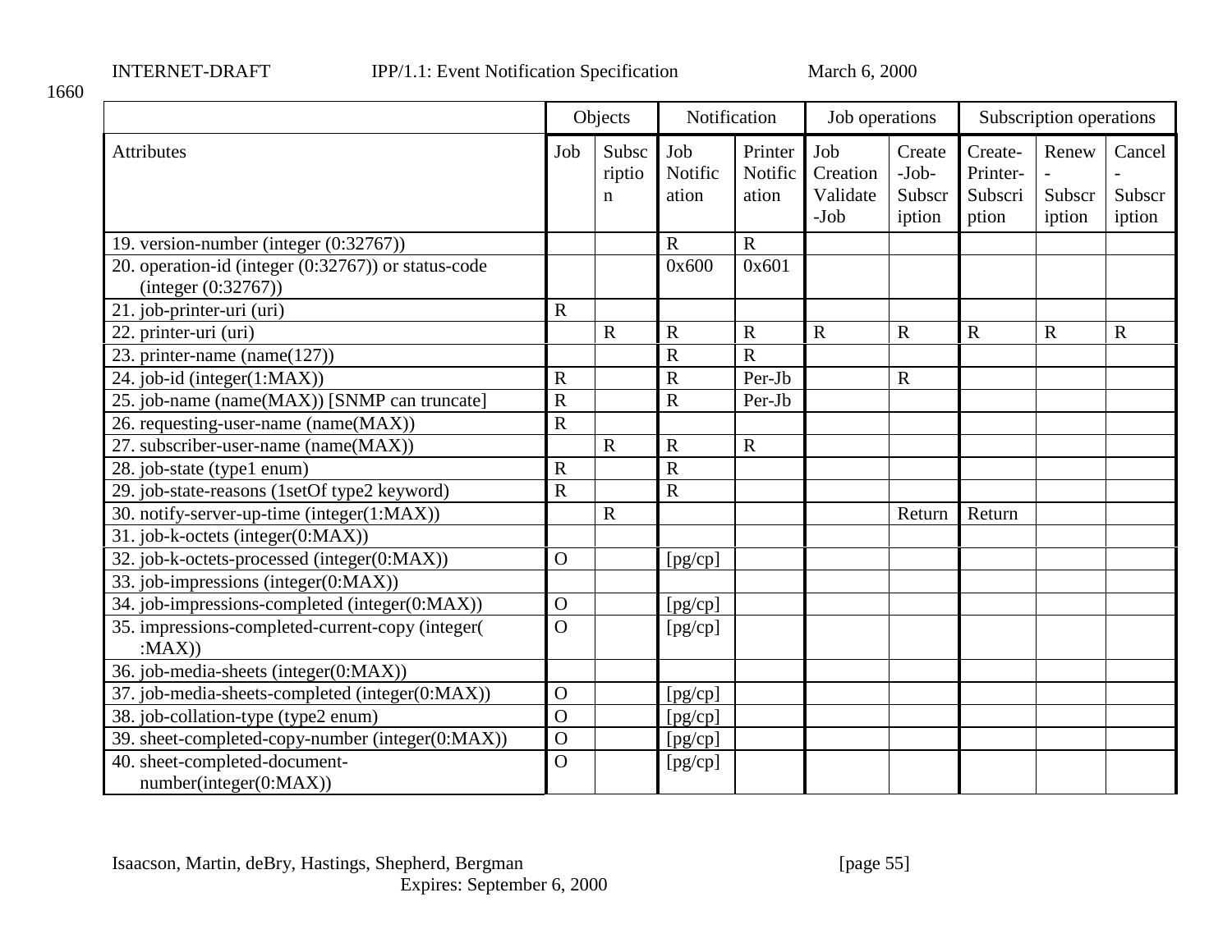1660

| | Objects | | Notification | | Job operations | | Subscription operations | | |
|---|---|---|---|---|---|---|---|---|---|
| Attributes | Job | Subscription | Job Notification | Printer Notification | Job Creation Validate-Job | Create-Job-Subscription | Create-Printer-Subscription | Renew-Subscription | Cancel-Subscription |
| 19. version-number (integer (0:32767)) | | | R | R | | | | | |
| 20. operation-id (integer (0:32767)) or status-code (integer (0:32767)) | | | 0x600 | 0x601 | | | | | |
| 21. job-printer-uri (uri) | R | | | | | | | | |
| 22. printer-uri (uri) | | R | R | R | R | R | R | R | R |
| 23. printer-name (name(127)) | | | R | R | | | | | |
| 24. job-id (integer(1:MAX)) | R | | R | Per-Jb | | R | | | |
| 25. job-name (name(MAX)) [SNMP can truncate] | R | | R | Per-Jb | | | | | |
| 26. requesting-user-name (name(MAX)) | R | | | | | | | | |
| 27. subscriber-user-name (name(MAX)) | | R | R | R | | | | | |
| 28. job-state (type1 enum) | R | | R | | | | | | |
| 29. job-state-reasons (1setOf type2 keyword) | R | | R | | | | | | |
| 30. notify-server-up-time (integer(1:MAX)) | | R | | | | Return | Return | | |
| 31. job-k-octets (integer(0:MAX)) | | | | | | | | | |
| 32. job-k-octets-processed (integer(0:MAX)) | O | | [pg/cp] | | | | | | |
| 33. job-impressions (integer(0:MAX)) | | | | | | | | | |
| 34. job-impressions-completed (integer(0:MAX)) | O | | [pg/cp] | | | | | | |
| 35. impressions-completed-current-copy (integer( :MAX)) | O | | [pg/cp] | | | | | | |
| 36. job-media-sheets (integer(0:MAX)) | | | | | | | | | |
| 37. job-media-sheets-completed (integer(0:MAX)) | O | | [pg/cp] | | | | | | |
| 38. job-collation-type (type2 enum) | O | | [pg/cp] | | | | | | |
| 39. sheet-completed-copy-number (integer(0:MAX)) | O | | [pg/cp] | | | | | | |
| 40. sheet-completed-document-number(integer(0:MAX)) | O | | [pg/cp] | | | | | | |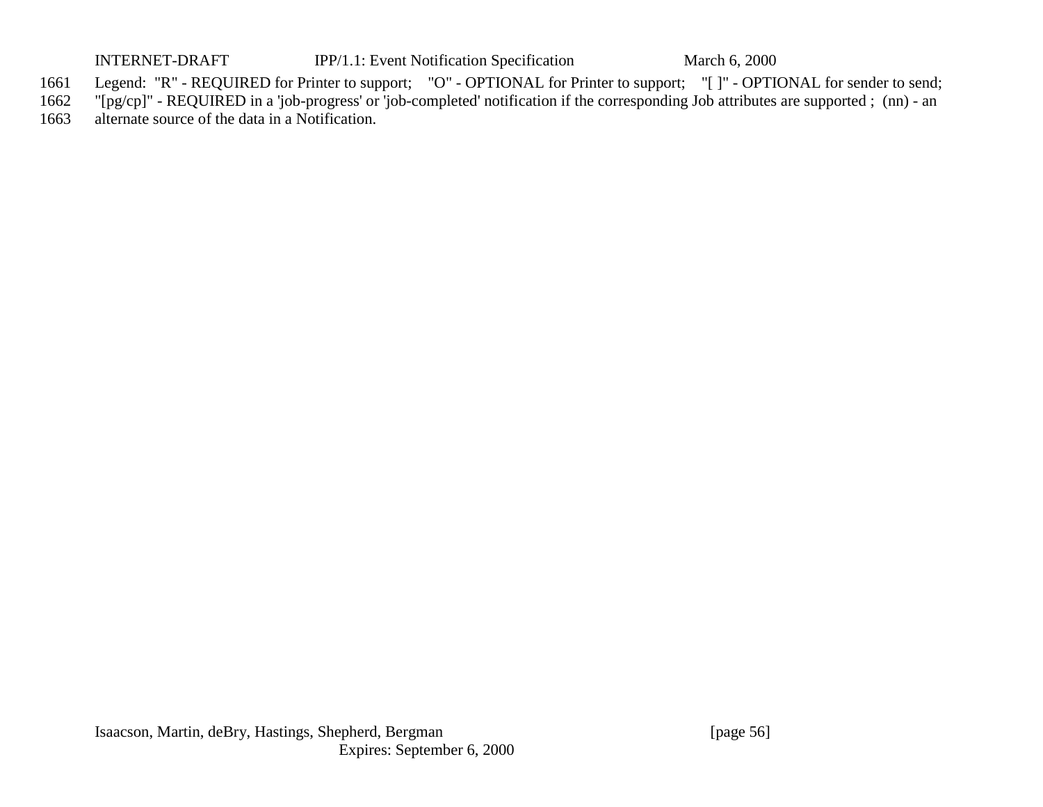Legend: "R" - REQUIRED for Printer to support; "O" - OPTIONAL for Printer to support; "[ ]" - OPTIONAL for sender to send; "[pg/cp]" - REQUIRED in a 'job-progress' or 'job-completed' notification if the corresponding Job attributes are supported ; (nn) - an alternate source of the data in a Notification.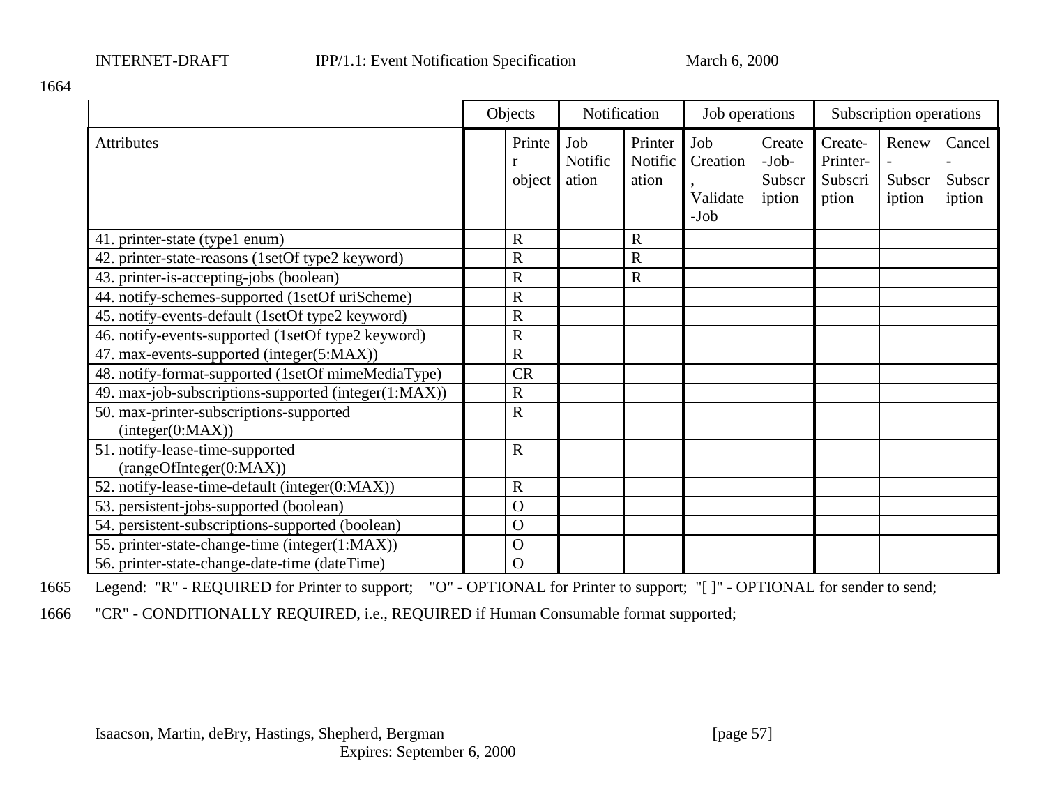|  | Objects |  | Notification |  | Job operations |  | Subscription operations |  |  |
|---|---|---|---|---|---|---|---|---|---|
| Attributes |  | Printer object | Job Notification | Printer Notification | Job Creation, Validate-Job | Create-Job-Subscription | Create-Printer-Subscription | Renew-Subscription | Cancel-Subscription |
| 41. printer-state (type1 enum) |  | R |  | R |  |  |  |  |  |
| 42. printer-state-reasons (1setOf type2 keyword) |  | R |  | R |  |  |  |  |  |
| 43. printer-is-accepting-jobs (boolean) |  | R |  | R |  |  |  |  |  |
| 44. notify-schemes-supported (1setOf uriScheme) |  | R |  |  |  |  |  |  |  |
| 45. notify-events-default (1setOf type2 keyword) |  | R |  |  |  |  |  |  |  |
| 46. notify-events-supported (1setOf type2 keyword) |  | R |  |  |  |  |  |  |  |
| 47. max-events-supported (integer(5:MAX)) |  | R |  |  |  |  |  |  |  |
| 48. notify-format-supported (1setOf mimeMediaType) |  | CR |  |  |  |  |  |  |  |
| 49. max-job-subscriptions-supported (integer(1:MAX)) |  | R |  |  |  |  |  |  |  |
| 50. max-printer-subscriptions-supported (integer(0:MAX)) |  | R |  |  |  |  |  |  |  |
| 51. notify-lease-time-supported (rangeOfInteger(0:MAX)) |  | R |  |  |  |  |  |  |  |
| 52. notify-lease-time-default (integer(0:MAX)) |  | R |  |  |  |  |  |  |  |
| 53. persistent-jobs-supported (boolean) |  | O |  |  |  |  |  |  |  |
| 54. persistent-subscriptions-supported (boolean) |  | O |  |  |  |  |  |  |  |
| 55. printer-state-change-time (integer(1:MAX)) |  | O |  |  |  |  |  |  |  |
| 56. printer-state-change-date-time (dateTime) |  | O |  |  |  |  |  |  |  |

Legend: "R" - REQUIRED for Printer to support; "O" - OPTIONAL for Printer to support; "[ ]" - OPTIONAL for sender to send;

"CR" - CONDITIONALLY REQUIRED, i.e., REQUIRED if Human Consumable format supported;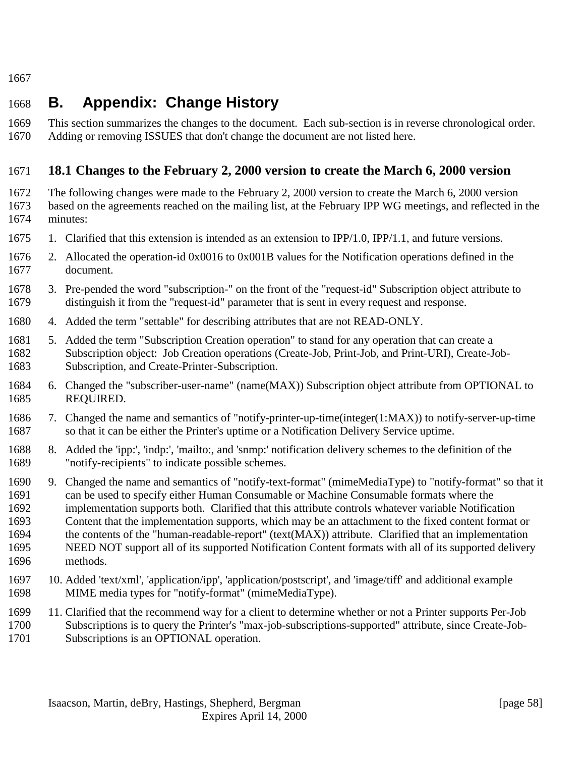# B. Appendix: Change History

This section summarizes the changes to the document. Each sub-section is in reverse chronological order. Adding or removing ISSUES that don't change the document are not listed here.

## 18.1 Changes to the February 2, 2000 version to create the March 6, 2000 version

The following changes were made to the February 2, 2000 version to create the March 6, 2000 version based on the agreements reached on the mailing list, at the February IPP WG meetings, and reflected in the minutes:

1. Clarified that this extension is intended as an extension to IPP/1.0, IPP/1.1, and future versions.
2. Allocated the operation-id 0x0016 to 0x001B values for the Notification operations defined in the document.
3. Pre-pended the word "subscription-" on the front of the "request-id" Subscription object attribute to distinguish it from the "request-id" parameter that is sent in every request and response.
4. Added the term "settable" for describing attributes that are not READ-ONLY.
5. Added the term "Subscription Creation operation" to stand for any operation that can create a Subscription object: Job Creation operations (Create-Job, Print-Job, and Print-URI), Create-Job-Subscription, and Create-Printer-Subscription.
6. Changed the "subscriber-user-name" (name(MAX)) Subscription object attribute from OPTIONAL to REQUIRED.
7. Changed the name and semantics of "notify-printer-up-time(integer(1:MAX)) to notify-server-up-time so that it can be either the Printer's uptime or a Notification Delivery Service uptime.
8. Added the 'ipp:', 'indp:', 'mailto:, and 'snmp:' notification delivery schemes to the definition of the "notify-recipients" to indicate possible schemes.
9. Changed the name and semantics of "notify-text-format" (mimeMediaType) to "notify-format" so that it can be used to specify either Human Consumable or Machine Consumable formats where the implementation supports both. Clarified that this attribute controls whatever variable Notification Content that the implementation supports, which may be an attachment to the fixed content format or the contents of the "human-readable-report" (text(MAX)) attribute. Clarified that an implementation NEED NOT support all of its supported Notification Content formats with all of its supported delivery methods.
10. Added 'text/xml', 'application/ipp', 'application/postscript', and 'image/tiff' and additional example MIME media types for "notify-format" (mimeMediaType).
11. Clarified that the recommend way for a client to determine whether or not a Printer supports Per-Job Subscriptions is to query the Printer's "max-job-subscriptions-supported" attribute, since Create-Job-Subscriptions is an OPTIONAL operation.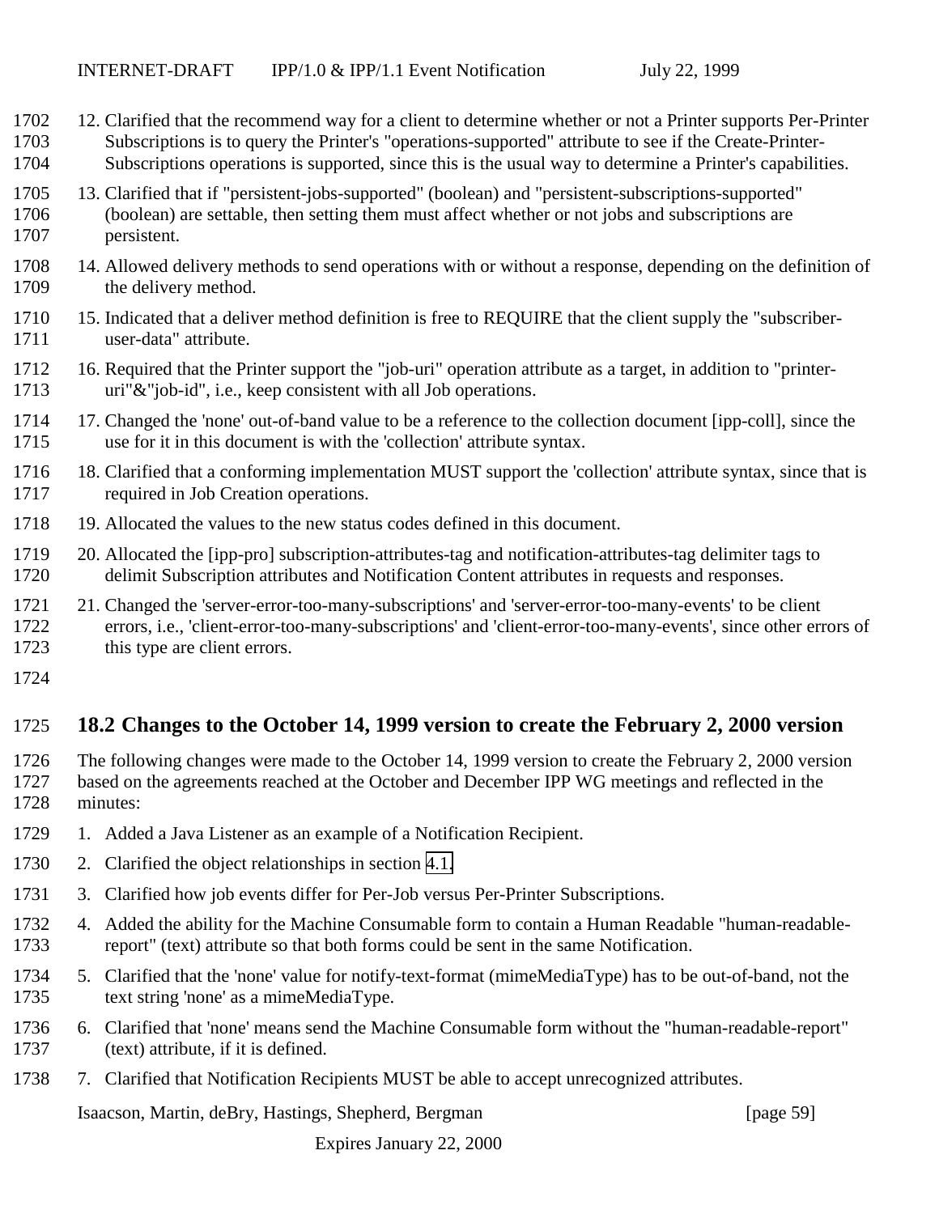12. Clarified that the recommend way for a client to determine whether or not a Printer supports Per-Printer Subscriptions is to query the Printer's "operations-supported" attribute to see if the Create-Printer-Subscriptions operations is supported, since this is the usual way to determine a Printer's capabilities.
13. Clarified that if "persistent-jobs-supported" (boolean) and "persistent-subscriptions-supported" (boolean) are settable, then setting them must affect whether or not jobs and subscriptions are persistent.
14. Allowed delivery methods to send operations with or without a response, depending on the definition of the delivery method.
15. Indicated that a deliver method definition is free to REQUIRE that the client supply the "subscriber-user-data" attribute.
16. Required that the Printer support the "job-uri" operation attribute as a target, in addition to "printer-uri"&"job-id", i.e., keep consistent with all Job operations.
17. Changed the 'none' out-of-band value to be a reference to the collection document [ipp-coll], since the use for it in this document is with the 'collection' attribute syntax.
18. Clarified that a conforming implementation MUST support the 'collection' attribute syntax, since that is required in Job Creation operations.
19. Allocated the values to the new status codes defined in this document.
20. Allocated the [ipp-pro] subscription-attributes-tag and notification-attributes-tag delimiter tags to delimit Subscription attributes and Notification Content attributes in requests and responses.
21. Changed the 'server-error-too-many-subscriptions' and 'server-error-too-many-events' to be client errors, i.e., 'client-error-too-many-subscriptions' and 'client-error-too-many-events', since other errors of this type are client errors.

## 18.2 Changes to the October 14, 1999 version to create the February 2, 2000 version

The following changes were made to the October 14, 1999 version to create the February 2, 2000 version based on the agreements reached at the October and December IPP WG meetings and reflected in the minutes:

1. Added a Java Listener as an example of a Notification Recipient.
2. Clarified the object relationships in section 4.1.
3. Clarified how job events differ for Per-Job versus Per-Printer Subscriptions.
4. Added the ability for the Machine Consumable form to contain a Human Readable "human-readable-report" (text) attribute so that both forms could be sent in the same Notification.
5. Clarified that the 'none' value for notify-text-format (mimeMediaType) has to be out-of-band, not the text string 'none' as a mimeMediaType.
6. Clarified that 'none' means send the Machine Consumable form without the "human-readable-report" (text) attribute, if it is defined.
7. Clarified that Notification Recipients MUST be able to accept unrecognized attributes.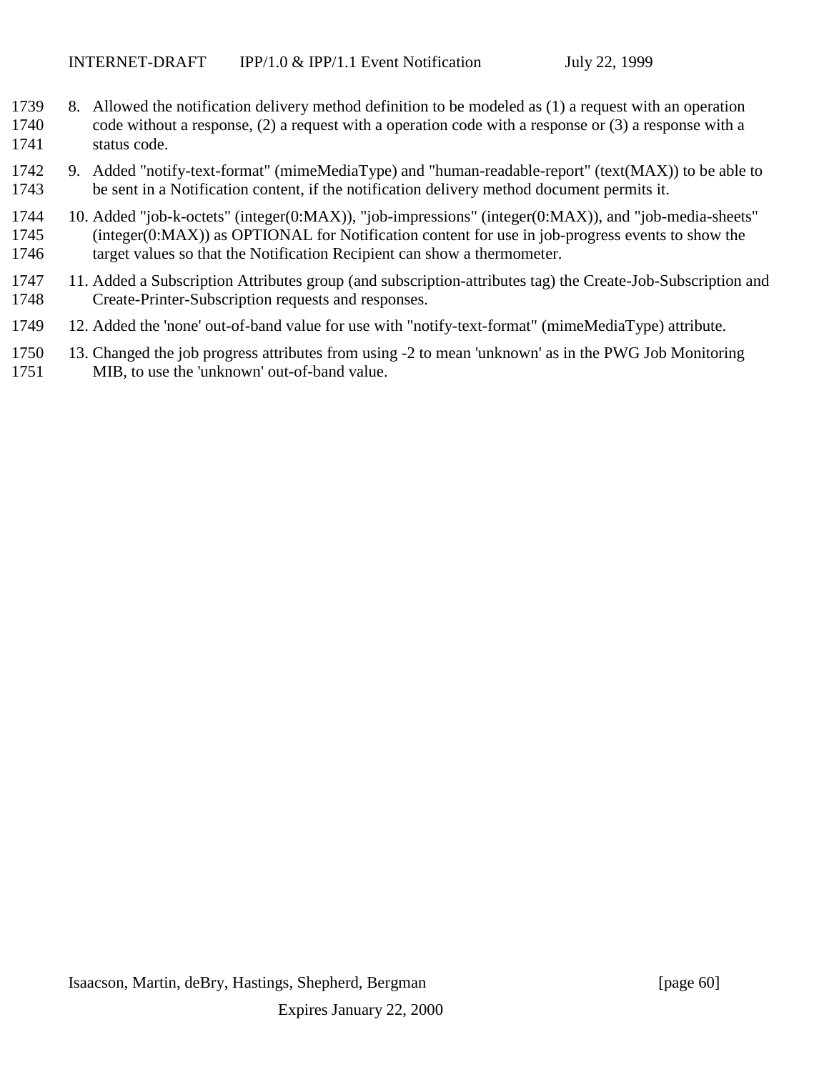8. Allowed the notification delivery method definition to be modeled as (1) a request with an operation code without a response, (2) a request with a operation code with a response or (3) a response with a status code.

9. Added "notify-text-format" (mimeMediaType) and "human-readable-report" (text(MAX)) to be able to be sent in a Notification content, if the notification delivery method document permits it.

10. Added "job-k-octets" (integer(0:MAX)), "job-impressions" (integer(0:MAX)), and "job-media-sheets" (integer(0:MAX)) as OPTIONAL for Notification content for use in job-progress events to show the target values so that the Notification Recipient can show a thermometer.

11. Added a Subscription Attributes group (and subscription-attributes tag) the Create-Job-Subscription and Create-Printer-Subscription requests and responses.

12. Added the 'none' out-of-band value for use with "notify-text-format" (mimeMediaType) attribute.

13. Changed the job progress attributes from using -2 to mean 'unknown' as in the PWG Job Monitoring MIB, to use the 'unknown' out-of-band value.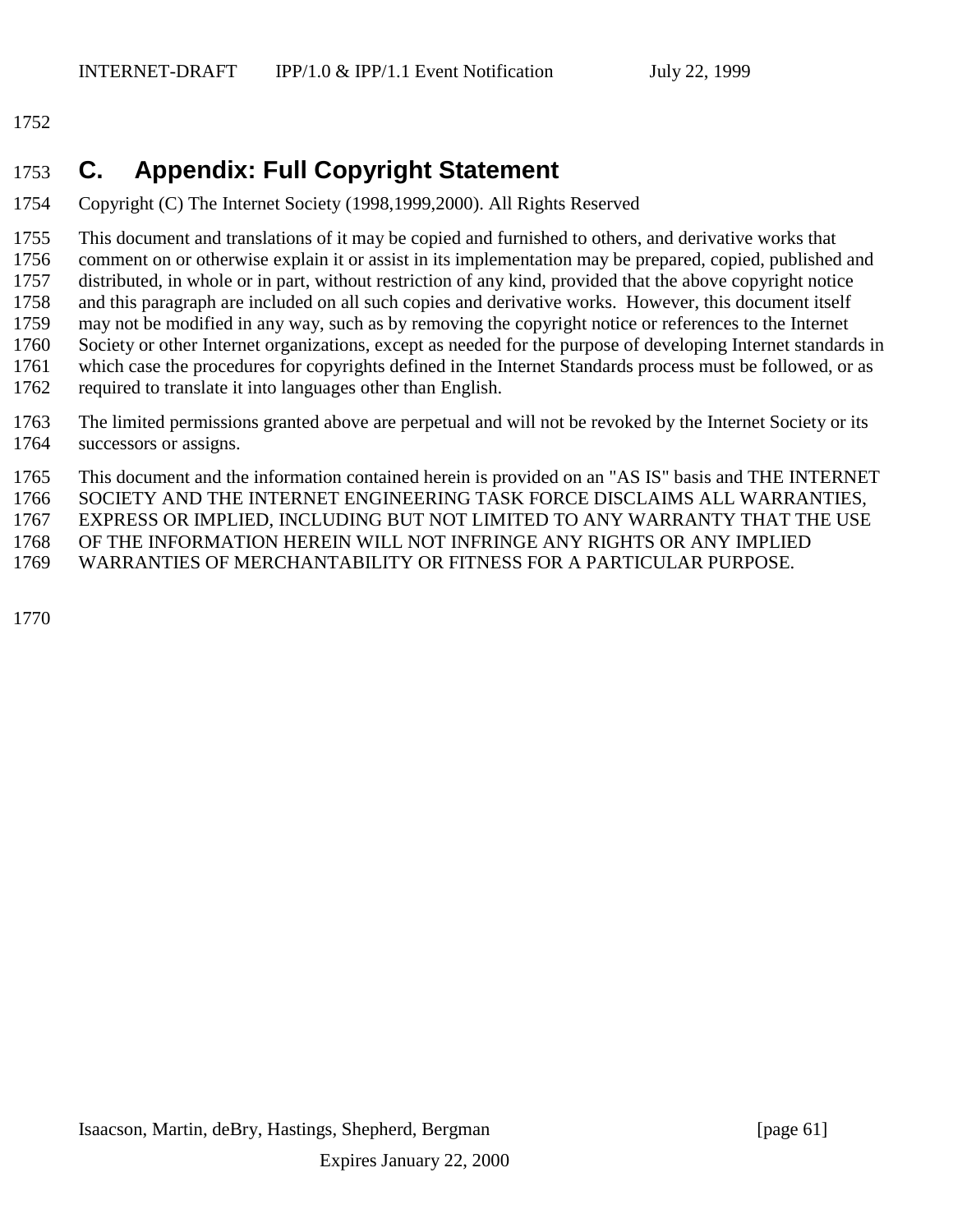# C. Appendix: Full Copyright Statement

Copyright (C) The Internet Society (1998,1999,2000). All Rights Reserved

This document and translations of it may be copied and furnished to others, and derivative works that comment on or otherwise explain it or assist in its implementation may be prepared, copied, published and distributed, in whole or in part, without restriction of any kind, provided that the above copyright notice and this paragraph are included on all such copies and derivative works. However, this document itself may not be modified in any way, such as by removing the copyright notice or references to the Internet Society or other Internet organizations, except as needed for the purpose of developing Internet standards in which case the procedures for copyrights defined in the Internet Standards process must be followed, or as required to translate it into languages other than English.

The limited permissions granted above are perpetual and will not be revoked by the Internet Society or its successors or assigns.

This document and the information contained herein is provided on an "AS IS" basis and THE INTERNET SOCIETY AND THE INTERNET ENGINEERING TASK FORCE DISCLAIMS ALL WARRANTIES, EXPRESS OR IMPLIED, INCLUDING BUT NOT LIMITED TO ANY WARRANTY THAT THE USE OF THE INFORMATION HEREIN WILL NOT INFRINGE ANY RIGHTS OR ANY IMPLIED WARRANTIES OF MERCHANTABILITY OR FITNESS FOR A PARTICULAR PURPOSE.